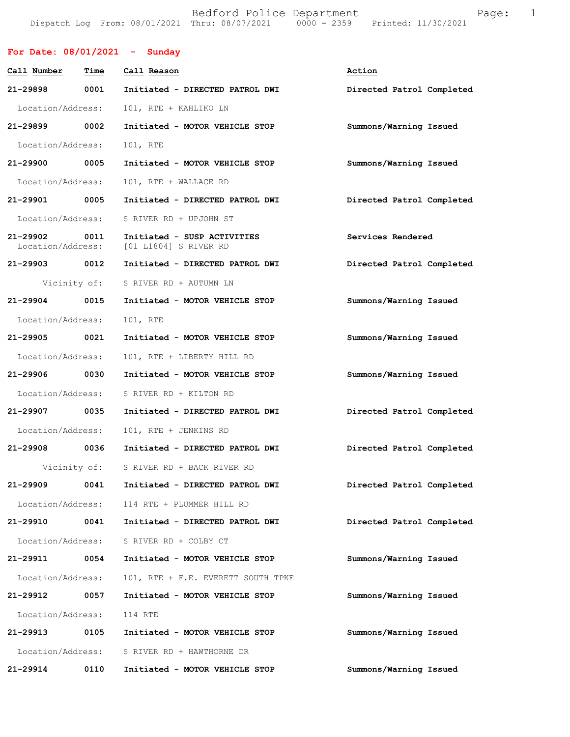Bedford Police Department
Dispatch Log From: 08/01/2021 Thru: 08/07/2021 0000 - 2359 Printed: 11/30/2021

## For Date: 08/01/2021 - Sunday

| Call Number | Time | Call Reason | Action |
|---|---|---|---|
| **21-29898** | **0001** | Initiated - **DIRECTED PATROL DWI** | **Directed Patrol Completed** |
| Location/Address: | | 101, RTE + KAHLIKO LN | |
| **21-29899** | **0002** | Initiated - **MOTOR VEHICLE STOP** | **Summons/Warning Issued** |
| Location/Address: | | 101, RTE | |
| **21-29900** | **0005** | Initiated - **MOTOR VEHICLE STOP** | **Summons/Warning Issued** |
| Location/Address: | | 101, RTE + WALLACE RD | |
| **21-29901** | **0005** | Initiated - **DIRECTED PATROL DWI** | **Directed Patrol Completed** |
| Location/Address: | | S RIVER RD + UPJOHN ST | |
| **21-29902** | **0011** | Initiated - **SUSP ACTIVITIES** | **Services Rendered** |
| Location/Address: | | [01 L1804] S RIVER RD | |
| **21-29903** | **0012** | Initiated - **DIRECTED PATROL DWI** | **Directed Patrol Completed** |
| Vicinity of: | | S RIVER RD + AUTUMN LN | |
| **21-29904** | **0015** | Initiated - **MOTOR VEHICLE STOP** | **Summons/Warning Issued** |
| Location/Address: | | 101, RTE | |
| **21-29905** | **0021** | Initiated - **MOTOR VEHICLE STOP** | **Summons/Warning Issued** |
| Location/Address: | | 101, RTE + LIBERTY HILL RD | |
| **21-29906** | **0030** | Initiated - **MOTOR VEHICLE STOP** | **Summons/Warning Issued** |
| Location/Address: | | S RIVER RD + KILTON RD | |
| **21-29907** | **0035** | Initiated - **DIRECTED PATROL DWI** | **Directed Patrol Completed** |
| Location/Address: | | 101, RTE + JENKINS RD | |
| **21-29908** | **0036** | Initiated - **DIRECTED PATROL DWI** | **Directed Patrol Completed** |
| Vicinity of: | | S RIVER RD + BACK RIVER RD | |
| **21-29909** | **0041** | Initiated - **DIRECTED PATROL DWI** | **Directed Patrol Completed** |
| Location/Address: | | 114 RTE + PLUMMER HILL RD | |
| **21-29910** | **0041** | Initiated - **DIRECTED PATROL DWI** | **Directed Patrol Completed** |
| Location/Address: | | S RIVER RD + COLBY CT | |
| **21-29911** | **0054** | Initiated - **MOTOR VEHICLE STOP** | **Summons/Warning Issued** |
| Location/Address: | | 101, RTE + F.E. EVERETT SOUTH TPKE | |
| **21-29912** | **0057** | Initiated - **MOTOR VEHICLE STOP** | **Summons/Warning Issued** |
| Location/Address: | | 114 RTE | |
| **21-29913** | **0105** | Initiated - **MOTOR VEHICLE STOP** | **Summons/Warning Issued** |
| Location/Address: | | S RIVER RD + HAWTHORNE DR | |
| **21-29914** | **0110** | Initiated - **MOTOR VEHICLE STOP** | **Summons/Warning Issued** |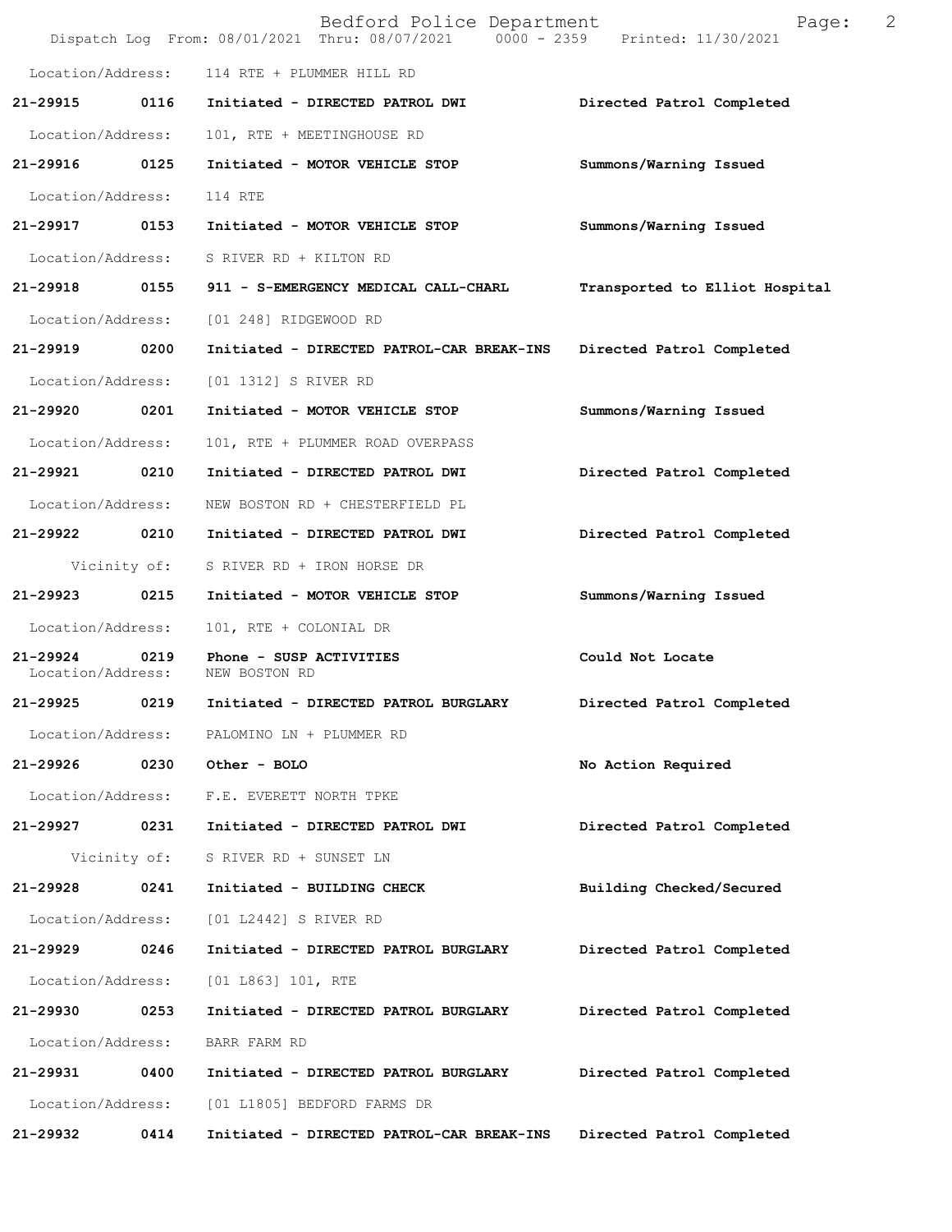Location/Address: 114 RTE + PLUMMER HILL RD

**21-29915 0116 Initiated - DIRECTED PATROL DWI Directed Patrol Completed**

Location/Address: 101, RTE + MEETINGHOUSE RD

**21-29916 0125 Initiated - MOTOR VEHICLE STOP Summons/Warning Issued**

Location/Address: 114 RTE

**21-29917 0153 Initiated - MOTOR VEHICLE STOP Summons/Warning Issued**

Location/Address: S RIVER RD + KILTON RD

**21-29918 0155 911 - S-EMERGENCY MEDICAL CALL-CHARL Transported to Elliot Hospital**

Location/Address: [01 248] RIDGEWOOD RD

**21-29919 0200 Initiated - DIRECTED PATROL-CAR BREAK-INS Directed Patrol Completed**

Location/Address: [01 1312] S RIVER RD

**21-29920 0201 Initiated - MOTOR VEHICLE STOP Summons/Warning Issued**

Location/Address: 101, RTE + PLUMMER ROAD OVERPASS

**21-29921 0210 Initiated - DIRECTED PATROL DWI Directed Patrol Completed**

Location/Address: NEW BOSTON RD + CHESTERFIELD PL

**21-29922 0210 Initiated - DIRECTED PATROL DWI Directed Patrol Completed**

Vicinity of: S RIVER RD + IRON HORSE DR

**21-29923 0215 Initiated - MOTOR VEHICLE STOP Summons/Warning Issued**

Location/Address: 101, RTE + COLONIAL DR

**21-29924 0219 Phone - SUSP ACTIVITIES Could Not Locate**

Location/Address: NEW BOSTON RD

**21-29925 0219 Initiated - DIRECTED PATROL BURGLARY Directed Patrol Completed**

Location/Address: PALOMINO LN + PLUMMER RD

**21-29926 0230 Other - BOLO No Action Required**

Location/Address: F.E. EVERETT NORTH TPKE

**21-29927 0231 Initiated - DIRECTED PATROL DWI Directed Patrol Completed**

Vicinity of: S RIVER RD + SUNSET LN

**21-29928 0241 Initiated - BUILDING CHECK Building Checked/Secured**

Location/Address: [01 L2442] S RIVER RD

**21-29929 0246 Initiated - DIRECTED PATROL BURGLARY Directed Patrol Completed**

Location/Address: [01 L863] 101, RTE

**21-29930 0253 Initiated - DIRECTED PATROL BURGLARY Directed Patrol Completed**

Location/Address: BARR FARM RD

**21-29931 0400 Initiated - DIRECTED PATROL BURGLARY Directed Patrol Completed**

Location/Address: [01 L1805] BEDFORD FARMS DR

**21-29932 0414 Initiated - DIRECTED PATROL-CAR BREAK-INS Directed Patrol Completed**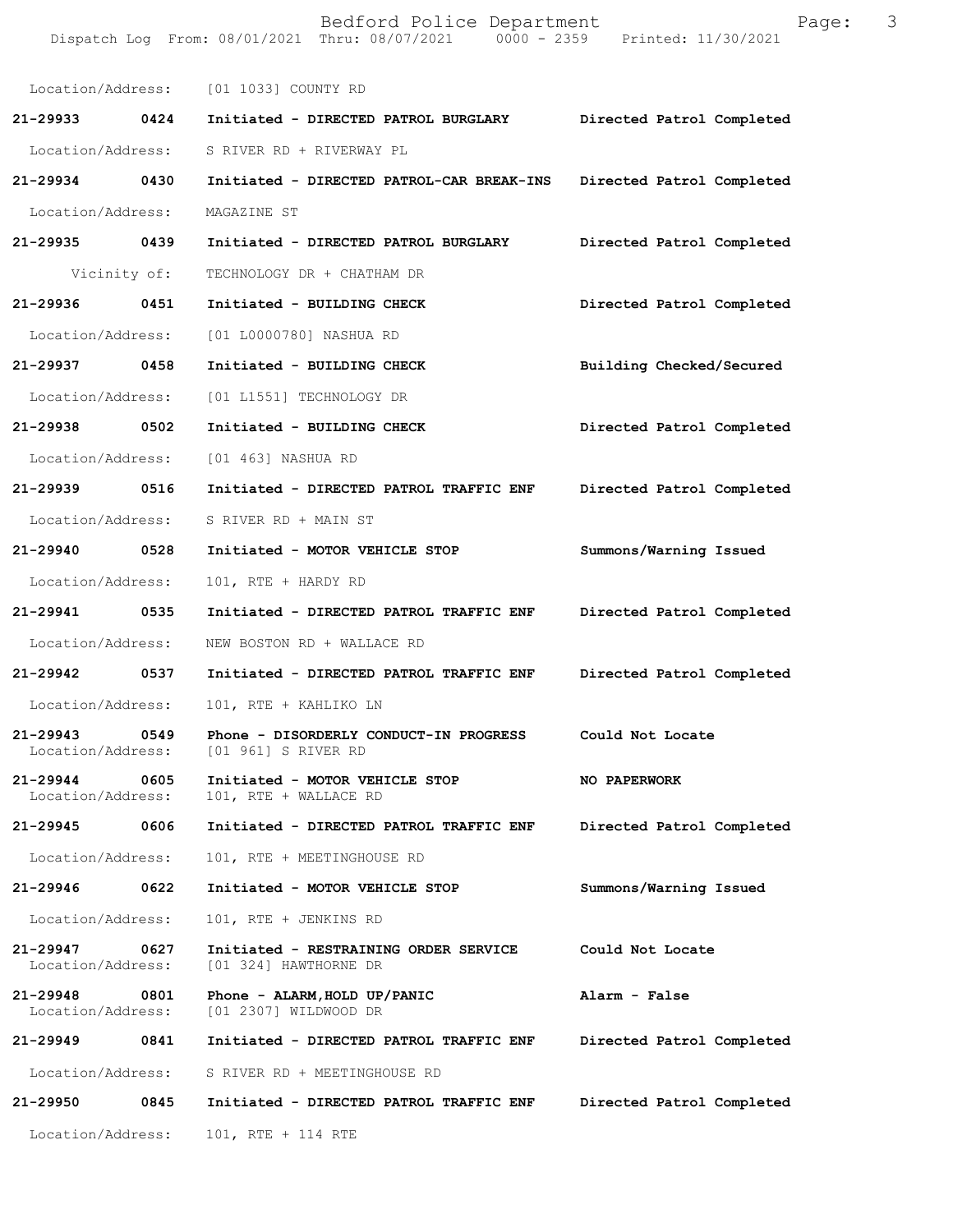Location/Address: [01 1033] COUNTY RD

**21-29933 0424 Initiated - DIRECTED PATROL BURGLARY Directed Patrol Completed**

Location/Address: S RIVER RD + RIVERWAY PL

**21-29934 0430 Initiated - DIRECTED PATROL-CAR BREAK-INS Directed Patrol Completed**

Location/Address: MAGAZINE ST

**21-29935 0439 Initiated - DIRECTED PATROL BURGLARY Directed Patrol Completed**

Vicinity of: TECHNOLOGY DR + CHATHAM DR

**21-29936 0451 Initiated - BUILDING CHECK Directed Patrol Completed**

Location/Address: [01 L0000780] NASHUA RD

**21-29937 0458 Initiated - BUILDING CHECK Building Checked/Secured**

Location/Address: [01 L1551] TECHNOLOGY DR

**21-29938 0502 Initiated - BUILDING CHECK Directed Patrol Completed**

Location/Address: [01 463] NASHUA RD

**21-29939 0516 Initiated - DIRECTED PATROL TRAFFIC ENF Directed Patrol Completed**

Location/Address: S RIVER RD + MAIN ST

**21-29940 0528 Initiated - MOTOR VEHICLE STOP Summons/Warning Issued**

Location/Address: 101, RTE + HARDY RD

**21-29941 0535 Initiated - DIRECTED PATROL TRAFFIC ENF Directed Patrol Completed**

Location/Address: NEW BOSTON RD + WALLACE RD

**21-29942 0537 Initiated - DIRECTED PATROL TRAFFIC ENF Directed Patrol Completed**

Location/Address: 101, RTE + KAHLIKO LN

**21-29943 0549 Phone - DISORDERLY CONDUCT-IN PROGRESS Could Not Locate**
Location/Address: [01 961] S RIVER RD

**21-29944 0605 Initiated - MOTOR VEHICLE STOP NO PAPERWORK**
Location/Address: 101, RTE + WALLACE RD

**21-29945 0606 Initiated - DIRECTED PATROL TRAFFIC ENF Directed Patrol Completed**

Location/Address: 101, RTE + MEETINGHOUSE RD

**21-29946 0622 Initiated - MOTOR VEHICLE STOP Summons/Warning Issued**

Location/Address: 101, RTE + JENKINS RD

**21-29947 0627 Initiated - RESTRAINING ORDER SERVICE Could Not Locate**
Location/Address: [01 324] HAWTHORNE DR

**21-29948 0801 Phone - ALARM,HOLD UP/PANIC Alarm - False**
Location/Address: [01 2307] WILDWOOD DR

**21-29949 0841 Initiated - DIRECTED PATROL TRAFFIC ENF Directed Patrol Completed**

Location/Address: S RIVER RD + MEETINGHOUSE RD

**21-29950 0845 Initiated - DIRECTED PATROL TRAFFIC ENF Directed Patrol Completed**

Location/Address: 101, RTE + 114 RTE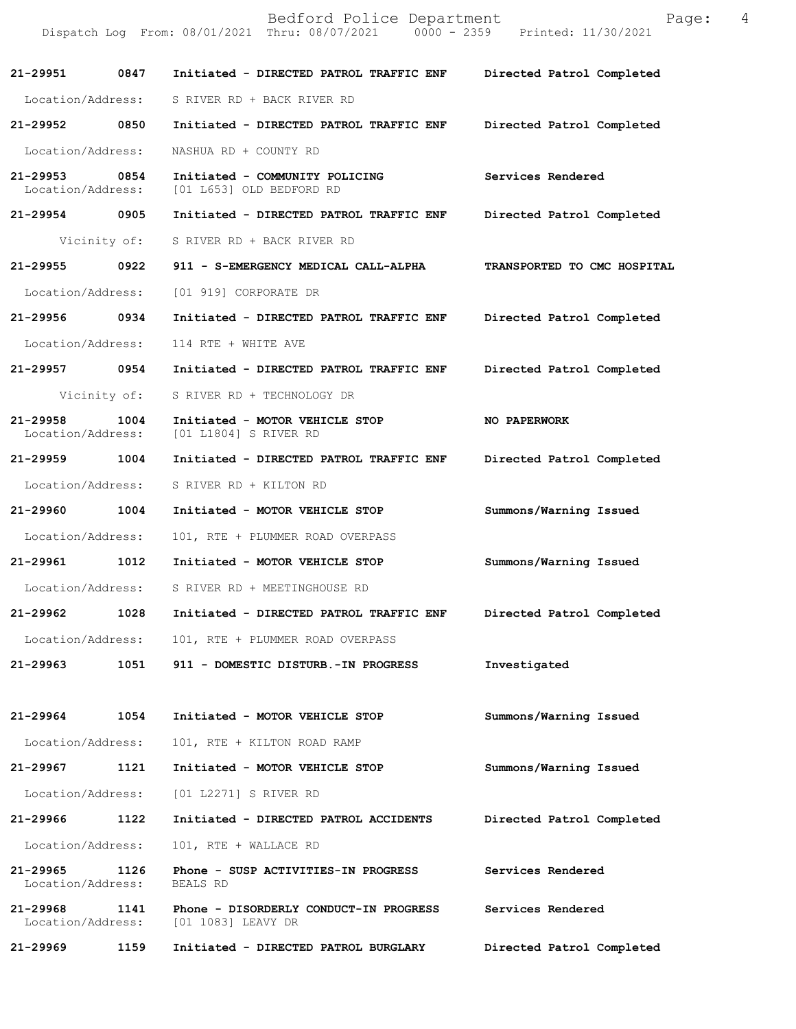**21-29951 0847 Initiated - DIRECTED PATROL TRAFFIC ENF Directed Patrol Completed**

Location/Address: S RIVER RD + BACK RIVER RD

**21-29952 0850 Initiated - DIRECTED PATROL TRAFFIC ENF Directed Patrol Completed**

Location/Address: NASHUA RD + COUNTY RD

**21-29953 0854 Initiated - COMMUNITY POLICING Services Rendered**

Location/Address: [01 L653] OLD BEDFORD RD

**21-29954 0905 Initiated - DIRECTED PATROL TRAFFIC ENF Directed Patrol Completed**

Vicinity of: S RIVER RD + BACK RIVER RD

**21-29955 0922 911 - S-EMERGENCY MEDICAL CALL-ALPHA TRANSPORTED TO CMC HOSPITAL**

Location/Address: [01 919] CORPORATE DR

**21-29956 0934 Initiated - DIRECTED PATROL TRAFFIC ENF Directed Patrol Completed**

Location/Address: 114 RTE + WHITE AVE

**21-29957 0954 Initiated - DIRECTED PATROL TRAFFIC ENF Directed Patrol Completed**

Vicinity of: S RIVER RD + TECHNOLOGY DR

**21-29958 1004 Initiated - MOTOR VEHICLE STOP NO PAPERWORK**

Location/Address: [01 L1804] S RIVER RD

**21-29959 1004 Initiated - DIRECTED PATROL TRAFFIC ENF Directed Patrol Completed**

Location/Address: S RIVER RD + KILTON RD

**21-29960 1004 Initiated - MOTOR VEHICLE STOP Summons/Warning Issued**

Location/Address: 101, RTE + PLUMMER ROAD OVERPASS

**21-29961 1012 Initiated - MOTOR VEHICLE STOP Summons/Warning Issued**

Location/Address: S RIVER RD + MEETINGHOUSE RD

**21-29962 1028 Initiated - DIRECTED PATROL TRAFFIC ENF Directed Patrol Completed**

Location/Address: 101, RTE + PLUMMER ROAD OVERPASS

**21-29963 1051 911 - DOMESTIC DISTURB.-IN PROGRESS Investigated**

**21-29964 1054 Initiated - MOTOR VEHICLE STOP Summons/Warning Issued**

Location/Address: 101, RTE + KILTON ROAD RAMP

**21-29967 1121 Initiated - MOTOR VEHICLE STOP Summons/Warning Issued**

Location/Address: [01 L2271] S RIVER RD

**21-29966 1122 Initiated - DIRECTED PATROL ACCIDENTS Directed Patrol Completed**

Location/Address: 101, RTE + WALLACE RD

**21-29965 1126 Phone - SUSP ACTIVITIES-IN PROGRESS Services Rendered**

Location/Address: BEALS RD

**21-29968 1141 Phone - DISORDERLY CONDUCT-IN PROGRESS Services Rendered**

Location/Address: [01 1083] LEAVY DR

**21-29969 1159 Initiated - DIRECTED PATROL BURGLARY Directed Patrol Completed**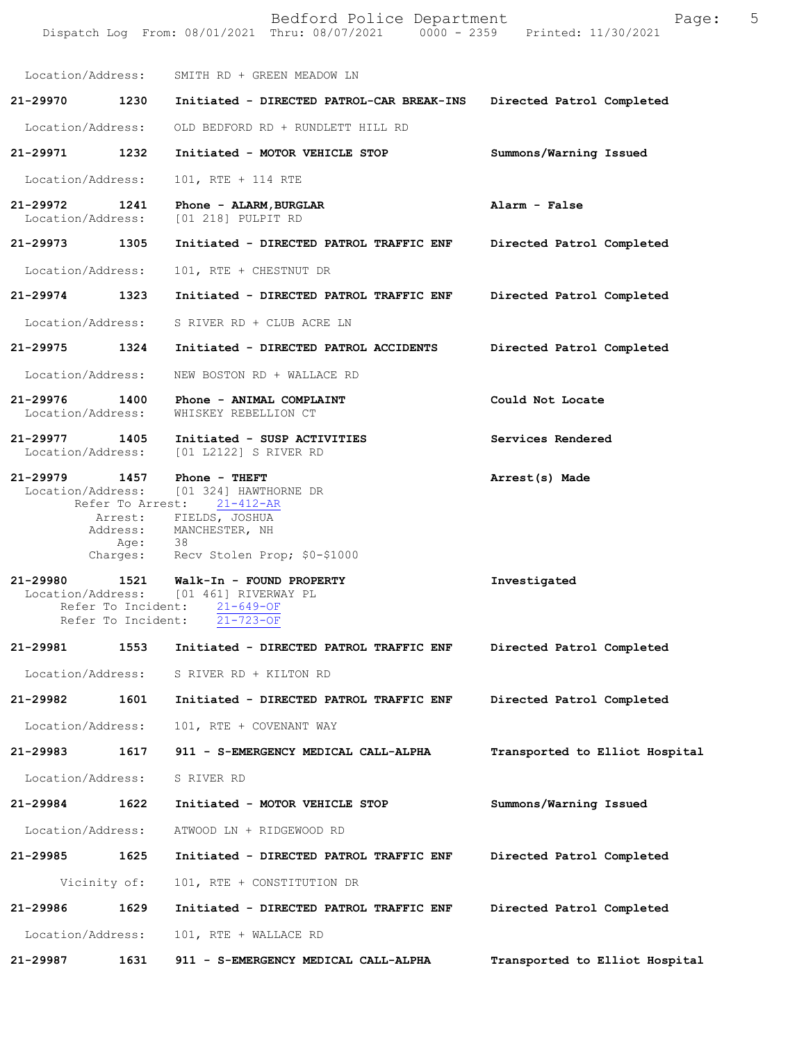Location/Address: SMITH RD + GREEN MEADOW LN

**21-29970** 1230 **Initiated - DIRECTED PATROL-CAR BREAK-INS** **Directed Patrol Completed**

Location/Address: OLD BEDFORD RD + RUNDLETT HILL RD

**21-29971** 1232 **Initiated - MOTOR VEHICLE STOP** **Summons/Warning Issued**

Location/Address: 101, RTE + 114 RTE

**21-29972** 1241 **Phone - ALARM,BURGLAR** **Alarm - False**
Location/Address: [01 218] PULPIT RD

**21-29973** 1305 **Initiated - DIRECTED PATROL TRAFFIC ENF** **Directed Patrol Completed**

Location/Address: 101, RTE + CHESTNUT DR

**21-29974** 1323 **Initiated - DIRECTED PATROL TRAFFIC ENF** **Directed Patrol Completed**

Location/Address: S RIVER RD + CLUB ACRE LN

**21-29975** 1324 **Initiated - DIRECTED PATROL ACCIDENTS** **Directed Patrol Completed**

Location/Address: NEW BOSTON RD + WALLACE RD

**21-29976** 1400 **Phone - ANIMAL COMPLAINT** **Could Not Locate**
Location/Address: WHISKEY REBELLION CT

**21-29977** 1405 **Initiated - SUSP ACTIVITIES** **Services Rendered**
Location/Address: [01 L2122] S RIVER RD

**21-29979** 1457 **Phone - THEFT** **Arrest(s) Made**
Location/Address: [01 324] HAWTHORNE DR
Refer To Arrest: 21-412-AR
Arrest: FIELDS, JOSHUA
Address: MANCHESTER, NH
Age: 38
Charges: Recv Stolen Prop; $0-$1000

**21-29980** 1521 **Walk-In - FOUND PROPERTY** **Investigated**
Location/Address: [01 461] RIVERWAY PL
Refer To Incident: 21-649-OF
Refer To Incident: 21-723-OF

**21-29981** 1553 **Initiated - DIRECTED PATROL TRAFFIC ENF** **Directed Patrol Completed**

Location/Address: S RIVER RD + KILTON RD

**21-29982** 1601 **Initiated - DIRECTED PATROL TRAFFIC ENF** **Directed Patrol Completed**

Location/Address: 101, RTE + COVENANT WAY

**21-29983** 1617 **911 - S-EMERGENCY MEDICAL CALL-ALPHA** **Transported to Elliot Hospital**

Location/Address: S RIVER RD

**21-29984** 1622 **Initiated - MOTOR VEHICLE STOP** **Summons/Warning Issued**

Location/Address: ATWOOD LN + RIDGEWOOD RD

**21-29985** 1625 **Initiated - DIRECTED PATROL TRAFFIC ENF** **Directed Patrol Completed**

Vicinity of: 101, RTE + CONSTITUTION DR

**21-29986** 1629 **Initiated - DIRECTED PATROL TRAFFIC ENF** **Directed Patrol Completed**

Location/Address: 101, RTE + WALLACE RD

**21-29987** 1631 **911 - S-EMERGENCY MEDICAL CALL-ALPHA** **Transported to Elliot Hospital**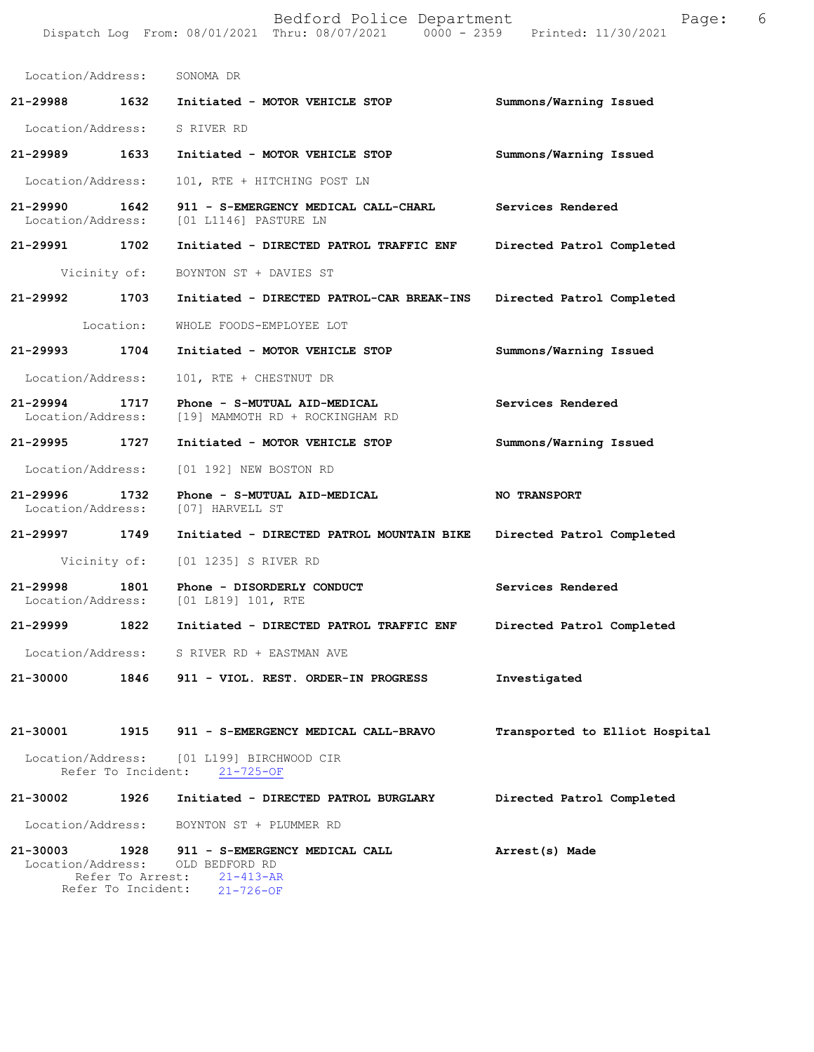Location/Address: SONOMA DR

**21-29988 1632 Initiated - MOTOR VEHICLE STOP** — **Summons/Warning Issued**
Location/Address: S RIVER RD

**21-29989 1633 Initiated - MOTOR VEHICLE STOP** — **Summons/Warning Issued**
Location/Address: 101, RTE + HITCHING POST LN

**21-29990 1642 911 - S-EMERGENCY MEDICAL CALL-CHARL** — **Services Rendered**
Location/Address: [01 L1146] PASTURE LN

**21-29991 1702 Initiated - DIRECTED PATROL TRAFFIC ENF** — **Directed Patrol Completed**
Vicinity of: BOYNTON ST + DAVIES ST

**21-29992 1703 Initiated - DIRECTED PATROL-CAR BREAK-INS** — **Directed Patrol Completed**
Location: WHOLE FOODS-EMPLOYEE LOT

**21-29993 1704 Initiated - MOTOR VEHICLE STOP** — **Summons/Warning Issued**
Location/Address: 101, RTE + CHESTNUT DR

**21-29994 1717 Phone - S-MUTUAL AID-MEDICAL** — **Services Rendered**
Location/Address: [19] MAMMOTH RD + ROCKINGHAM RD

**21-29995 1727 Initiated - MOTOR VEHICLE STOP** — **Summons/Warning Issued**
Location/Address: [01 192] NEW BOSTON RD

**21-29996 1732 Phone - S-MUTUAL AID-MEDICAL** — **NO TRANSPORT**
Location/Address: [07] HARVELL ST

**21-29997 1749 Initiated - DIRECTED PATROL MOUNTAIN BIKE** — **Directed Patrol Completed**
Vicinity of: [01 1235] S RIVER RD

**21-29998 1801 Phone - DISORDERLY CONDUCT** — **Services Rendered**
Location/Address: [01 L819] 101, RTE

**21-29999 1822 Initiated - DIRECTED PATROL TRAFFIC ENF** — **Directed Patrol Completed**
Location/Address: S RIVER RD + EASTMAN AVE

**21-30000 1846 911 - VIOL. REST. ORDER-IN PROGRESS** — **Investigated**

**21-30001 1915 911 - S-EMERGENCY MEDICAL CALL-BRAVO** — **Transported to Elliot Hospital**
Location/Address: [01 L199] BIRCHWOOD CIR
Refer To Incident: 21-725-OF

**21-30002 1926 Initiated - DIRECTED PATROL BURGLARY** — **Directed Patrol Completed**
Location/Address: BOYNTON ST + PLUMMER RD

**21-30003 1928 911 - S-EMERGENCY MEDICAL CALL** — **Arrest(s) Made**
Location/Address: OLD BEDFORD RD
Refer To Arrest: 21-413-AR
Refer To Incident: 21-726-OF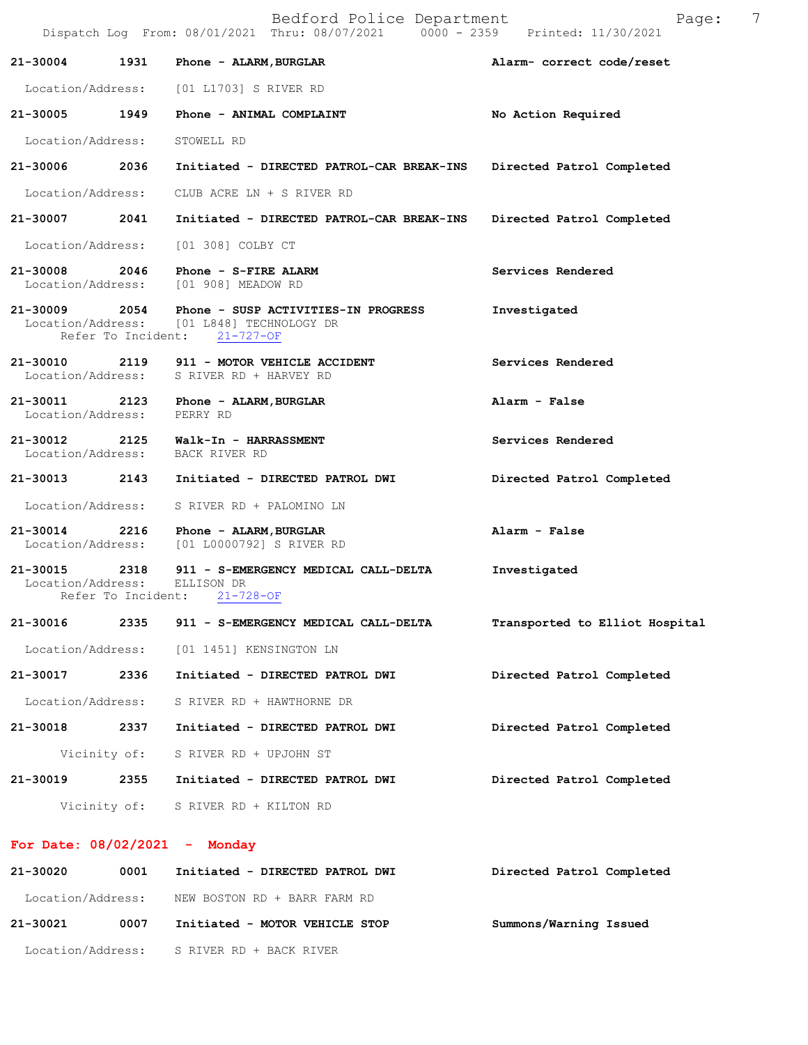**21-30004 1931 Phone - ALARM,BURGLAR** — **Alarm- correct code/reset**

Location/Address: [01 L1703] S RIVER RD

**21-30005 1949 Phone - ANIMAL COMPLAINT** — **No Action Required**

Location/Address: STOWELL RD

**21-30006 2036 Initiated - DIRECTED PATROL-CAR BREAK-INS** — **Directed Patrol Completed**

Location/Address: CLUB ACRE LN + S RIVER RD

**21-30007 2041 Initiated - DIRECTED PATROL-CAR BREAK-INS** — **Directed Patrol Completed**

Location/Address: [01 308] COLBY CT

**21-30008 2046 Phone - S-FIRE ALARM** — **Services Rendered**

Location/Address: [01 908] MEADOW RD

**21-30009 2054 Phone - SUSP ACTIVITIES-IN PROGRESS** — **Investigated**

Location/Address: [01 L848] TECHNOLOGY DR

Refer To Incident: 21-727-OF

**21-30010 2119 911 - MOTOR VEHICLE ACCIDENT** — **Services Rendered**

Location/Address: S RIVER RD + HARVEY RD

**21-30011 2123 Phone - ALARM,BURGLAR** — **Alarm - False**

Location/Address: PERRY RD

**21-30012 2125 Walk-In - HARRASSMENT** — **Services Rendered**

Location/Address: BACK RIVER RD

**21-30013 2143 Initiated - DIRECTED PATROL DWI** — **Directed Patrol Completed**

Location/Address: S RIVER RD + PALOMINO LN

**21-30014 2216 Phone - ALARM,BURGLAR** — **Alarm - False**

Location/Address: [01 L0000792] S RIVER RD

**21-30015 2318 911 - S-EMERGENCY MEDICAL CALL-DELTA** — **Investigated**

Location/Address: ELLISON DR

Refer To Incident: 21-728-OF

**21-30016 2335 911 - S-EMERGENCY MEDICAL CALL-DELTA** — **Transported to Elliot Hospital**

Location/Address: [01 1451] KENSINGTON LN

**21-30017 2336 Initiated - DIRECTED PATROL DWI** — **Directed Patrol Completed**

Location/Address: S RIVER RD + HAWTHORNE DR

**21-30018 2337 Initiated - DIRECTED PATROL DWI** — **Directed Patrol Completed**

Vicinity of: S RIVER RD + UPJOHN ST

**21-30019 2355 Initiated - DIRECTED PATROL DWI** — **Directed Patrol Completed**

Vicinity of: S RIVER RD + KILTON RD

## For Date: 08/02/2021 - Monday

**21-30020 0001 Initiated - DIRECTED PATROL DWI** — **Directed Patrol Completed**

Location/Address: NEW BOSTON RD + BARR FARM RD

**21-30021 0007 Initiated - MOTOR VEHICLE STOP** — **Summons/Warning Issued**

Location/Address: S RIVER RD + BACK RIVER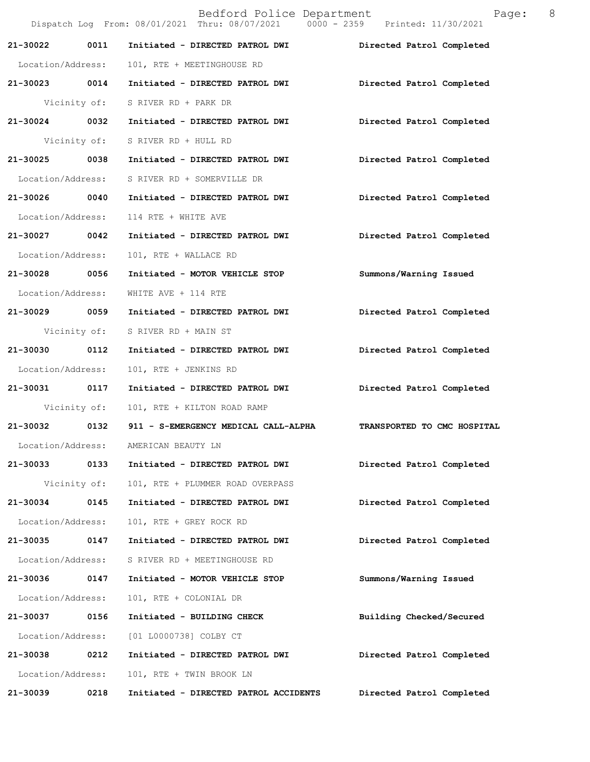21-30022 0011 **Initiated - DIRECTED PATROL DWI** **Directed Patrol Completed**

Location/Address: 101, RTE + MEETINGHOUSE RD

21-30023 0014 **Initiated - DIRECTED PATROL DWI** **Directed Patrol Completed**

Vicinity of: S RIVER RD + PARK DR

21-30024 0032 **Initiated - DIRECTED PATROL DWI** **Directed Patrol Completed**

Vicinity of: S RIVER RD + HULL RD

21-30025 0038 **Initiated - DIRECTED PATROL DWI** **Directed Patrol Completed**

Location/Address: S RIVER RD + SOMERVILLE DR

21-30026 0040 **Initiated - DIRECTED PATROL DWI** **Directed Patrol Completed**

Location/Address: 114 RTE + WHITE AVE

21-30027 0042 **Initiated - DIRECTED PATROL DWI** **Directed Patrol Completed**

Location/Address: 101, RTE + WALLACE RD

21-30028 0056 **Initiated - MOTOR VEHICLE STOP** **Summons/Warning Issued**

Location/Address: WHITE AVE + 114 RTE

21-30029 0059 **Initiated - DIRECTED PATROL DWI** **Directed Patrol Completed**

Vicinity of: S RIVER RD + MAIN ST

21-30030 0112 **Initiated - DIRECTED PATROL DWI** **Directed Patrol Completed**

Location/Address: 101, RTE + JENKINS RD

21-30031 0117 **Initiated - DIRECTED PATROL DWI** **Directed Patrol Completed**

Vicinity of: 101, RTE + KILTON ROAD RAMP

21-30032 0132 **911 - S-EMERGENCY MEDICAL CALL-ALPHA** **TRANSPORTED TO CMC HOSPITAL**

Location/Address: AMERICAN BEAUTY LN

21-30033 0133 **Initiated - DIRECTED PATROL DWI** **Directed Patrol Completed**

Vicinity of: 101, RTE + PLUMMER ROAD OVERPASS

21-30034 0145 **Initiated - DIRECTED PATROL DWI** **Directed Patrol Completed**

Location/Address: 101, RTE + GREY ROCK RD

21-30035 0147 **Initiated - DIRECTED PATROL DWI** **Directed Patrol Completed**

Location/Address: S RIVER RD + MEETINGHOUSE RD

21-30036 0147 **Initiated - MOTOR VEHICLE STOP** **Summons/Warning Issued**

Location/Address: 101, RTE + COLONIAL DR

21-30037 0156 **Initiated - BUILDING CHECK** **Building Checked/Secured**

Location/Address: [01 L0000738] COLBY CT

21-30038 0212 **Initiated - DIRECTED PATROL DWI** **Directed Patrol Completed**

Location/Address: 101, RTE + TWIN BROOK LN

21-30039 0218 **Initiated - DIRECTED PATROL ACCIDENTS** **Directed Patrol Completed**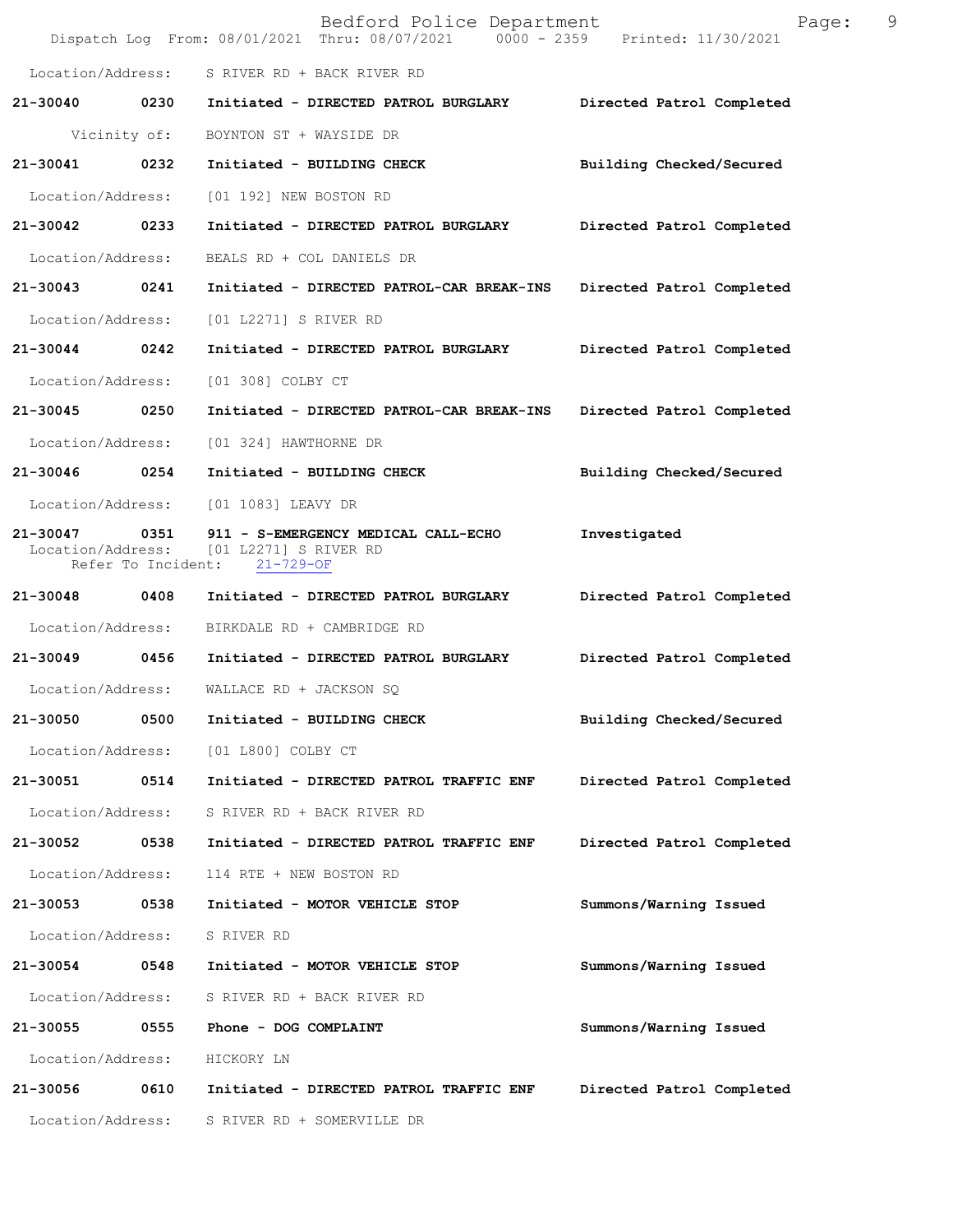Location/Address: S RIVER RD + BACK RIVER RD

**21-30040 0230 Initiated - DIRECTED PATROL BURGLARY Directed Patrol Completed**

Vicinity of: BOYNTON ST + WAYSIDE DR

**21-30041 0232 Initiated - BUILDING CHECK Building Checked/Secured**

Location/Address: [01 192] NEW BOSTON RD

**21-30042 0233 Initiated - DIRECTED PATROL BURGLARY Directed Patrol Completed**

Location/Address: BEALS RD + COL DANIELS DR

**21-30043 0241 Initiated - DIRECTED PATROL-CAR BREAK-INS Directed Patrol Completed**

Location/Address: [01 L2271] S RIVER RD

**21-30044 0242 Initiated - DIRECTED PATROL BURGLARY Directed Patrol Completed**

Location/Address: [01 308] COLBY CT

**21-30045 0250 Initiated - DIRECTED PATROL-CAR BREAK-INS Directed Patrol Completed**

Location/Address: [01 324] HAWTHORNE DR

**21-30046 0254 Initiated - BUILDING CHECK Building Checked/Secured**

Location/Address: [01 1083] LEAVY DR

**21-30047 0351 911 - S-EMERGENCY MEDICAL CALL-ECHO Investigated**
Location/Address: [01 L2271] S RIVER RD
Refer To Incident: 21-729-OF

**21-30048 0408 Initiated - DIRECTED PATROL BURGLARY Directed Patrol Completed**

Location/Address: BIRKDALE RD + CAMBRIDGE RD

**21-30049 0456 Initiated - DIRECTED PATROL BURGLARY Directed Patrol Completed**

Location/Address: WALLACE RD + JACKSON SQ

**21-30050 0500 Initiated - BUILDING CHECK Building Checked/Secured**

Location/Address: [01 L800] COLBY CT

**21-30051 0514 Initiated - DIRECTED PATROL TRAFFIC ENF Directed Patrol Completed**

Location/Address: S RIVER RD + BACK RIVER RD

**21-30052 0538 Initiated - DIRECTED PATROL TRAFFIC ENF Directed Patrol Completed**

Location/Address: 114 RTE + NEW BOSTON RD

**21-30053 0538 Initiated - MOTOR VEHICLE STOP Summons/Warning Issued**

Location/Address: S RIVER RD

**21-30054 0548 Initiated - MOTOR VEHICLE STOP Summons/Warning Issued**

Location/Address: S RIVER RD + BACK RIVER RD

**21-30055 0555 Phone - DOG COMPLAINT Summons/Warning Issued**

Location/Address: HICKORY LN

**21-30056 0610 Initiated - DIRECTED PATROL TRAFFIC ENF Directed Patrol Completed**

Location/Address: S RIVER RD + SOMERVILLE DR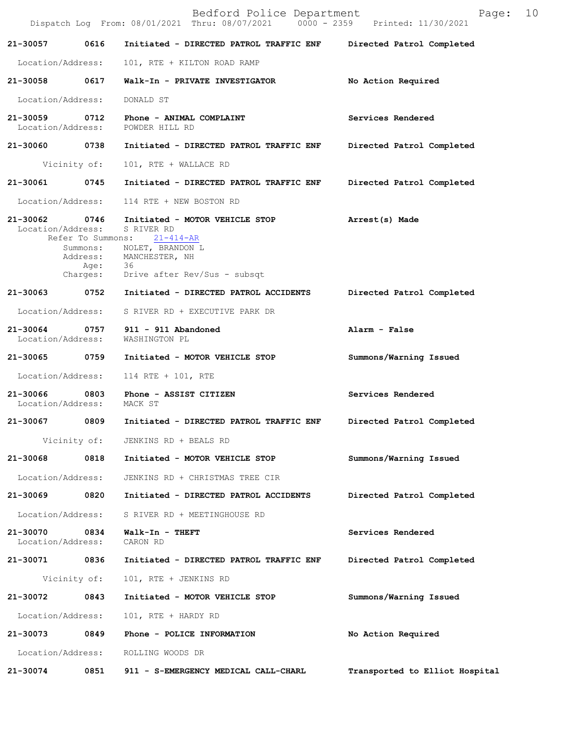**21-30057** 0616 Initiated - DIRECTED PATROL TRAFFIC ENF — Directed Patrol Completed

Location/Address: 101, RTE + KILTON ROAD RAMP

**21-30058** 0617 Walk-In - PRIVATE INVESTIGATOR — No Action Required

Location/Address: DONALD ST

**21-30059** 0712 Phone - ANIMAL COMPLAINT — Services Rendered

Location/Address: POWDER HILL RD

**21-30060** 0738 Initiated - DIRECTED PATROL TRAFFIC ENF — Directed Patrol Completed

Vicinity of: 101, RTE + WALLACE RD

**21-30061** 0745 Initiated - DIRECTED PATROL TRAFFIC ENF — Directed Patrol Completed

Location/Address: 114 RTE + NEW BOSTON RD

**21-30062** 0746 Initiated - MOTOR VEHICLE STOP — Arrest(s) Made

Location/Address: S RIVER RD
Refer To Summons: 21-414-AR
Summons: NOLET, BRANDON L
Address: MANCHESTER, NH
Age: 36
Charges: Drive after Rev/Sus - subsqt

**21-30063** 0752 Initiated - DIRECTED PATROL ACCIDENTS — Directed Patrol Completed

Location/Address: S RIVER RD + EXECUTIVE PARK DR

**21-30064** 0757 911 - 911 Abandoned — Alarm - False

Location/Address: WASHINGTON PL

**21-30065** 0759 Initiated - MOTOR VEHICLE STOP — Summons/Warning Issued

Location/Address: 114 RTE + 101, RTE

**21-30066** 0803 Phone - ASSIST CITIZEN — Services Rendered

Location/Address: MACK ST

**21-30067** 0809 Initiated - DIRECTED PATROL TRAFFIC ENF — Directed Patrol Completed

Vicinity of: JENKINS RD + BEALS RD

**21-30068** 0818 Initiated - MOTOR VEHICLE STOP — Summons/Warning Issued

Location/Address: JENKINS RD + CHRISTMAS TREE CIR

**21-30069** 0820 Initiated - DIRECTED PATROL ACCIDENTS — Directed Patrol Completed

Location/Address: S RIVER RD + MEETINGHOUSE RD

**21-30070** 0834 Walk-In - THEFT — Services Rendered

Location/Address: CARON RD

**21-30071** 0836 Initiated - DIRECTED PATROL TRAFFIC ENF — Directed Patrol Completed

Vicinity of: 101, RTE + JENKINS RD

**21-30072** 0843 Initiated - MOTOR VEHICLE STOP — Summons/Warning Issued

Location/Address: 101, RTE + HARDY RD

**21-30073** 0849 Phone - POLICE INFORMATION — No Action Required

Location/Address: ROLLING WOODS DR

**21-30074** 0851 911 - S-EMERGENCY MEDICAL CALL-CHARL — Transported to Elliot Hospital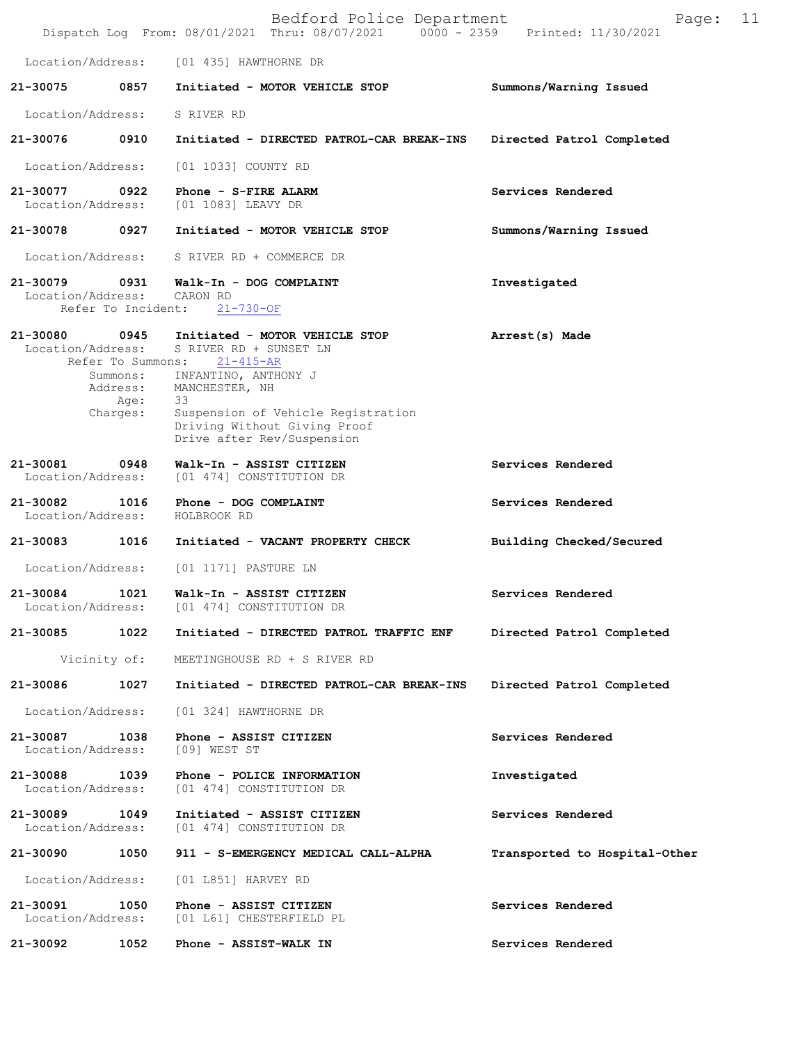Location/Address: [01 435] HAWTHORNE DR

**21-30075 0857 Initiated - MOTOR VEHICLE STOP** **Summons/Warning Issued**

Location/Address: S RIVER RD

**21-30076 0910 Initiated - DIRECTED PATROL-CAR BREAK-INS** **Directed Patrol Completed**

Location/Address: [01 1033] COUNTY RD

**21-30077 0922 Phone - S-FIRE ALARM** **Services Rendered**
Location/Address: [01 1083] LEAVY DR

**21-30078 0927 Initiated - MOTOR VEHICLE STOP** **Summons/Warning Issued**

Location/Address: S RIVER RD + COMMERCE DR

**21-30079 0931 Walk-In - DOG COMPLAINT** **Investigated**
Location/Address: CARON RD
Refer To Incident: 21-730-OF

**21-30080 0945 Initiated - MOTOR VEHICLE STOP** **Arrest(s) Made**
Location/Address: S RIVER RD + SUNSET LN
Refer To Summons: 21-415-AR
Summons: INFANTINO, ANTHONY J
Address: MANCHESTER, NH
Age: 33
Charges: Suspension of Vehicle Registration
Driving Without Giving Proof
Drive after Rev/Suspension

**21-30081 0948 Walk-In - ASSIST CITIZEN** **Services Rendered**
Location/Address: [01 474] CONSTITUTION DR

**21-30082 1016 Phone - DOG COMPLAINT** **Services Rendered**
Location/Address: HOLBROOK RD

**21-30083 1016 Initiated - VACANT PROPERTY CHECK** **Building Checked/Secured**

Location/Address: [01 1171] PASTURE LN

**21-30084 1021 Walk-In - ASSIST CITIZEN** **Services Rendered**
Location/Address: [01 474] CONSTITUTION DR

**21-30085 1022 Initiated - DIRECTED PATROL TRAFFIC ENF** **Directed Patrol Completed**

Vicinity of: MEETINGHOUSE RD + S RIVER RD

**21-30086 1027 Initiated - DIRECTED PATROL-CAR BREAK-INS** **Directed Patrol Completed**

Location/Address: [01 324] HAWTHORNE DR

**21-30087 1038 Phone - ASSIST CITIZEN** **Services Rendered**
Location/Address: [09] WEST ST

**21-30088 1039 Phone - POLICE INFORMATION** **Investigated**
Location/Address: [01 474] CONSTITUTION DR

**21-30089 1049 Initiated - ASSIST CITIZEN** **Services Rendered**
Location/Address: [01 474] CONSTITUTION DR

**21-30090 1050 911 - S-EMERGENCY MEDICAL CALL-ALPHA** **Transported to Hospital-Other**

Location/Address: [01 L851] HARVEY RD

**21-30091 1050 Phone - ASSIST CITIZEN** **Services Rendered**
Location/Address: [01 L61] CHESTERFIELD PL

**21-30092 1052 Phone - ASSIST-WALK IN** **Services Rendered**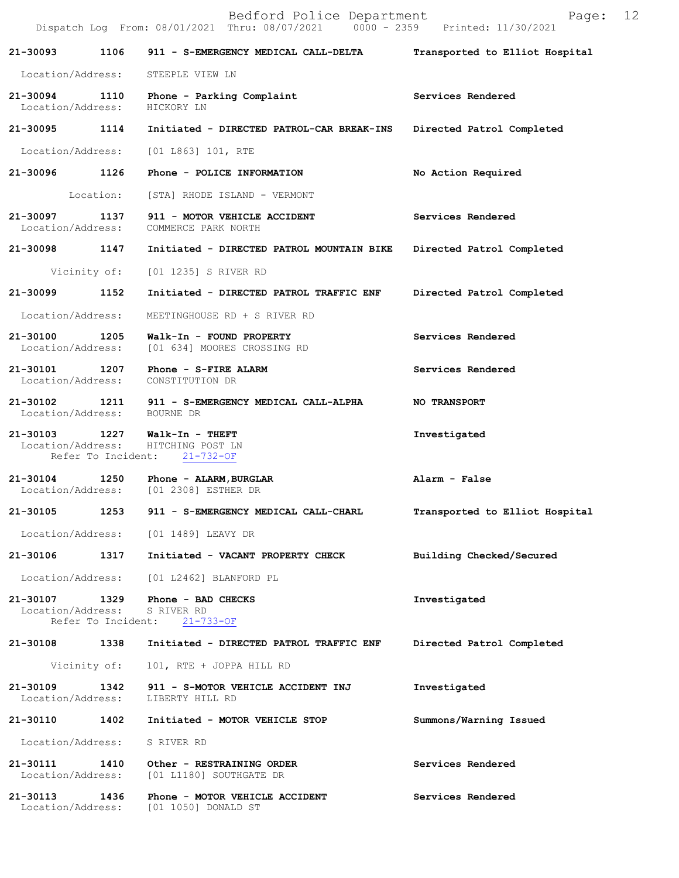| Call # | Time | Call Type | Disposition |
| --- | --- | --- | --- |
| 21-30093 | 1106 | 911 - S-EMERGENCY MEDICAL CALL-DELTA | Transported to Elliot Hospital |
| | | Location/Address: STEEPLE VIEW LN | |
| 21-30094 | 1110 | Phone - Parking Complaint | Services Rendered |
| | | Location/Address: HICKORY LN | |
| 21-30095 | 1114 | Initiated - DIRECTED PATROL-CAR BREAK-INS | Directed Patrol Completed |
| | | Location/Address: [01 L863] 101, RTE | |
| 21-30096 | 1126 | Phone - POLICE INFORMATION | No Action Required |
| | | Location: [STA] RHODE ISLAND - VERMONT | |
| 21-30097 | 1137 | 911 - MOTOR VEHICLE ACCIDENT | Services Rendered |
| | | Location/Address: COMMERCE PARK NORTH | |
| 21-30098 | 1147 | Initiated - DIRECTED PATROL MOUNTAIN BIKE | Directed Patrol Completed |
| | | Vicinity of: [01 1235] S RIVER RD | |
| 21-30099 | 1152 | Initiated - DIRECTED PATROL TRAFFIC ENF | Directed Patrol Completed |
| | | Location/Address: MEETINGHOUSE RD + S RIVER RD | |
| 21-30100 | 1205 | Walk-In - FOUND PROPERTY | Services Rendered |
| | | Location/Address: [01 634] MOORES CROSSING RD | |
| 21-30101 | 1207 | Phone - S-FIRE ALARM | Services Rendered |
| | | Location/Address: CONSTITUTION DR | |
| 21-30102 | 1211 | 911 - S-EMERGENCY MEDICAL CALL-ALPHA | NO TRANSPORT |
| | | Location/Address: BOURNE DR | |
| 21-30103 | 1227 | Walk-In - THEFT | Investigated |
| | | Location/Address: HITCHING POST LN<br>Refer To Incident: 21-732-OF | |
| 21-30104 | 1250 | Phone - ALARM,BURGLAR | Alarm - False |
| | | Location/Address: [01 2308] ESTHER DR | |
| 21-30105 | 1253 | 911 - S-EMERGENCY MEDICAL CALL-CHARL | Transported to Elliot Hospital |
| | | Location/Address: [01 1489] LEAVY DR | |
| 21-30106 | 1317 | Initiated - VACANT PROPERTY CHECK | Building Checked/Secured |
| | | Location/Address: [01 L2462] BLANFORD PL | |
| 21-30107 | 1329 | Phone - BAD CHECKS | Investigated |
| | | Location/Address: S RIVER RD<br>Refer To Incident: 21-733-OF | |
| 21-30108 | 1338 | Initiated - DIRECTED PATROL TRAFFIC ENF | Directed Patrol Completed |
| | | Vicinity of: 101, RTE + JOPPA HILL RD | |
| 21-30109 | 1342 | 911 - S-MOTOR VEHICLE ACCIDENT INJ | Investigated |
| | | Location/Address: LIBERTY HILL RD | |
| 21-30110 | 1402 | Initiated - MOTOR VEHICLE STOP | Summons/Warning Issued |
| | | Location/Address: S RIVER RD | |
| 21-30111 | 1410 | Other - RESTRAINING ORDER | Services Rendered |
| | | Location/Address: [01 L1180] SOUTHGATE DR | |
| 21-30113 | 1436 | Phone - MOTOR VEHICLE ACCIDENT | Services Rendered |
| | | Location/Address: [01 1050] DONALD ST | |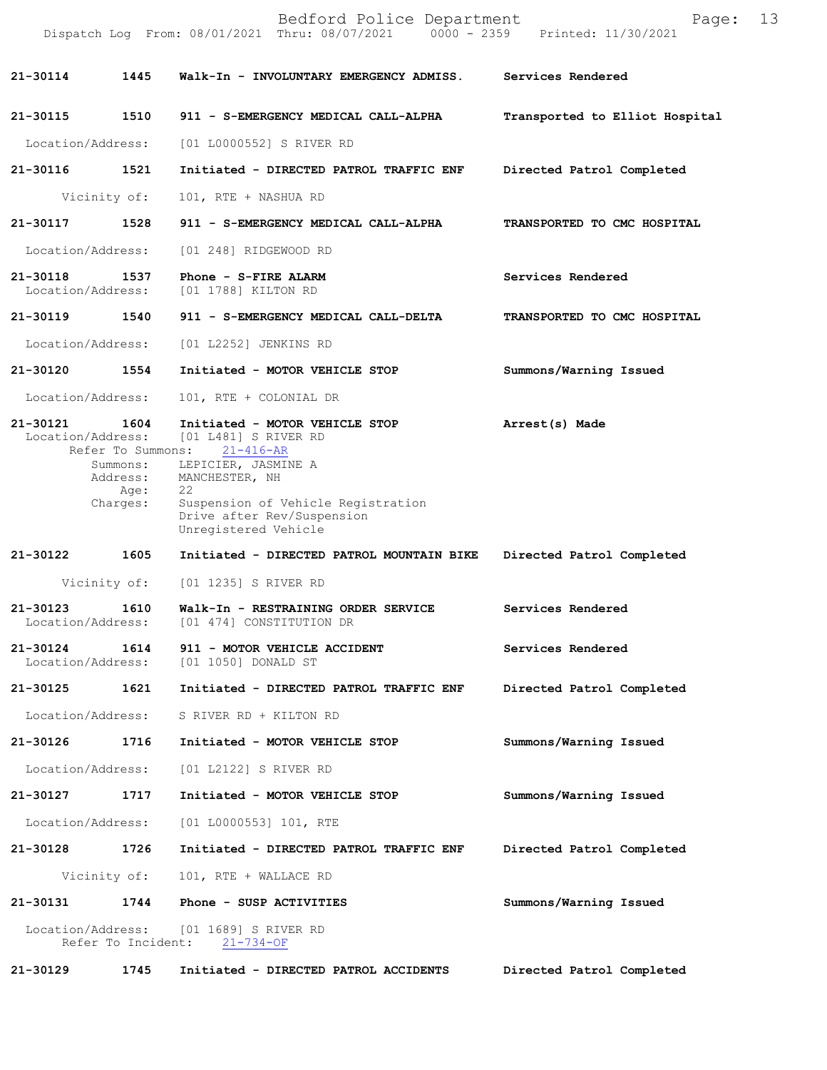**21-30114** 1445 **Walk-In - INVOLUNTARY EMERGENCY ADMISS.** **Services Rendered**

**21-30115** 1510 **911 - S-EMERGENCY MEDICAL CALL-ALPHA** **Transported to Elliot Hospital**

Location/Address: [01 L0000552] S RIVER RD

**21-30116** 1521 **Initiated - DIRECTED PATROL TRAFFIC ENF** **Directed Patrol Completed**

Vicinity of: 101, RTE + NASHUA RD

**21-30117** 1528 **911 - S-EMERGENCY MEDICAL CALL-ALPHA** **TRANSPORTED TO CMC HOSPITAL**

Location/Address: [01 248] RIDGEWOOD RD

**21-30118** 1537 **Phone - S-FIRE ALARM** **Services Rendered**
Location/Address: [01 1788] KILTON RD

**21-30119** 1540 **911 - S-EMERGENCY MEDICAL CALL-DELTA** **TRANSPORTED TO CMC HOSPITAL**

Location/Address: [01 L2252] JENKINS RD

**21-30120** 1554 **Initiated - MOTOR VEHICLE STOP** **Summons/Warning Issued**

Location/Address: 101, RTE + COLONIAL DR

**21-30121** 1604 **Initiated - MOTOR VEHICLE STOP** **Arrest(s) Made**
Location/Address: [01 L481] S RIVER RD
Refer To Summons: 21-416-AR
Summons: LEPICIER, JASMINE A
Address: MANCHESTER, NH
Age: 22
Charges: Suspension of Vehicle Registration
Drive after Rev/Suspension
Unregistered Vehicle

**21-30122** 1605 **Initiated - DIRECTED PATROL MOUNTAIN BIKE** **Directed Patrol Completed**

Vicinity of: [01 1235] S RIVER RD

**21-30123** 1610 **Walk-In - RESTRAINING ORDER SERVICE** **Services Rendered**
Location/Address: [01 474] CONSTITUTION DR

**21-30124** 1614 **911 - MOTOR VEHICLE ACCIDENT** **Services Rendered**
Location/Address: [01 1050] DONALD ST

**21-30125** 1621 **Initiated - DIRECTED PATROL TRAFFIC ENF** **Directed Patrol Completed**

Location/Address: S RIVER RD + KILTON RD

**21-30126** 1716 **Initiated - MOTOR VEHICLE STOP** **Summons/Warning Issued**

Location/Address: [01 L2122] S RIVER RD

**21-30127** 1717 **Initiated - MOTOR VEHICLE STOP** **Summons/Warning Issued**

Location/Address: [01 L0000553] 101, RTE

**21-30128** 1726 **Initiated - DIRECTED PATROL TRAFFIC ENF** **Directed Patrol Completed**

Vicinity of: 101, RTE + WALLACE RD

**21-30131** 1744 **Phone - SUSP ACTIVITIES** **Summons/Warning Issued**

Location/Address: [01 1689] S RIVER RD
Refer To Incident: 21-734-OF

**21-30129** 1745 **Initiated - DIRECTED PATROL ACCIDENTS** **Directed Patrol Completed**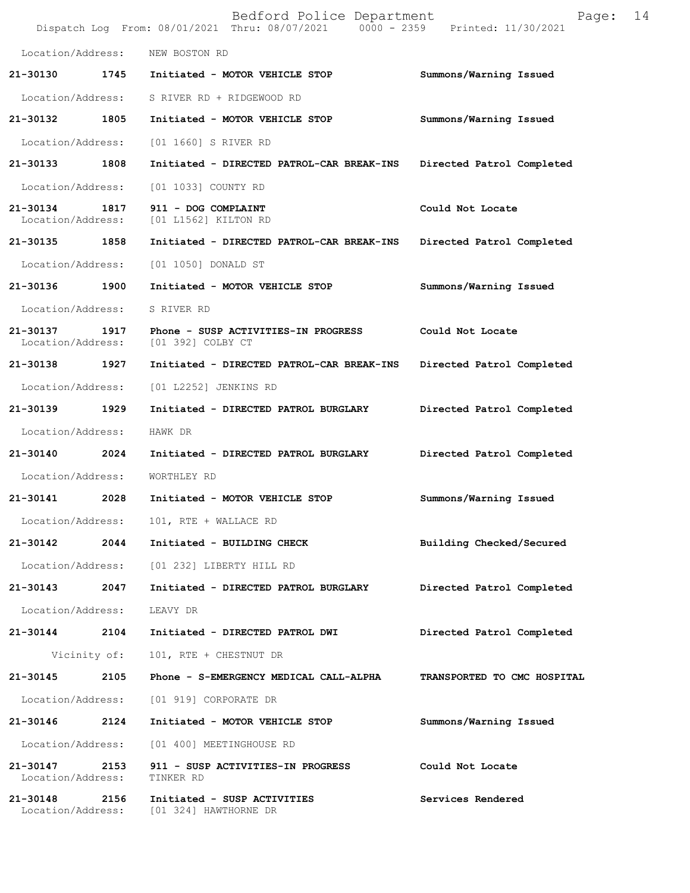Location/Address: NEW BOSTON RD

**21-30130 1745 Initiated - MOTOR VEHICLE STOP** **Summons/Warning Issued**

Location/Address: S RIVER RD + RIDGEWOOD RD

**21-30132 1805 Initiated - MOTOR VEHICLE STOP** **Summons/Warning Issued**

Location/Address: [01 1660] S RIVER RD

**21-30133 1808 Initiated - DIRECTED PATROL-CAR BREAK-INS** **Directed Patrol Completed**

Location/Address: [01 1033] COUNTY RD

**21-30134 1817 911 - DOG COMPLAINT** **Could Not Locate**
Location/Address: [01 L1562] KILTON RD

**21-30135 1858 Initiated - DIRECTED PATROL-CAR BREAK-INS** **Directed Patrol Completed**

Location/Address: [01 1050] DONALD ST

**21-30136 1900 Initiated - MOTOR VEHICLE STOP** **Summons/Warning Issued**

Location/Address: S RIVER RD

**21-30137 1917 Phone - SUSP ACTIVITIES-IN PROGRESS** **Could Not Locate**
Location/Address: [01 392] COLBY CT

**21-30138 1927 Initiated - DIRECTED PATROL-CAR BREAK-INS** **Directed Patrol Completed**

Location/Address: [01 L2252] JENKINS RD

**21-30139 1929 Initiated - DIRECTED PATROL BURGLARY** **Directed Patrol Completed**

Location/Address: HAWK DR

**21-30140 2024 Initiated - DIRECTED PATROL BURGLARY** **Directed Patrol Completed**

Location/Address: WORTHLEY RD

**21-30141 2028 Initiated - MOTOR VEHICLE STOP** **Summons/Warning Issued**

Location/Address: 101, RTE + WALLACE RD

**21-30142 2044 Initiated - BUILDING CHECK** **Building Checked/Secured**

Location/Address: [01 232] LIBERTY HILL RD

**21-30143 2047 Initiated - DIRECTED PATROL BURGLARY** **Directed Patrol Completed**

Location/Address: LEAVY DR

**21-30144 2104 Initiated - DIRECTED PATROL DWI** **Directed Patrol Completed**

Vicinity of: 101, RTE + CHESTNUT DR

**21-30145 2105 Phone - S-EMERGENCY MEDICAL CALL-ALPHA** **TRANSPORTED TO CMC HOSPITAL**

Location/Address: [01 919] CORPORATE DR

**21-30146 2124 Initiated - MOTOR VEHICLE STOP** **Summons/Warning Issued**

Location/Address: [01 400] MEETINGHOUSE RD

**21-30147 2153 911 - SUSP ACTIVITIES-IN PROGRESS** **Could Not Locate**
Location/Address: TINKER RD

**21-30148 2156 Initiated - SUSP ACTIVITIES** **Services Rendered**
Location/Address: [01 324] HAWTHORNE DR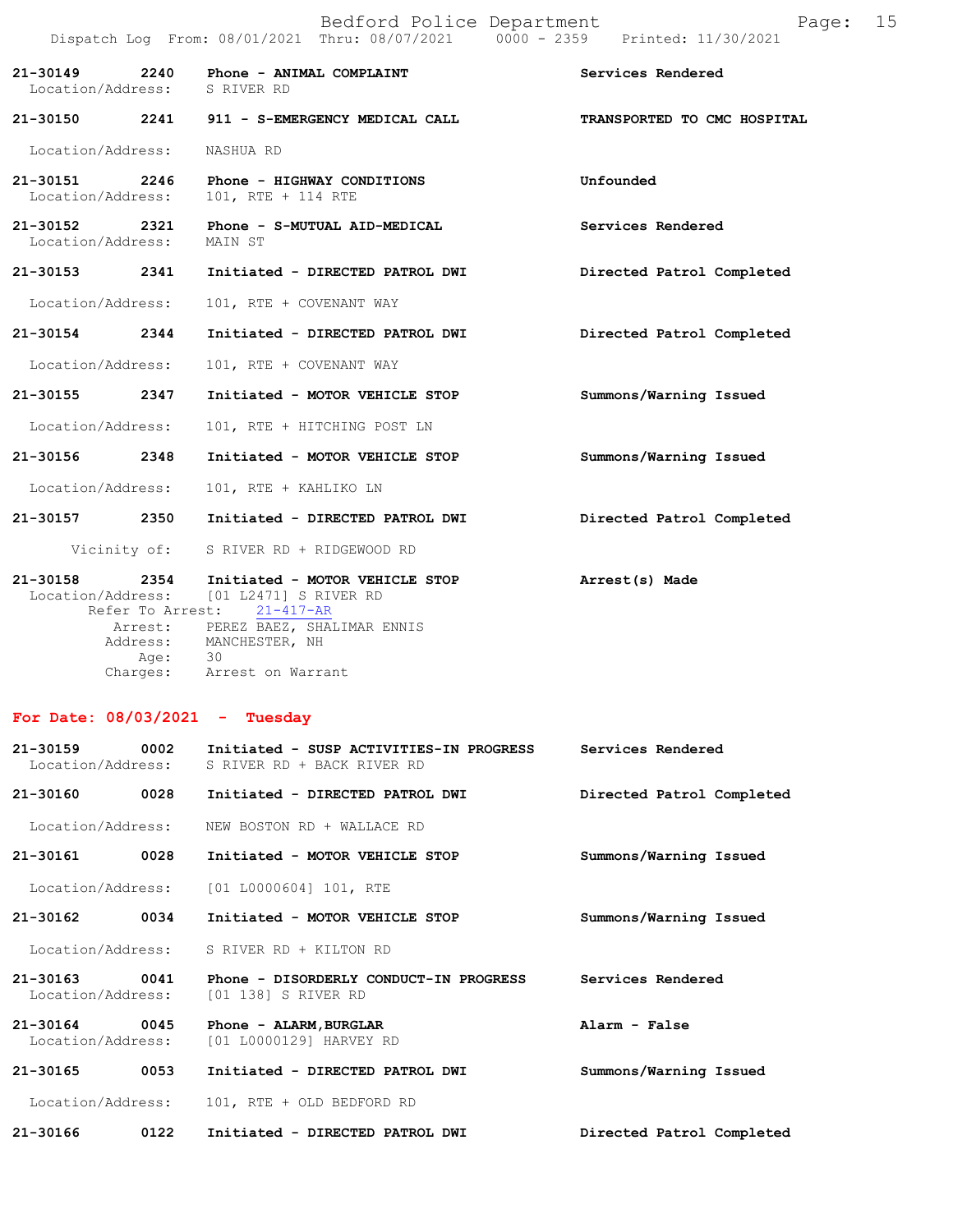| Call # | Time | Call Reason / Action | Disposition |
|---|---|---|---|
| 21-30149 | 2240 | Phone - ANIMAL COMPLAINT | Services Rendered |
| Location/Address: | | S RIVER RD | |
| 21-30150 | 2241 | 911 - S-EMERGENCY MEDICAL CALL | TRANSPORTED TO CMC HOSPITAL |
| Location/Address: | | NASHUA RD | |
| 21-30151 | 2246 | Phone - HIGHWAY CONDITIONS | Unfounded |
| Location/Address: | | 101, RTE + 114 RTE | |
| 21-30152 | 2321 | Phone - S-MUTUAL AID-MEDICAL | Services Rendered |
| Location/Address: | | MAIN ST | |
| 21-30153 | 2341 | Initiated - DIRECTED PATROL DWI | Directed Patrol Completed |
| Location/Address: | | 101, RTE + COVENANT WAY | |
| 21-30154 | 2344 | Initiated - DIRECTED PATROL DWI | Directed Patrol Completed |
| Location/Address: | | 101, RTE + COVENANT WAY | |
| 21-30155 | 2347 | Initiated - MOTOR VEHICLE STOP | Summons/Warning Issued |
| Location/Address: | | 101, RTE + HITCHING POST LN | |
| 21-30156 | 2348 | Initiated - MOTOR VEHICLE STOP | Summons/Warning Issued |
| Location/Address: | | 101, RTE + KAHLIKO LN | |
| 21-30157 | 2350 | Initiated - DIRECTED PATROL DWI | Directed Patrol Completed |
| Vicinity of: | | S RIVER RD + RIDGEWOOD RD | |
| 21-30158 | 2354 | Initiated - MOTOR VEHICLE STOP | Arrest(s) Made |
| Location/Address: | | [01 L2471] S RIVER RD | |
| Refer To Arrest: | | 21-417-AR | |
| Arrest: | | PEREZ BAEZ, SHALIMAR ENNIS | |
| Address: | | MANCHESTER, NH | |
| Age: | | 30 | |
| Charges: | | Arrest on Warrant | |

## For Date: 08/03/2021 - Tuesday

| Call # | Time | Call Reason / Action | Disposition |
|---|---|---|---|
| 21-30159 | 0002 | Initiated - SUSP ACTIVITIES-IN PROGRESS | Services Rendered |
| Location/Address: | | S RIVER RD + BACK RIVER RD | |
| 21-30160 | 0028 | Initiated - DIRECTED PATROL DWI | Directed Patrol Completed |
| Location/Address: | | NEW BOSTON RD + WALLACE RD | |
| 21-30161 | 0028 | Initiated - MOTOR VEHICLE STOP | Summons/Warning Issued |
| Location/Address: | | [01 L0000604] 101, RTE | |
| 21-30162 | 0034 | Initiated - MOTOR VEHICLE STOP | Summons/Warning Issued |
| Location/Address: | | S RIVER RD + KILTON RD | |
| 21-30163 | 0041 | Phone - DISORDERLY CONDUCT-IN PROGRESS | Services Rendered |
| Location/Address: | | [01 138] S RIVER RD | |
| 21-30164 | 0045 | Phone - ALARM,BURGLAR | Alarm - False |
| Location/Address: | | [01 L0000129] HARVEY RD | |
| 21-30165 | 0053 | Initiated - DIRECTED PATROL DWI | Summons/Warning Issued |
| Location/Address: | | 101, RTE + OLD BEDFORD RD | |
| 21-30166 | 0122 | Initiated - DIRECTED PATROL DWI | Directed Patrol Completed |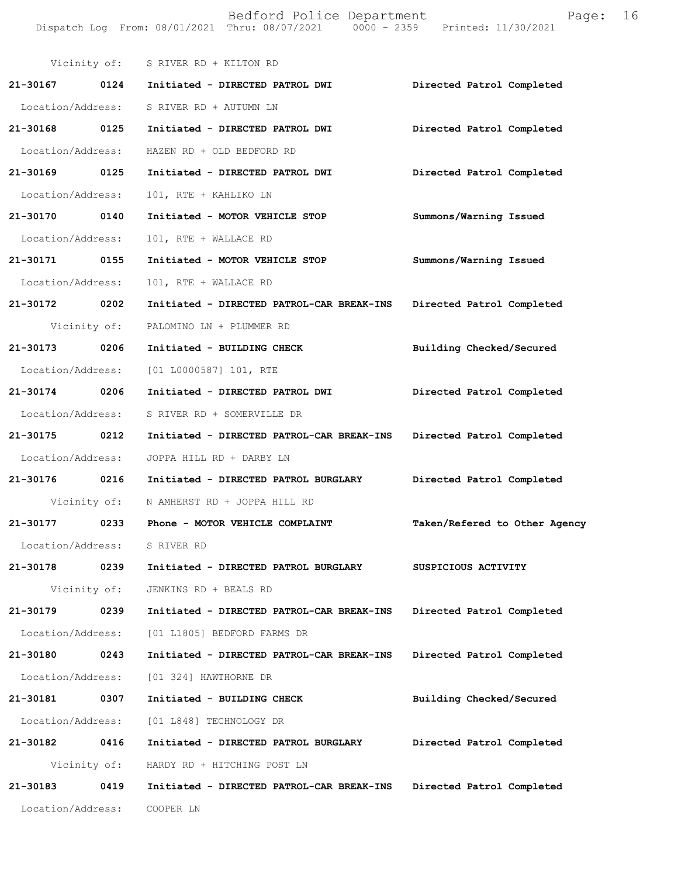Vicinity of: S RIVER RD + KILTON RD

| | | | |
|---|---|---|---|
| 21-30167 | 0124 | Initiated - DIRECTED PATROL DWI | Directed Patrol Completed |
| Location/Address: | | S RIVER RD + AUTUMN LN | |
| 21-30168 | 0125 | Initiated - DIRECTED PATROL DWI | Directed Patrol Completed |
| Location/Address: | | HAZEN RD + OLD BEDFORD RD | |
| 21-30169 | 0125 | Initiated - DIRECTED PATROL DWI | Directed Patrol Completed |
| Location/Address: | | 101, RTE + KAHLIKO LN | |
| 21-30170 | 0140 | Initiated - MOTOR VEHICLE STOP | Summons/Warning Issued |
| Location/Address: | | 101, RTE + WALLACE RD | |
| 21-30171 | 0155 | Initiated - MOTOR VEHICLE STOP | Summons/Warning Issued |
| Location/Address: | | 101, RTE + WALLACE RD | |
| 21-30172 | 0202 | Initiated - DIRECTED PATROL-CAR BREAK-INS | Directed Patrol Completed |
| Vicinity of: | | PALOMINO LN + PLUMMER RD | |
| 21-30173 | 0206 | Initiated - BUILDING CHECK | Building Checked/Secured |
| Location/Address: | | [01 L0000587] 101, RTE | |
| 21-30174 | 0206 | Initiated - DIRECTED PATROL DWI | Directed Patrol Completed |
| Location/Address: | | S RIVER RD + SOMERVILLE DR | |
| 21-30175 | 0212 | Initiated - DIRECTED PATROL-CAR BREAK-INS | Directed Patrol Completed |
| Location/Address: | | JOPPA HILL RD + DARBY LN | |
| 21-30176 | 0216 | Initiated - DIRECTED PATROL BURGLARY | Directed Patrol Completed |
| Vicinity of: | | N AMHERST RD + JOPPA HILL RD | |
| 21-30177 | 0233 | Phone - MOTOR VEHICLE COMPLAINT | Taken/Refered to Other Agency |
| Location/Address: | | S RIVER RD | |
| 21-30178 | 0239 | Initiated - DIRECTED PATROL BURGLARY | SUSPICIOUS ACTIVITY |
| Vicinity of: | | JENKINS RD + BEALS RD | |
| 21-30179 | 0239 | Initiated - DIRECTED PATROL-CAR BREAK-INS | Directed Patrol Completed |
| Location/Address: | | [01 L1805] BEDFORD FARMS DR | |
| 21-30180 | 0243 | Initiated - DIRECTED PATROL-CAR BREAK-INS | Directed Patrol Completed |
| Location/Address: | | [01 324] HAWTHORNE DR | |
| 21-30181 | 0307 | Initiated - BUILDING CHECK | Building Checked/Secured |
| Location/Address: | | [01 L848] TECHNOLOGY DR | |
| 21-30182 | 0416 | Initiated - DIRECTED PATROL BURGLARY | Directed Patrol Completed |
| Vicinity of: | | HARDY RD + HITCHING POST LN | |
| 21-30183 | 0419 | Initiated - DIRECTED PATROL-CAR BREAK-INS | Directed Patrol Completed |
| Location/Address: | | COOPER LN | |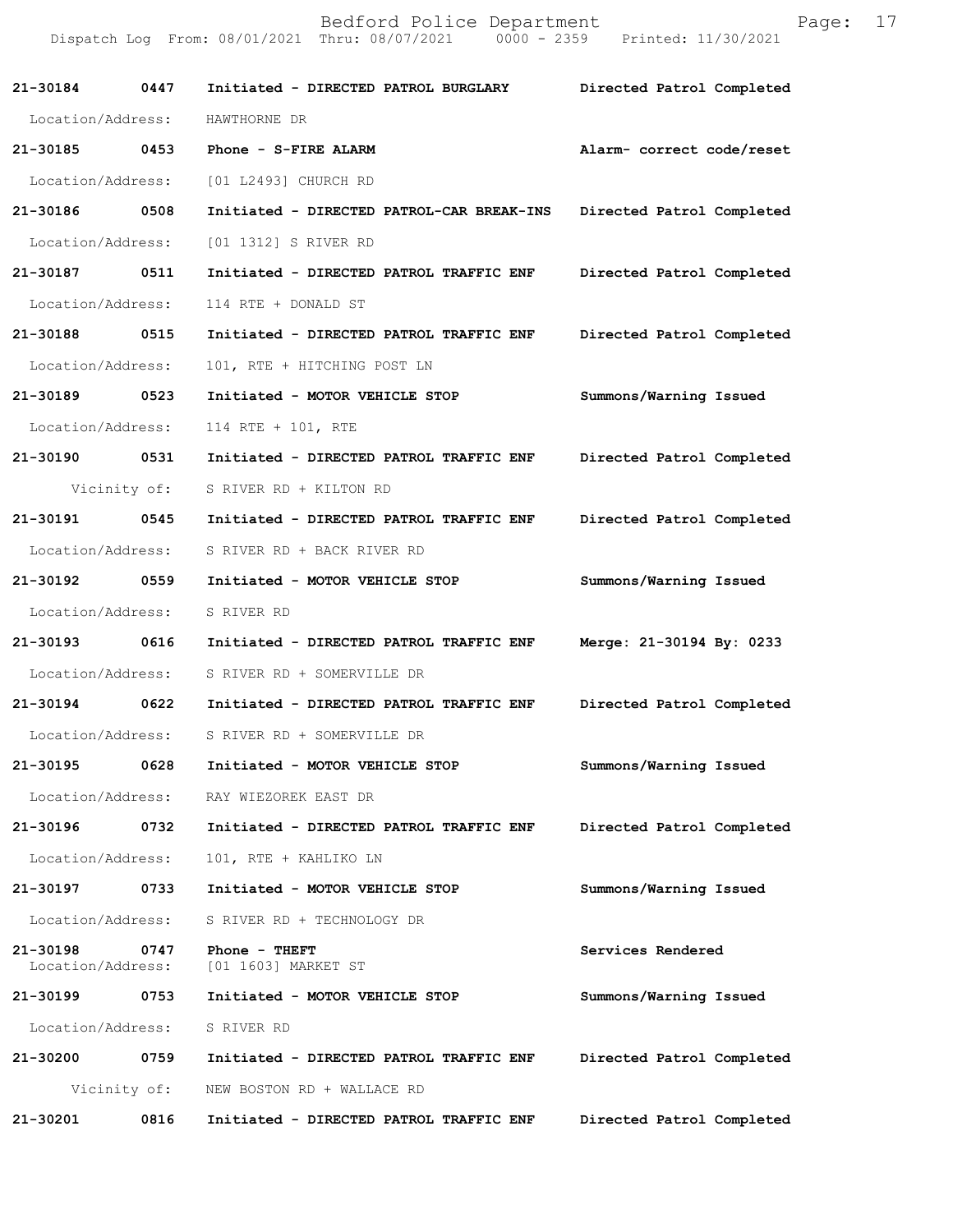21-30184 0447 Initiated - DIRECTED PATROL BURGLARY Directed Patrol Completed

Location/Address: HAWTHORNE DR

21-30185 0453 Phone - S-FIRE ALARM Alarm- correct code/reset

Location/Address: [01 L2493] CHURCH RD

21-30186 0508 Initiated - DIRECTED PATROL-CAR BREAK-INS Directed Patrol Completed

Location/Address: [01 1312] S RIVER RD

21-30187 0511 Initiated - DIRECTED PATROL TRAFFIC ENF Directed Patrol Completed

Location/Address: 114 RTE + DONALD ST

21-30188 0515 Initiated - DIRECTED PATROL TRAFFIC ENF Directed Patrol Completed

Location/Address: 101, RTE + HITCHING POST LN

21-30189 0523 Initiated - MOTOR VEHICLE STOP Summons/Warning Issued

Location/Address: 114 RTE + 101, RTE

21-30190 0531 Initiated - DIRECTED PATROL TRAFFIC ENF Directed Patrol Completed

Vicinity of: S RIVER RD + KILTON RD

21-30191 0545 Initiated - DIRECTED PATROL TRAFFIC ENF Directed Patrol Completed

Location/Address: S RIVER RD + BACK RIVER RD

21-30192 0559 Initiated - MOTOR VEHICLE STOP Summons/Warning Issued

Location/Address: S RIVER RD

21-30193 0616 Initiated - DIRECTED PATROL TRAFFIC ENF Merge: 21-30194 By: 0233

Location/Address: S RIVER RD + SOMERVILLE DR

21-30194 0622 Initiated - DIRECTED PATROL TRAFFIC ENF Directed Patrol Completed

Location/Address: S RIVER RD + SOMERVILLE DR

21-30195 0628 Initiated - MOTOR VEHICLE STOP Summons/Warning Issued

Location/Address: RAY WIEZOREK EAST DR

21-30196 0732 Initiated - DIRECTED PATROL TRAFFIC ENF Directed Patrol Completed

Location/Address: 101, RTE + KAHLIKO LN

21-30197 0733 Initiated - MOTOR VEHICLE STOP Summons/Warning Issued

Location/Address: S RIVER RD + TECHNOLOGY DR

21-30198 0747 Phone - THEFT Services Rendered

Location/Address: [01 1603] MARKET ST

21-30199 0753 Initiated - MOTOR VEHICLE STOP Summons/Warning Issued

Location/Address: S RIVER RD

21-30200 0759 Initiated - DIRECTED PATROL TRAFFIC ENF Directed Patrol Completed

Vicinity of: NEW BOSTON RD + WALLACE RD

21-30201 0816 Initiated - DIRECTED PATROL TRAFFIC ENF Directed Patrol Completed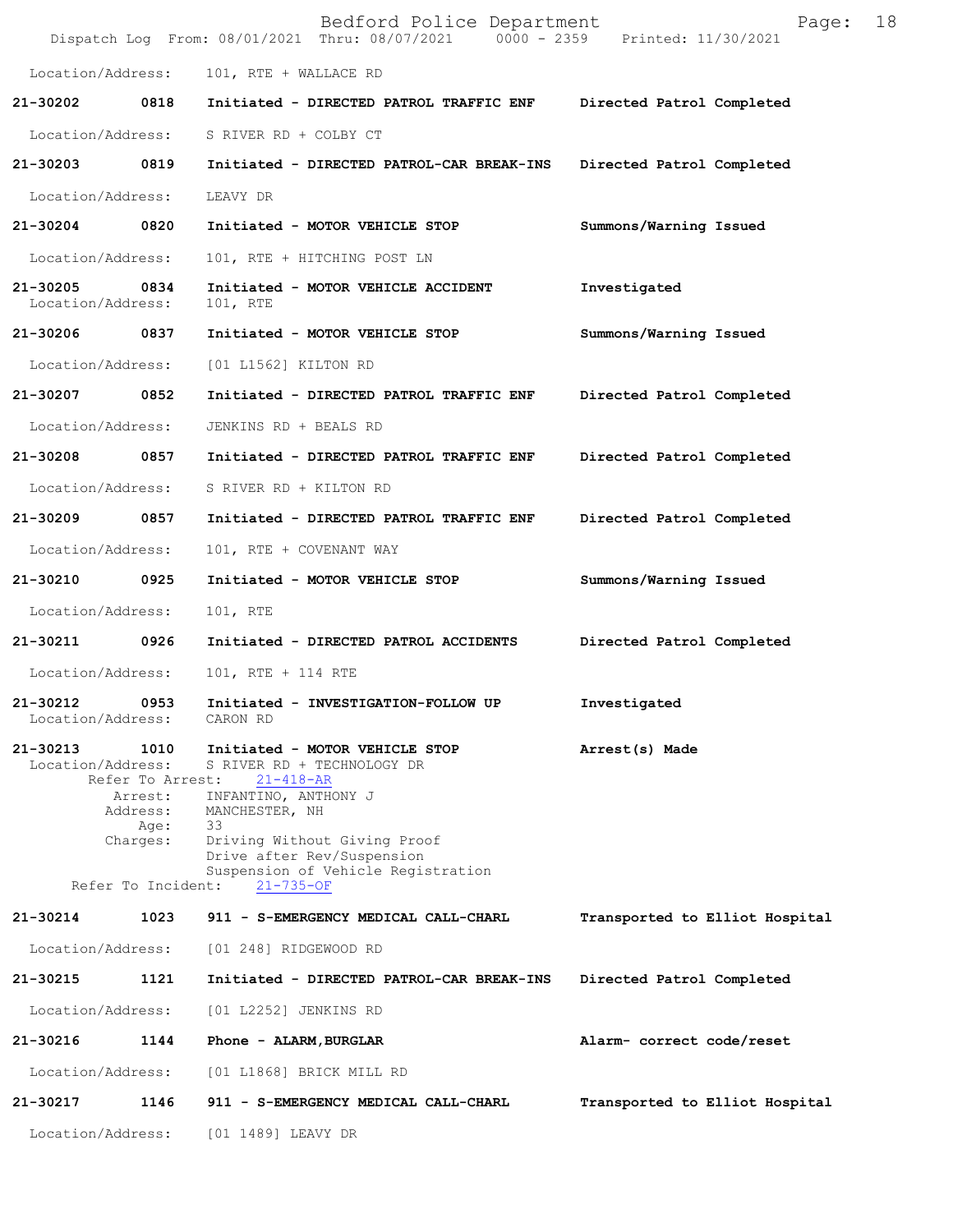Location/Address: 101, RTE + WALLACE RD

**21-30202** 0818 **Initiated - DIRECTED PATROL TRAFFIC ENF** **Directed Patrol Completed**

Location/Address: S RIVER RD + COLBY CT

**21-30203** 0819 **Initiated - DIRECTED PATROL-CAR BREAK-INS** **Directed Patrol Completed**

Location/Address: LEAVY DR

**21-30204** 0820 **Initiated - MOTOR VEHICLE STOP** **Summons/Warning Issued**

Location/Address: 101, RTE + HITCHING POST LN

**21-30205** 0834 **Initiated - MOTOR VEHICLE ACCIDENT** **Investigated**
Location/Address: 101, RTE

**21-30206** 0837 **Initiated - MOTOR VEHICLE STOP** **Summons/Warning Issued**

Location/Address: [01 L1562] KILTON RD

**21-30207** 0852 **Initiated - DIRECTED PATROL TRAFFIC ENF** **Directed Patrol Completed**

Location/Address: JENKINS RD + BEALS RD

**21-30208** 0857 **Initiated - DIRECTED PATROL TRAFFIC ENF** **Directed Patrol Completed**

Location/Address: S RIVER RD + KILTON RD

**21-30209** 0857 **Initiated - DIRECTED PATROL TRAFFIC ENF** **Directed Patrol Completed**

Location/Address: 101, RTE + COVENANT WAY

**21-30210** 0925 **Initiated - MOTOR VEHICLE STOP** **Summons/Warning Issued**

Location/Address: 101, RTE

**21-30211** 0926 **Initiated - DIRECTED PATROL ACCIDENTS** **Directed Patrol Completed**

Location/Address: 101, RTE + 114 RTE

**21-30212** 0953 **Initiated - INVESTIGATION-FOLLOW UP** **Investigated**
Location/Address: CARON RD

**21-30213** 1010 **Initiated - MOTOR VEHICLE STOP** **Arrest(s) Made**
Location/Address: S RIVER RD + TECHNOLOGY DR
Refer To Arrest: 21-418-AR
Arrest: INFANTINO, ANTHONY J
Address: MANCHESTER, NH
Age: 33
Charges: Driving Without Giving Proof
Drive after Rev/Suspension
Suspension of Vehicle Registration
Refer To Incident: 21-735-OF

**21-30214** 1023 **911 - S-EMERGENCY MEDICAL CALL-CHARL** **Transported to Elliot Hospital**

Location/Address: [01 248] RIDGEWOOD RD

**21-30215** 1121 **Initiated - DIRECTED PATROL-CAR BREAK-INS** **Directed Patrol Completed**

Location/Address: [01 L2252] JENKINS RD

**21-30216** 1144 **Phone - ALARM,BURGLAR** **Alarm- correct code/reset**

Location/Address: [01 L1868] BRICK MILL RD

**21-30217** 1146 **911 - S-EMERGENCY MEDICAL CALL-CHARL** **Transported to Elliot Hospital**

Location/Address: [01 1489] LEAVY DR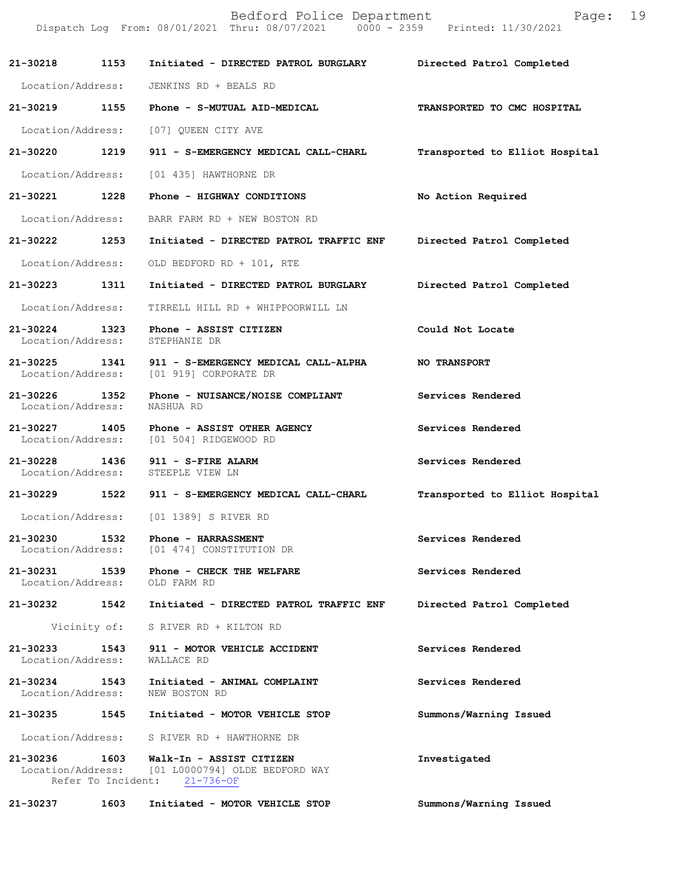| Call Number | Time | Call Reason | Action |
|---|---|---|---|
| 21-30218 | 1153 | Initiated - DIRECTED PATROL BURGLARY | Directed Patrol Completed |
| Location/Address: | | JENKINS RD + BEALS RD | |
| 21-30219 | 1155 | Phone - S-MUTUAL AID-MEDICAL | TRANSPORTED TO CMC HOSPITAL |
| Location/Address: | | [07] QUEEN CITY AVE | |
| 21-30220 | 1219 | 911 - S-EMERGENCY MEDICAL CALL-CHARL | Transported to Elliot Hospital |
| Location/Address: | | [01 435] HAWTHORNE DR | |
| 21-30221 | 1228 | Phone - HIGHWAY CONDITIONS | No Action Required |
| Location/Address: | | BARR FARM RD + NEW BOSTON RD | |
| 21-30222 | 1253 | Initiated - DIRECTED PATROL TRAFFIC ENF | Directed Patrol Completed |
| Location/Address: | | OLD BEDFORD RD + 101, RTE | |
| 21-30223 | 1311 | Initiated - DIRECTED PATROL BURGLARY | Directed Patrol Completed |
| Location/Address: | | TIRRELL HILL RD + WHIPPOORWILL LN | |
| 21-30224 | 1323 | Phone - ASSIST CITIZEN | Could Not Locate |
| Location/Address: | | STEPHANIE DR | |
| 21-30225 | 1341 | 911 - S-EMERGENCY MEDICAL CALL-ALPHA | NO TRANSPORT |
| Location/Address: | | [01 919] CORPORATE DR | |
| 21-30226 | 1352 | Phone - NUISANCE/NOISE COMPLIANT | Services Rendered |
| Location/Address: | | NASHUA RD | |
| 21-30227 | 1405 | Phone - ASSIST OTHER AGENCY | Services Rendered |
| Location/Address: | | [01 504] RIDGEWOOD RD | |
| 21-30228 | 1436 | 911 - S-FIRE ALARM | Services Rendered |
| Location/Address: | | STEEPLE VIEW LN | |
| 21-30229 | 1522 | 911 - S-EMERGENCY MEDICAL CALL-CHARL | Transported to Elliot Hospital |
| Location/Address: | | [01 1389] S RIVER RD | |
| 21-30230 | 1532 | Phone - HARRASSMENT | Services Rendered |
| Location/Address: | | [01 474] CONSTITUTION DR | |
| 21-30231 | 1539 | Phone - CHECK THE WELFARE | Services Rendered |
| Location/Address: | | OLD FARM RD | |
| 21-30232 | 1542 | Initiated - DIRECTED PATROL TRAFFIC ENF | Directed Patrol Completed |
| Vicinity of: | | S RIVER RD + KILTON RD | |
| 21-30233 | 1543 | 911 - MOTOR VEHICLE ACCIDENT | Services Rendered |
| Location/Address: | | WALLACE RD | |
| 21-30234 | 1543 | Initiated - ANIMAL COMPLAINT | Services Rendered |
| Location/Address: | | NEW BOSTON RD | |
| 21-30235 | 1545 | Initiated - MOTOR VEHICLE STOP | Summons/Warning Issued |
| Location/Address: | | S RIVER RD + HAWTHORNE DR | |
| 21-30236 | 1603 | Walk-In - ASSIST CITIZEN | Investigated |
| Location/Address: | | [01 L0000794] OLDE BEDFORD WAY | |
| Refer To Incident: | | 21-736-OF | |
| 21-30237 | 1603 | Initiated - MOTOR VEHICLE STOP | Summons/Warning Issued |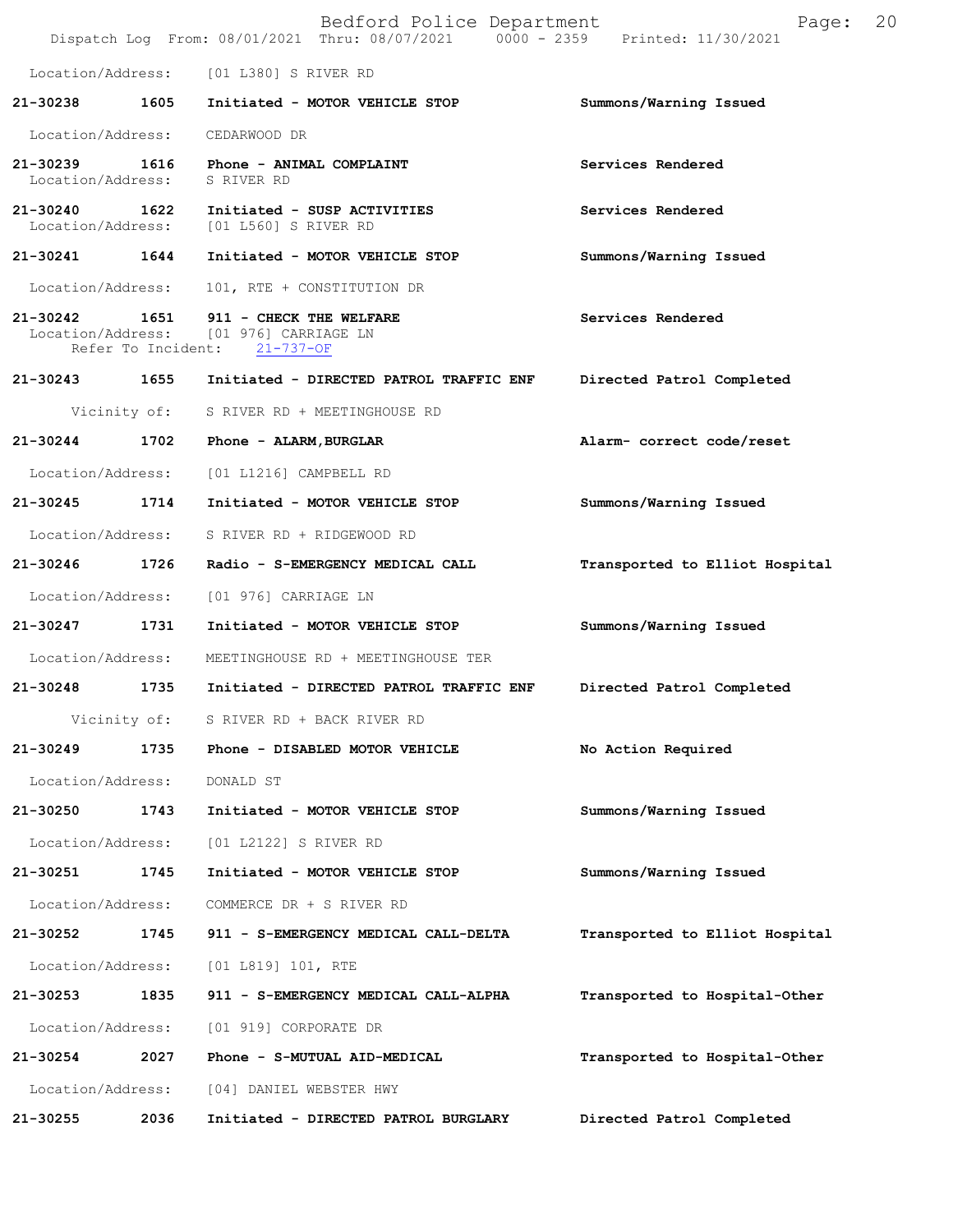Location/Address: [01 L380] S RIVER RD

**21-30238** **1605** **Initiated - MOTOR VEHICLE STOP** **Summons/Warning Issued**

Location/Address: CEDARWOOD DR

**21-30239** **1616** **Phone - ANIMAL COMPLAINT** **Services Rendered**
Location/Address: S RIVER RD

**21-30240** **1622** **Initiated - SUSP ACTIVITIES** **Services Rendered**
Location/Address: [01 L560] S RIVER RD

**21-30241** **1644** **Initiated - MOTOR VEHICLE STOP** **Summons/Warning Issued**

Location/Address: 101, RTE + CONSTITUTION DR

**21-30242** **1651** **911 - CHECK THE WELFARE** **Services Rendered**
Location/Address: [01 976] CARRIAGE LN
Refer To Incident: 21-737-OF

**21-30243** **1655** **Initiated - DIRECTED PATROL TRAFFIC ENF** **Directed Patrol Completed**

Vicinity of: S RIVER RD + MEETINGHOUSE RD

**21-30244** **1702** **Phone - ALARM,BURGLAR** **Alarm- correct code/reset**

Location/Address: [01 L1216] CAMPBELL RD

**21-30245** **1714** **Initiated - MOTOR VEHICLE STOP** **Summons/Warning Issued**

Location/Address: S RIVER RD + RIDGEWOOD RD

**21-30246** **1726** **Radio - S-EMERGENCY MEDICAL CALL** **Transported to Elliot Hospital**

Location/Address: [01 976] CARRIAGE LN

**21-30247** **1731** **Initiated - MOTOR VEHICLE STOP** **Summons/Warning Issued**

Location/Address: MEETINGHOUSE RD + MEETINGHOUSE TER

**21-30248** **1735** **Initiated - DIRECTED PATROL TRAFFIC ENF** **Directed Patrol Completed**

Vicinity of: S RIVER RD + BACK RIVER RD

**21-30249** **1735** **Phone - DISABLED MOTOR VEHICLE** **No Action Required**

Location/Address: DONALD ST

**21-30250** **1743** **Initiated - MOTOR VEHICLE STOP** **Summons/Warning Issued**

Location/Address: [01 L2122] S RIVER RD

**21-30251** **1745** **Initiated - MOTOR VEHICLE STOP** **Summons/Warning Issued**

Location/Address: COMMERCE DR + S RIVER RD

**21-30252** **1745** **911 - S-EMERGENCY MEDICAL CALL-DELTA** **Transported to Elliot Hospital**

Location/Address: [01 L819] 101, RTE

**21-30253** **1835** **911 - S-EMERGENCY MEDICAL CALL-ALPHA** **Transported to Hospital-Other**

Location/Address: [01 919] CORPORATE DR

**21-30254** **2027** **Phone - S-MUTUAL AID-MEDICAL** **Transported to Hospital-Other**

Location/Address: [04] DANIEL WEBSTER HWY

**21-30255** **2036** **Initiated - DIRECTED PATROL BURGLARY** **Directed Patrol Completed**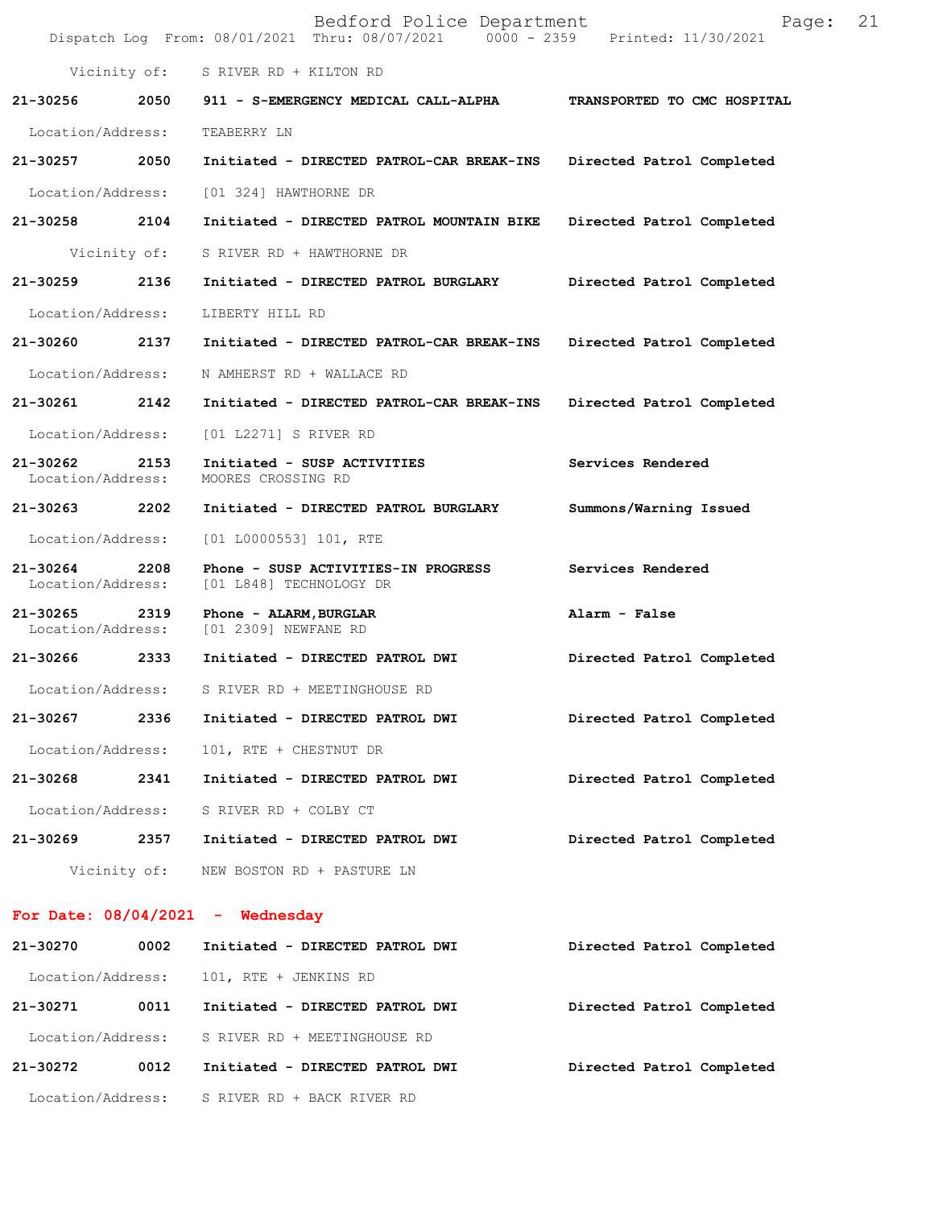Vicinity of: S RIVER RD + KILTON RD

**21-30256 2050 911 - S-EMERGENCY MEDICAL CALL-ALPHA TRANSPORTED TO CMC HOSPITAL**

Location/Address: TEABERRY LN

**21-30257 2050 Initiated - DIRECTED PATROL-CAR BREAK-INS Directed Patrol Completed**

Location/Address: [01 324] HAWTHORNE DR

**21-30258 2104 Initiated - DIRECTED PATROL MOUNTAIN BIKE Directed Patrol Completed**

Vicinity of: S RIVER RD + HAWTHORNE DR

**21-30259 2136 Initiated - DIRECTED PATROL BURGLARY Directed Patrol Completed**

Location/Address: LIBERTY HILL RD

**21-30260 2137 Initiated - DIRECTED PATROL-CAR BREAK-INS Directed Patrol Completed**

Location/Address: N AMHERST RD + WALLACE RD

**21-30261 2142 Initiated - DIRECTED PATROL-CAR BREAK-INS Directed Patrol Completed**

Location/Address: [01 L2271] S RIVER RD

**21-30262 2153 Initiated - SUSP ACTIVITIES Services Rendered**
Location/Address: MOORES CROSSING RD

**21-30263 2202 Initiated - DIRECTED PATROL BURGLARY Summons/Warning Issued**

Location/Address: [01 L0000553] 101, RTE

**21-30264 2208 Phone - SUSP ACTIVITIES-IN PROGRESS Services Rendered**
Location/Address: [01 L848] TECHNOLOGY DR

**21-30265 2319 Phone - ALARM,BURGLAR Alarm - False**
Location/Address: [01 2309] NEWFANE RD

**21-30266 2333 Initiated - DIRECTED PATROL DWI Directed Patrol Completed**

Location/Address: S RIVER RD + MEETINGHOUSE RD

**21-30267 2336 Initiated - DIRECTED PATROL DWI Directed Patrol Completed**

Location/Address: 101, RTE + CHESTNUT DR

**21-30268 2341 Initiated - DIRECTED PATROL DWI Directed Patrol Completed**

Location/Address: S RIVER RD + COLBY CT

**21-30269 2357 Initiated - DIRECTED PATROL DWI Directed Patrol Completed**

Vicinity of: NEW BOSTON RD + PASTURE LN

## For Date: 08/04/2021 - Wednesday

**21-30270 0002 Initiated - DIRECTED PATROL DWI Directed Patrol Completed**

Location/Address: 101, RTE + JENKINS RD

**21-30271 0011 Initiated - DIRECTED PATROL DWI Directed Patrol Completed**

Location/Address: S RIVER RD + MEETINGHOUSE RD

**21-30272 0012 Initiated - DIRECTED PATROL DWI Directed Patrol Completed**

Location/Address: S RIVER RD + BACK RIVER RD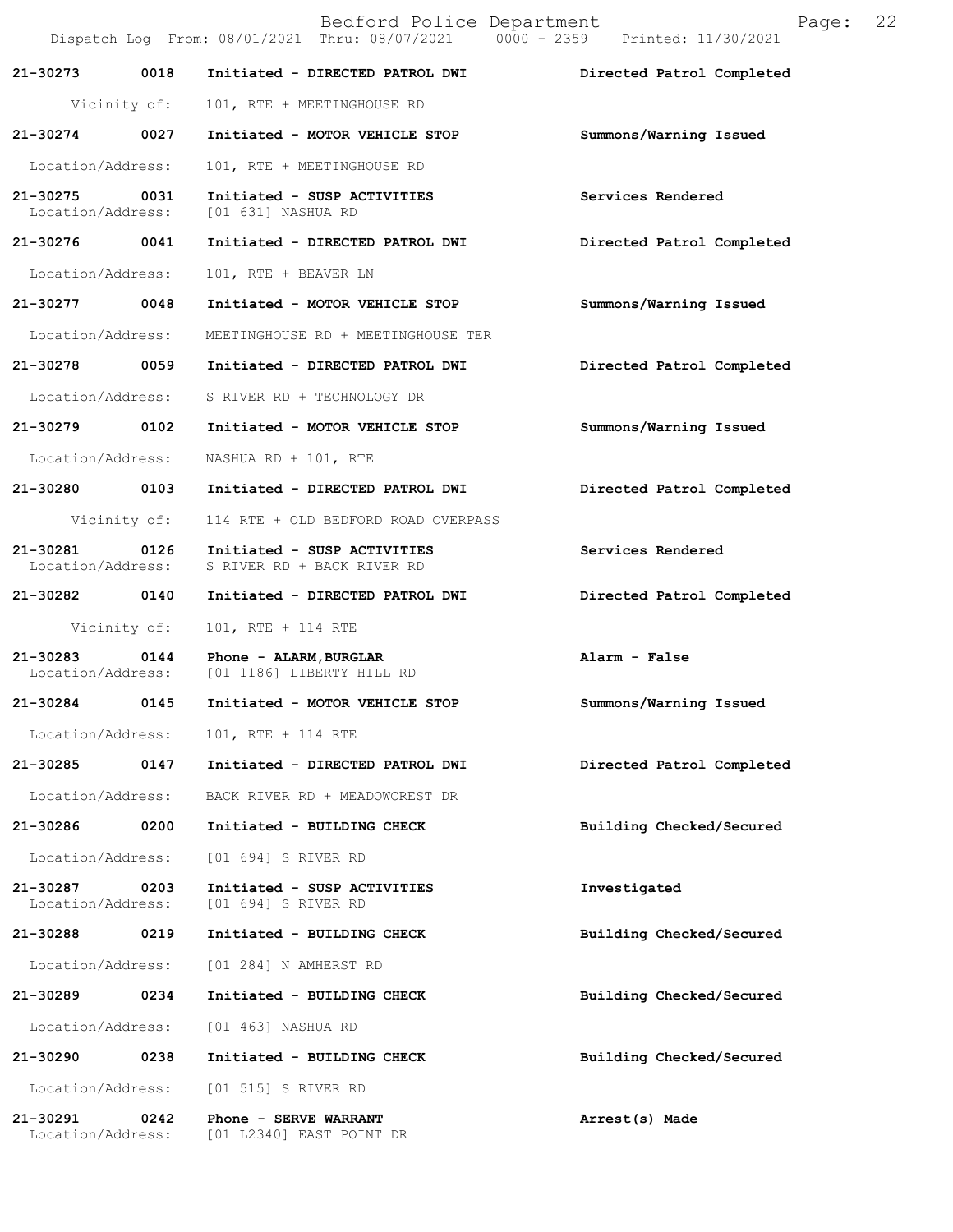Bedford Police Department
Dispatch Log From: 08/01/2021 Thru: 08/07/2021 0000 - 2359 Printed: 11/30/2021

**21-30273 0018 Initiated - DIRECTED PATROL DWI** Directed Patrol Completed
Vicinity of: 101, RTE + MEETINGHOUSE RD

**21-30274 0027 Initiated - MOTOR VEHICLE STOP** Summons/Warning Issued
Location/Address: 101, RTE + MEETINGHOUSE RD

**21-30275 0031 Initiated - SUSP ACTIVITIES** Services Rendered
Location/Address: [01 631] NASHUA RD

**21-30276 0041 Initiated - DIRECTED PATROL DWI** Directed Patrol Completed
Location/Address: 101, RTE + BEAVER LN

**21-30277 0048 Initiated - MOTOR VEHICLE STOP** Summons/Warning Issued
Location/Address: MEETINGHOUSE RD + MEETINGHOUSE TER

**21-30278 0059 Initiated - DIRECTED PATROL DWI** Directed Patrol Completed
Location/Address: S RIVER RD + TECHNOLOGY DR

**21-30279 0102 Initiated - MOTOR VEHICLE STOP** Summons/Warning Issued
Location/Address: NASHUA RD + 101, RTE

**21-30280 0103 Initiated - DIRECTED PATROL DWI** Directed Patrol Completed
Vicinity of: 114 RTE + OLD BEDFORD ROAD OVERPASS

**21-30281 0126 Initiated - SUSP ACTIVITIES** Services Rendered
Location/Address: S RIVER RD + BACK RIVER RD

**21-30282 0140 Initiated - DIRECTED PATROL DWI** Directed Patrol Completed
Vicinity of: 101, RTE + 114 RTE

**21-30283 0144 Phone - ALARM,BURGLAR** Alarm - False
Location/Address: [01 1186] LIBERTY HILL RD

**21-30284 0145 Initiated - MOTOR VEHICLE STOP** Summons/Warning Issued
Location/Address: 101, RTE + 114 RTE

**21-30285 0147 Initiated - DIRECTED PATROL DWI** Directed Patrol Completed
Location/Address: BACK RIVER RD + MEADOWCREST DR

**21-30286 0200 Initiated - BUILDING CHECK** Building Checked/Secured
Location/Address: [01 694] S RIVER RD

**21-30287 0203 Initiated - SUSP ACTIVITIES** Investigated
Location/Address: [01 694] S RIVER RD

**21-30288 0219 Initiated - BUILDING CHECK** Building Checked/Secured
Location/Address: [01 284] N AMHERST RD

**21-30289 0234 Initiated - BUILDING CHECK** Building Checked/Secured
Location/Address: [01 463] NASHUA RD

**21-30290 0238 Initiated - BUILDING CHECK** Building Checked/Secured
Location/Address: [01 515] S RIVER RD

**21-30291 0242 Phone - SERVE WARRANT** Arrest(s) Made
Location/Address: [01 L2340] EAST POINT DR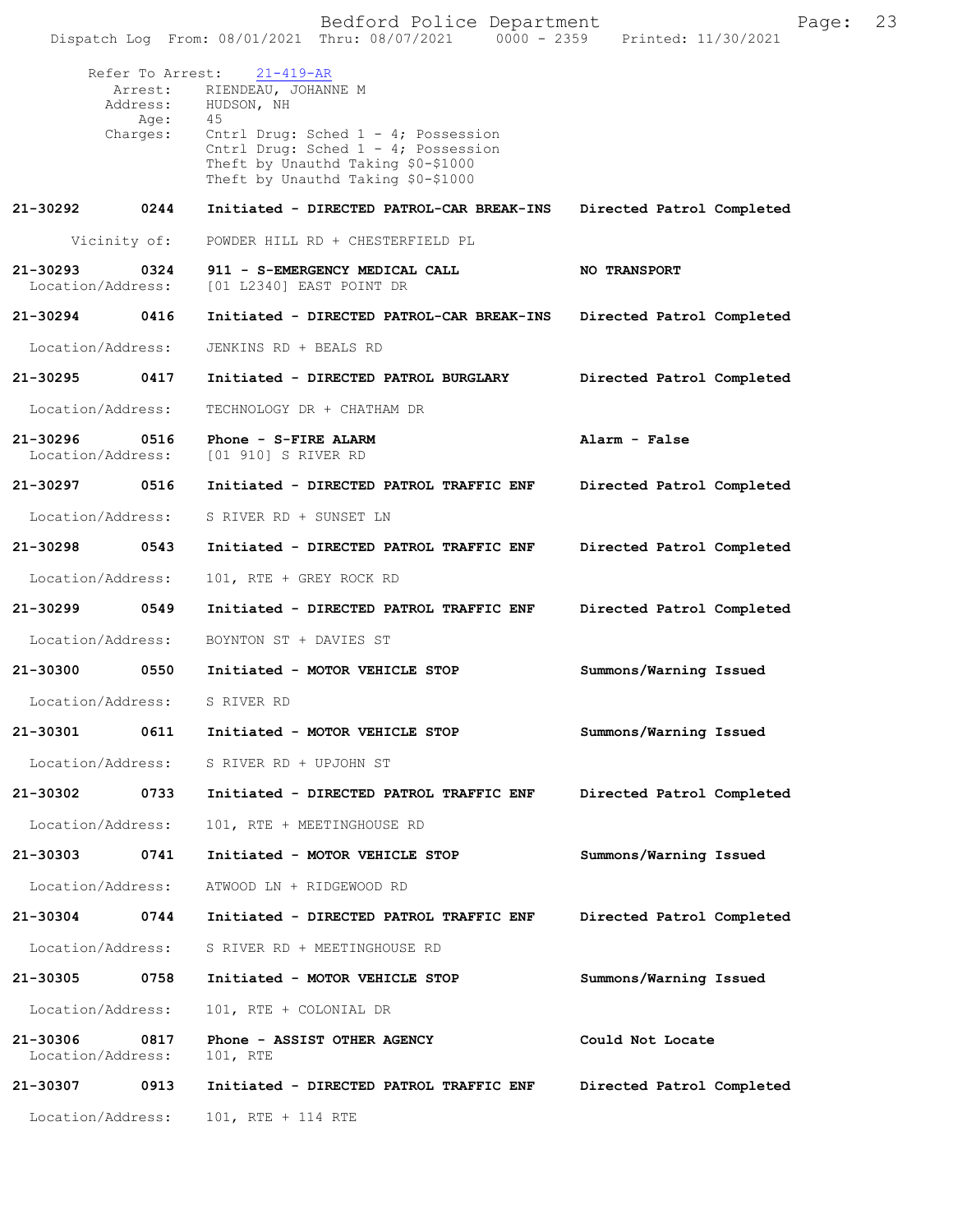Refer To Arrest: 21-419-AR
Arrest: RIENDEAU, JOHANNE M
Address: HUDSON, NH
Age: 45
Charges: Cntrl Drug: Sched 1 - 4; Possession
Cntrl Drug: Sched 1 - 4; Possession
Theft by Unauthd Taking $0-$1000
Theft by Unauthd Taking $0-$1000

**21-30292 0244 Initiated - DIRECTED PATROL-CAR BREAK-INS — Directed Patrol Completed**
Vicinity of: POWDER HILL RD + CHESTERFIELD PL

**21-30293 0324 911 - S-EMERGENCY MEDICAL CALL — NO TRANSPORT**
Location/Address: [01 L2340] EAST POINT DR

**21-30294 0416 Initiated - DIRECTED PATROL-CAR BREAK-INS — Directed Patrol Completed**
Location/Address: JENKINS RD + BEALS RD

**21-30295 0417 Initiated - DIRECTED PATROL BURGLARY — Directed Patrol Completed**
Location/Address: TECHNOLOGY DR + CHATHAM DR

**21-30296 0516 Phone - S-FIRE ALARM — Alarm - False**
Location/Address: [01 910] S RIVER RD

**21-30297 0516 Initiated - DIRECTED PATROL TRAFFIC ENF — Directed Patrol Completed**
Location/Address: S RIVER RD + SUNSET LN

**21-30298 0543 Initiated - DIRECTED PATROL TRAFFIC ENF — Directed Patrol Completed**
Location/Address: 101, RTE + GREY ROCK RD

**21-30299 0549 Initiated - DIRECTED PATROL TRAFFIC ENF — Directed Patrol Completed**
Location/Address: BOYNTON ST + DAVIES ST

**21-30300 0550 Initiated - MOTOR VEHICLE STOP — Summons/Warning Issued**
Location/Address: S RIVER RD

**21-30301 0611 Initiated - MOTOR VEHICLE STOP — Summons/Warning Issued**
Location/Address: S RIVER RD + UPJOHN ST

**21-30302 0733 Initiated - DIRECTED PATROL TRAFFIC ENF — Directed Patrol Completed**
Location/Address: 101, RTE + MEETINGHOUSE RD

**21-30303 0741 Initiated - MOTOR VEHICLE STOP — Summons/Warning Issued**
Location/Address: ATWOOD LN + RIDGEWOOD RD

**21-30304 0744 Initiated - DIRECTED PATROL TRAFFIC ENF — Directed Patrol Completed**
Location/Address: S RIVER RD + MEETINGHOUSE RD

**21-30305 0758 Initiated - MOTOR VEHICLE STOP — Summons/Warning Issued**
Location/Address: 101, RTE + COLONIAL DR

**21-30306 0817 Phone - ASSIST OTHER AGENCY — Could Not Locate**
Location/Address: 101, RTE

**21-30307 0913 Initiated - DIRECTED PATROL TRAFFIC ENF — Directed Patrol Completed**
Location/Address: 101, RTE + 114 RTE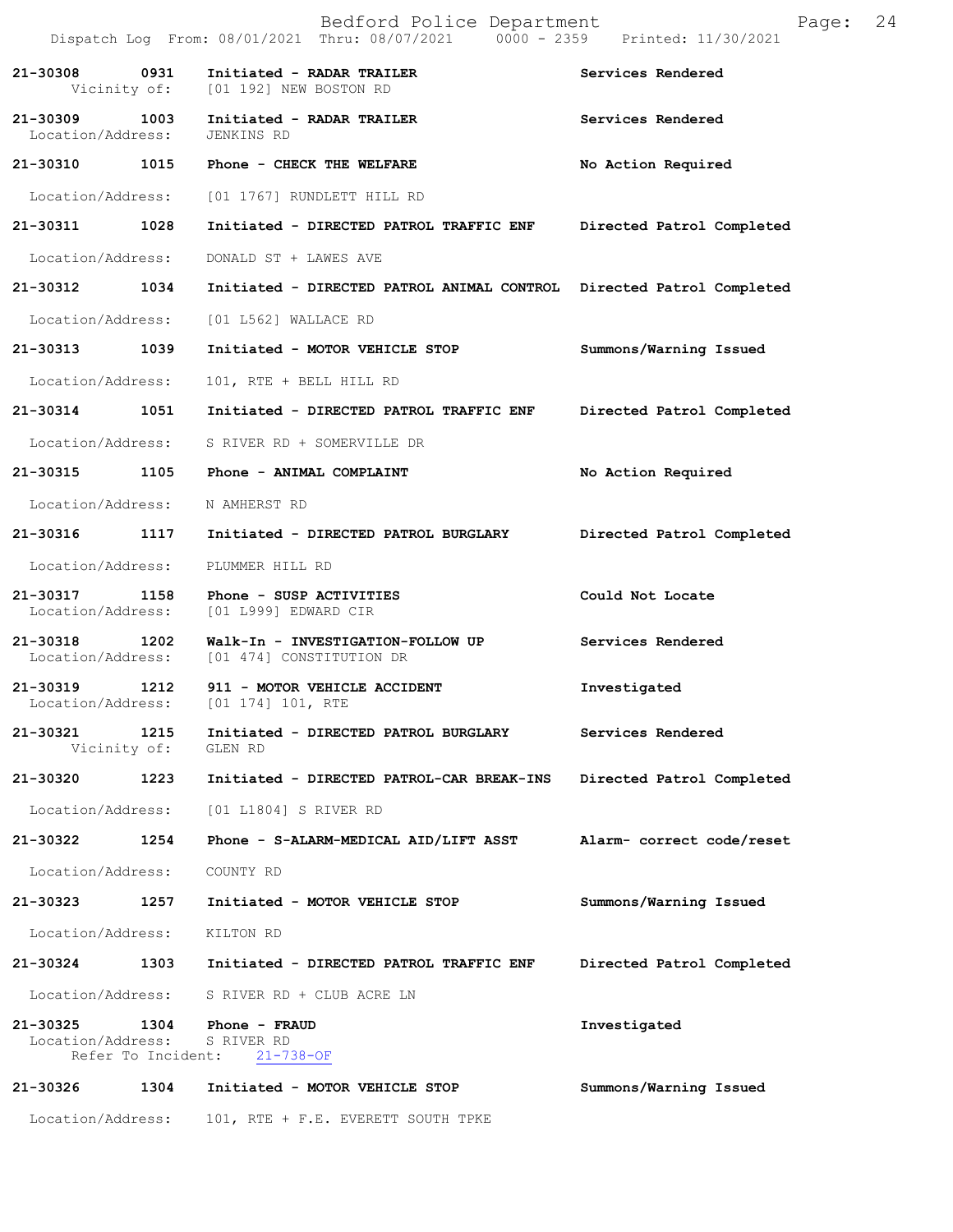21-30308 0931 Initiated - RADAR TRAILER Services Rendered
Vicinity of: [01 192] NEW BOSTON RD

21-30309 1003 Initiated - RADAR TRAILER Services Rendered
Location/Address: JENKINS RD

21-30310 1015 Phone - CHECK THE WELFARE No Action Required

Location/Address: [01 1767] RUNDLETT HILL RD

21-30311 1028 Initiated - DIRECTED PATROL TRAFFIC ENF Directed Patrol Completed

Location/Address: DONALD ST + LAWES AVE

21-30312 1034 Initiated - DIRECTED PATROL ANIMAL CONTROL Directed Patrol Completed

Location/Address: [01 L562] WALLACE RD

21-30313 1039 Initiated - MOTOR VEHICLE STOP Summons/Warning Issued

Location/Address: 101, RTE + BELL HILL RD

21-30314 1051 Initiated - DIRECTED PATROL TRAFFIC ENF Directed Patrol Completed

Location/Address: S RIVER RD + SOMERVILLE DR

21-30315 1105 Phone - ANIMAL COMPLAINT No Action Required

Location/Address: N AMHERST RD

21-30316 1117 Initiated - DIRECTED PATROL BURGLARY Directed Patrol Completed

Location/Address: PLUMMER HILL RD

21-30317 1158 Phone - SUSP ACTIVITIES Could Not Locate
Location/Address: [01 L999] EDWARD CIR

21-30318 1202 Walk-In - INVESTIGATION-FOLLOW UP Services Rendered
Location/Address: [01 474] CONSTITUTION DR

21-30319 1212 911 - MOTOR VEHICLE ACCIDENT Investigated
Location/Address: [01 174] 101, RTE

21-30321 1215 Initiated - DIRECTED PATROL BURGLARY Services Rendered
Vicinity of: GLEN RD

21-30320 1223 Initiated - DIRECTED PATROL-CAR BREAK-INS Directed Patrol Completed

Location/Address: [01 L1804] S RIVER RD

21-30322 1254 Phone - S-ALARM-MEDICAL AID/LIFT ASST Alarm- correct code/reset

Location/Address: COUNTY RD

21-30323 1257 Initiated - MOTOR VEHICLE STOP Summons/Warning Issued

Location/Address: KILTON RD

21-30324 1303 Initiated - DIRECTED PATROL TRAFFIC ENF Directed Patrol Completed

Location/Address: S RIVER RD + CLUB ACRE LN

21-30325 1304 Phone - FRAUD Investigated
Location/Address: S RIVER RD
Refer To Incident: 21-738-OF

21-30326 1304 Initiated - MOTOR VEHICLE STOP Summons/Warning Issued

Location/Address: 101, RTE + F.E. EVERETT SOUTH TPKE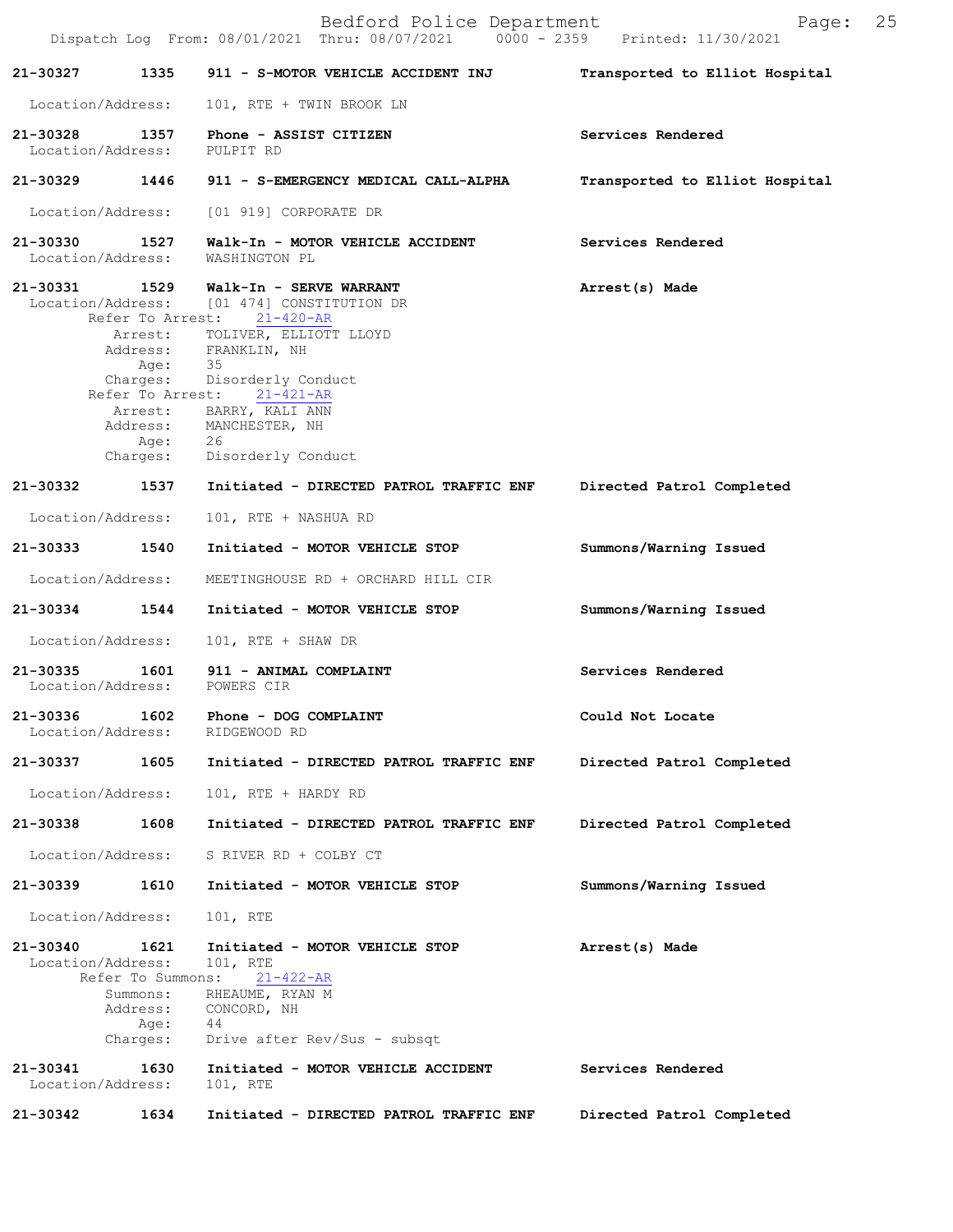**21-30327** 1335 **911 - S-MOTOR VEHICLE ACCIDENT INJ** — **Transported to Elliot Hospital**

Location/Address: 101, RTE + TWIN BROOK LN

**21-30328** 1357 **Phone - ASSIST CITIZEN** — **Services Rendered**

Location/Address: PULPIT RD

**21-30329** 1446 **911 - S-EMERGENCY MEDICAL CALL-ALPHA** — **Transported to Elliot Hospital**

Location/Address: [01 919] CORPORATE DR

**21-30330** 1527 **Walk-In - MOTOR VEHICLE ACCIDENT** — **Services Rendered**

Location/Address: WASHINGTON PL

**21-30331** 1529 **Walk-In - SERVE WARRANT** — **Arrest(s) Made**

Location/Address: [01 474] CONSTITUTION DR

Refer To Arrest: 21-420-AR
Arrest: TOLIVER, ELLIOTT LLOYD
Address: FRANKLIN, NH
Age: 35
Charges: Disorderly Conduct

Refer To Arrest: 21-421-AR
Arrest: BARRY, KALI ANN
Address: MANCHESTER, NH
Age: 26
Charges: Disorderly Conduct

**21-30332** 1537 **Initiated - DIRECTED PATROL TRAFFIC ENF** — **Directed Patrol Completed**

Location/Address: 101, RTE + NASHUA RD

**21-30333** 1540 **Initiated - MOTOR VEHICLE STOP** — **Summons/Warning Issued**

Location/Address: MEETINGHOUSE RD + ORCHARD HILL CIR

**21-30334** 1544 **Initiated - MOTOR VEHICLE STOP** — **Summons/Warning Issued**

Location/Address: 101, RTE + SHAW DR

**21-30335** 1601 **911 - ANIMAL COMPLAINT** — **Services Rendered**

Location/Address: POWERS CIR

**21-30336** 1602 **Phone - DOG COMPLAINT** — **Could Not Locate**

Location/Address: RIDGEWOOD RD

**21-30337** 1605 **Initiated - DIRECTED PATROL TRAFFIC ENF** — **Directed Patrol Completed**

Location/Address: 101, RTE + HARDY RD

**21-30338** 1608 **Initiated - DIRECTED PATROL TRAFFIC ENF** — **Directed Patrol Completed**

Location/Address: S RIVER RD + COLBY CT

**21-30339** 1610 **Initiated - MOTOR VEHICLE STOP** — **Summons/Warning Issued**

Location/Address: 101, RTE

**21-30340** 1621 **Initiated - MOTOR VEHICLE STOP** — **Arrest(s) Made**

Location/Address: 101, RTE

Refer To Summons: 21-422-AR
Summons: RHEAUME, RYAN M
Address: CONCORD, NH
Age: 44
Charges: Drive after Rev/Sus - subsqt

**21-30341** 1630 **Initiated - MOTOR VEHICLE ACCIDENT** — **Services Rendered**

Location/Address: 101, RTE

**21-30342** 1634 **Initiated - DIRECTED PATROL TRAFFIC ENF** — **Directed Patrol Completed**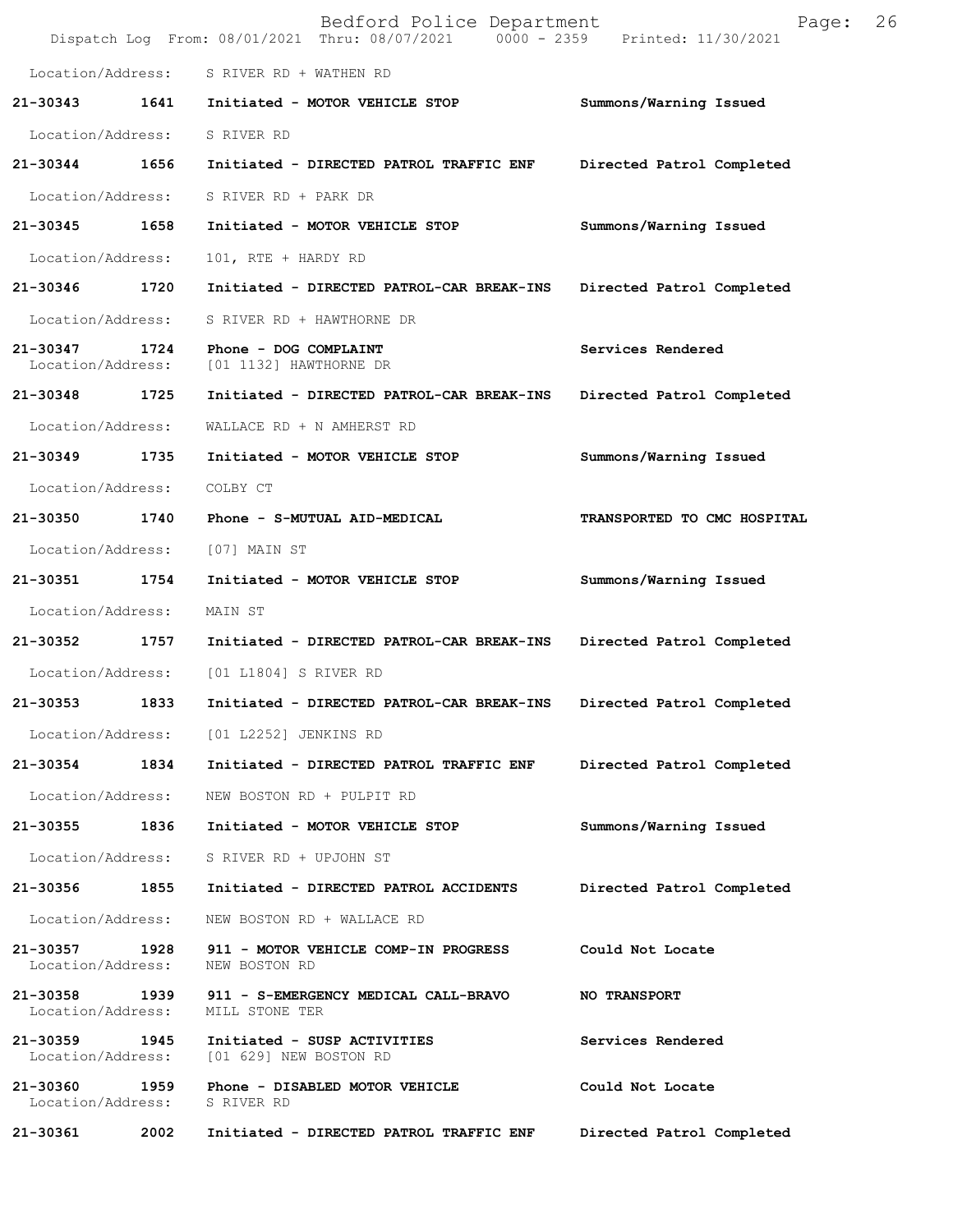Location/Address: S RIVER RD + WATHEN RD

**21-30343 1641 Initiated - MOTOR VEHICLE STOP — Summons/Warning Issued**
Location/Address: S RIVER RD

**21-30344 1656 Initiated - DIRECTED PATROL TRAFFIC ENF — Directed Patrol Completed**
Location/Address: S RIVER RD + PARK DR

**21-30345 1658 Initiated - MOTOR VEHICLE STOP — Summons/Warning Issued**
Location/Address: 101, RTE + HARDY RD

**21-30346 1720 Initiated - DIRECTED PATROL-CAR BREAK-INS — Directed Patrol Completed**
Location/Address: S RIVER RD + HAWTHORNE DR

**21-30347 1724 Phone - DOG COMPLAINT — Services Rendered**
Location/Address: [01 1132] HAWTHORNE DR

**21-30348 1725 Initiated - DIRECTED PATROL-CAR BREAK-INS — Directed Patrol Completed**
Location/Address: WALLACE RD + N AMHERST RD

**21-30349 1735 Initiated - MOTOR VEHICLE STOP — Summons/Warning Issued**
Location/Address: COLBY CT

**21-30350 1740 Phone - S-MUTUAL AID-MEDICAL — TRANSPORTED TO CMC HOSPITAL**
Location/Address: [07] MAIN ST

**21-30351 1754 Initiated - MOTOR VEHICLE STOP — Summons/Warning Issued**
Location/Address: MAIN ST

**21-30352 1757 Initiated - DIRECTED PATROL-CAR BREAK-INS — Directed Patrol Completed**
Location/Address: [01 L1804] S RIVER RD

**21-30353 1833 Initiated - DIRECTED PATROL-CAR BREAK-INS — Directed Patrol Completed**
Location/Address: [01 L2252] JENKINS RD

**21-30354 1834 Initiated - DIRECTED PATROL TRAFFIC ENF — Directed Patrol Completed**
Location/Address: NEW BOSTON RD + PULPIT RD

**21-30355 1836 Initiated - MOTOR VEHICLE STOP — Summons/Warning Issued**
Location/Address: S RIVER RD + UPJOHN ST

**21-30356 1855 Initiated - DIRECTED PATROL ACCIDENTS — Directed Patrol Completed**
Location/Address: NEW BOSTON RD + WALLACE RD

**21-30357 1928 911 - MOTOR VEHICLE COMP-IN PROGRESS — Could Not Locate**
Location/Address: NEW BOSTON RD

**21-30358 1939 911 - S-EMERGENCY MEDICAL CALL-BRAVO — NO TRANSPORT**
Location/Address: MILL STONE TER

**21-30359 1945 Initiated - SUSP ACTIVITIES — Services Rendered**
Location/Address: [01 629] NEW BOSTON RD

**21-30360 1959 Phone - DISABLED MOTOR VEHICLE — Could Not Locate**
Location/Address: S RIVER RD

**21-30361 2002 Initiated - DIRECTED PATROL TRAFFIC ENF — Directed Patrol Completed**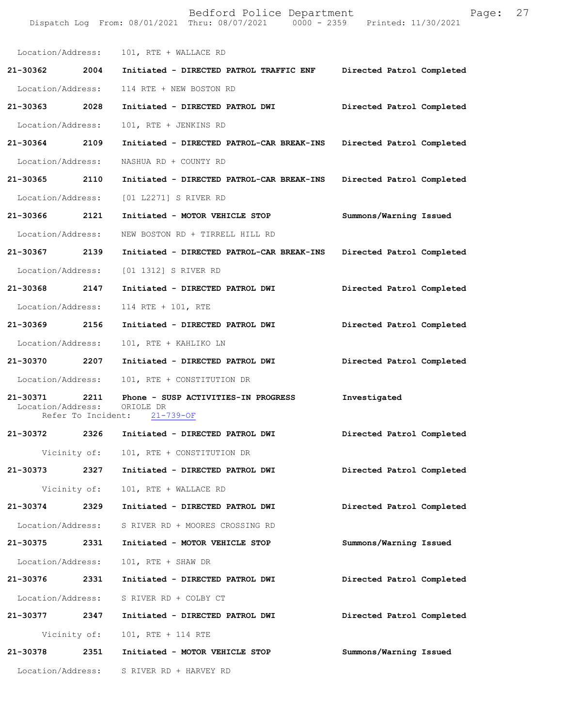Location/Address: 101, RTE + WALLACE RD

**21-30362 2004 Initiated - DIRECTED PATROL TRAFFIC ENF Directed Patrol Completed**

Location/Address: 114 RTE + NEW BOSTON RD

**21-30363 2028 Initiated - DIRECTED PATROL DWI Directed Patrol Completed**

Location/Address: 101, RTE + JENKINS RD

**21-30364 2109 Initiated - DIRECTED PATROL-CAR BREAK-INS Directed Patrol Completed**

Location/Address: NASHUA RD + COUNTY RD

**21-30365 2110 Initiated - DIRECTED PATROL-CAR BREAK-INS Directed Patrol Completed**

Location/Address: [01 L2271] S RIVER RD

**21-30366 2121 Initiated - MOTOR VEHICLE STOP Summons/Warning Issued**

Location/Address: NEW BOSTON RD + TIRRELL HILL RD

**21-30367 2139 Initiated - DIRECTED PATROL-CAR BREAK-INS Directed Patrol Completed**

Location/Address: [01 1312] S RIVER RD

**21-30368 2147 Initiated - DIRECTED PATROL DWI Directed Patrol Completed**

Location/Address: 114 RTE + 101, RTE

**21-30369 2156 Initiated - DIRECTED PATROL DWI Directed Patrol Completed**

Location/Address: 101, RTE + KAHLIKO LN

**21-30370 2207 Initiated - DIRECTED PATROL DWI Directed Patrol Completed**

Location/Address: 101, RTE + CONSTITUTION DR

**21-30371 2211 Phone - SUSP ACTIVITIES-IN PROGRESS Investigated**

Location/Address: ORIOLE DR

Refer To Incident: 21-739-OF

**21-30372 2326 Initiated - DIRECTED PATROL DWI Directed Patrol Completed**

Vicinity of: 101, RTE + CONSTITUTION DR

**21-30373 2327 Initiated - DIRECTED PATROL DWI Directed Patrol Completed**

Vicinity of: 101, RTE + WALLACE RD

**21-30374 2329 Initiated - DIRECTED PATROL DWI Directed Patrol Completed**

Location/Address: S RIVER RD + MOORES CROSSING RD

**21-30375 2331 Initiated - MOTOR VEHICLE STOP Summons/Warning Issued**

Location/Address: 101, RTE + SHAW DR

**21-30376 2331 Initiated - DIRECTED PATROL DWI Directed Patrol Completed**

Location/Address: S RIVER RD + COLBY CT

**21-30377 2347 Initiated - DIRECTED PATROL DWI Directed Patrol Completed**

Vicinity of: 101, RTE + 114 RTE

**21-30378 2351 Initiated - MOTOR VEHICLE STOP Summons/Warning Issued**

Location/Address: S RIVER RD + HARVEY RD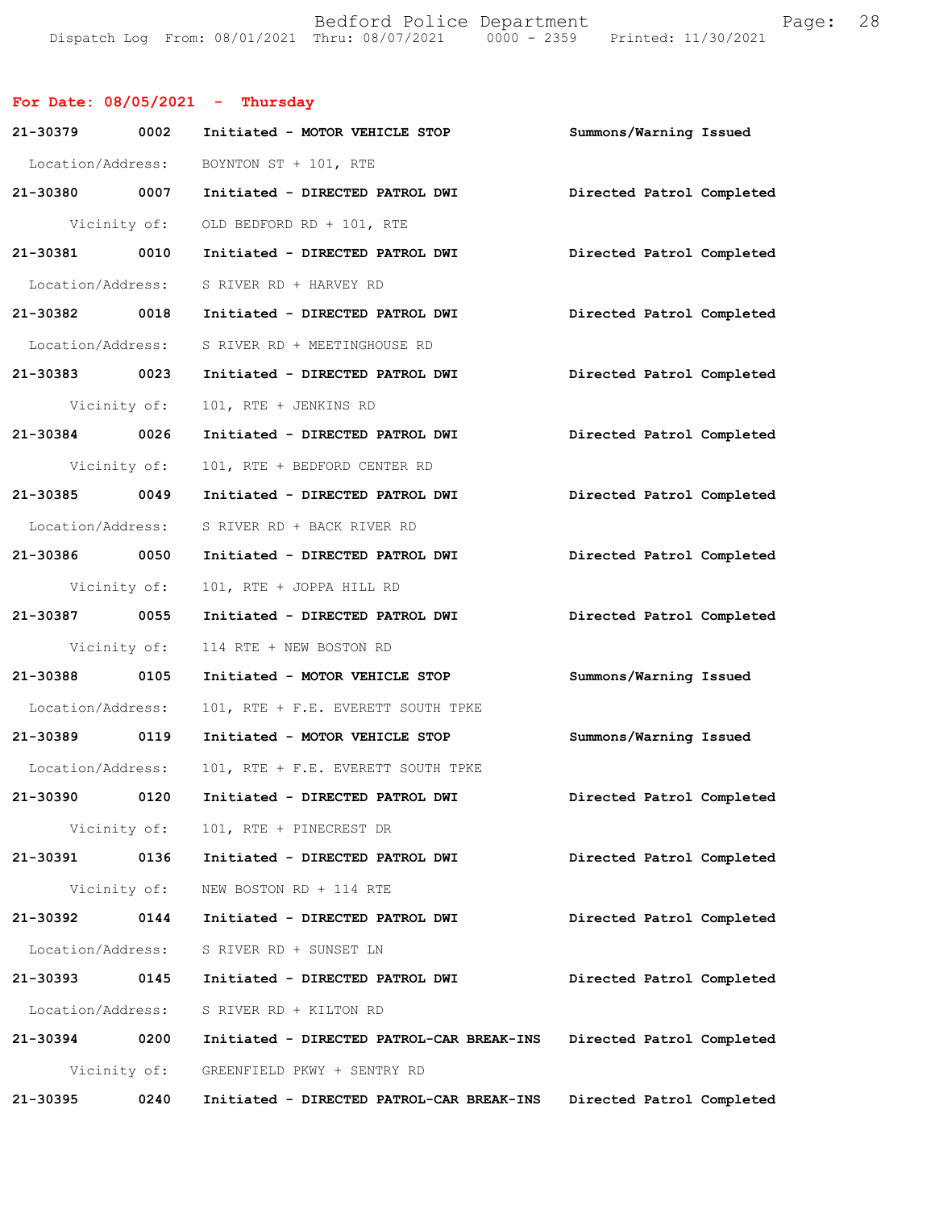## For Date: 08/05/2021 - Thursday

**21-30379** **0002** **Initiated - MOTOR VEHICLE STOP** **Summons/Warning Issued**
Location/Address: BOYNTON ST + 101, RTE

**21-30380** **0007** **Initiated - DIRECTED PATROL DWI** **Directed Patrol Completed**
Vicinity of: OLD BEDFORD RD + 101, RTE

**21-30381** **0010** **Initiated - DIRECTED PATROL DWI** **Directed Patrol Completed**
Location/Address: S RIVER RD + HARVEY RD

**21-30382** **0018** **Initiated - DIRECTED PATROL DWI** **Directed Patrol Completed**
Location/Address: S RIVER RD + MEETINGHOUSE RD

**21-30383** **0023** **Initiated - DIRECTED PATROL DWI** **Directed Patrol Completed**
Vicinity of: 101, RTE + JENKINS RD

**21-30384** **0026** **Initiated - DIRECTED PATROL DWI** **Directed Patrol Completed**
Vicinity of: 101, RTE + BEDFORD CENTER RD

**21-30385** **0049** **Initiated - DIRECTED PATROL DWI** **Directed Patrol Completed**
Location/Address: S RIVER RD + BACK RIVER RD

**21-30386** **0050** **Initiated - DIRECTED PATROL DWI** **Directed Patrol Completed**
Vicinity of: 101, RTE + JOPPA HILL RD

**21-30387** **0055** **Initiated - DIRECTED PATROL DWI** **Directed Patrol Completed**
Vicinity of: 114 RTE + NEW BOSTON RD

**21-30388** **0105** **Initiated - MOTOR VEHICLE STOP** **Summons/Warning Issued**
Location/Address: 101, RTE + F.E. EVERETT SOUTH TPKE

**21-30389** **0119** **Initiated - MOTOR VEHICLE STOP** **Summons/Warning Issued**
Location/Address: 101, RTE + F.E. EVERETT SOUTH TPKE

**21-30390** **0120** **Initiated - DIRECTED PATROL DWI** **Directed Patrol Completed**
Vicinity of: 101, RTE + PINECREST DR

**21-30391** **0136** **Initiated - DIRECTED PATROL DWI** **Directed Patrol Completed**
Vicinity of: NEW BOSTON RD + 114 RTE

**21-30392** **0144** **Initiated - DIRECTED PATROL DWI** **Directed Patrol Completed**
Location/Address: S RIVER RD + SUNSET LN

**21-30393** **0145** **Initiated - DIRECTED PATROL DWI** **Directed Patrol Completed**
Location/Address: S RIVER RD + KILTON RD

**21-30394** **0200** **Initiated - DIRECTED PATROL-CAR BREAK-INS** **Directed Patrol Completed**
Vicinity of: GREENFIELD PKWY + SENTRY RD

**21-30395** **0240** **Initiated - DIRECTED PATROL-CAR BREAK-INS** **Directed Patrol Completed**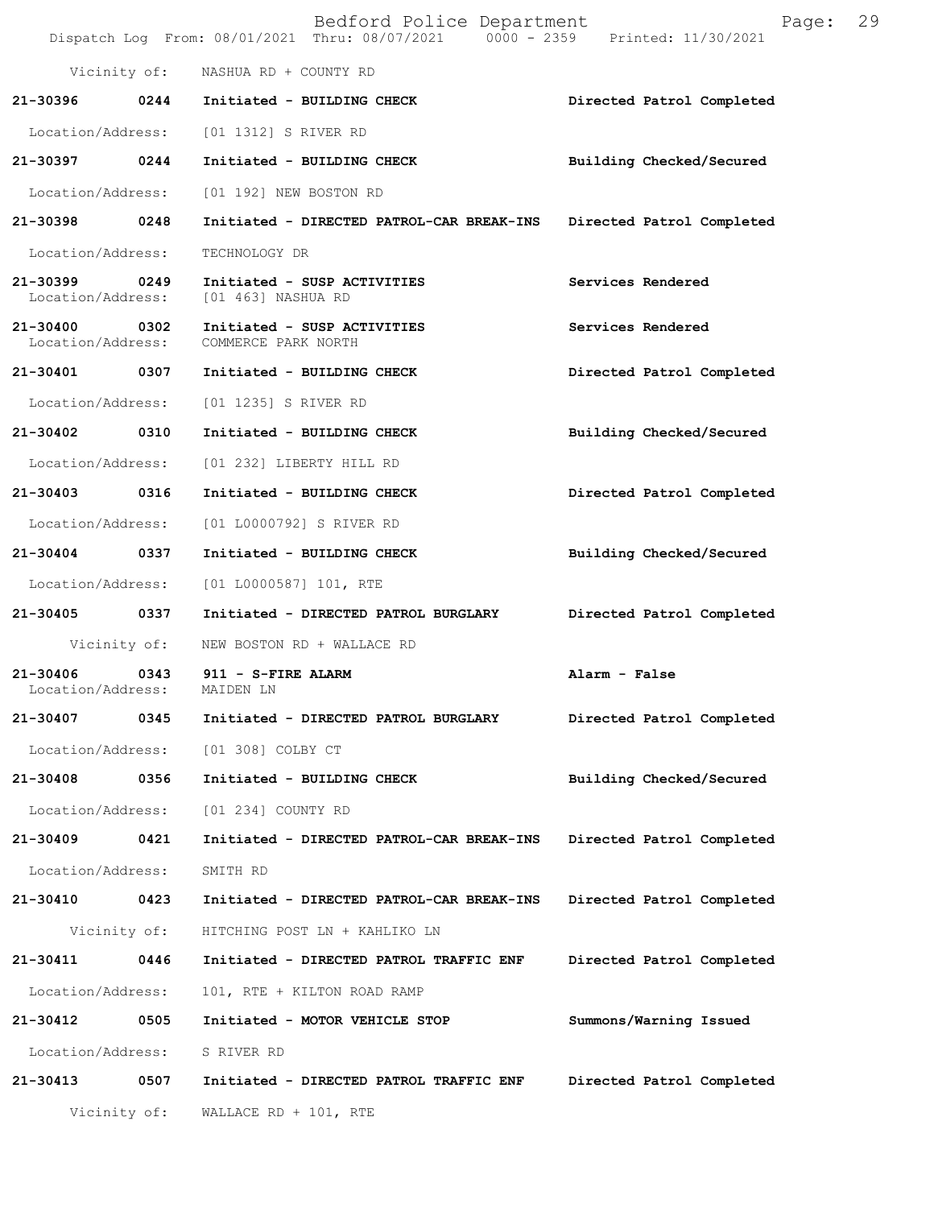Vicinity of: NASHUA RD + COUNTY RD

| Call # | Time | Call Reason | Action |
|---|---|---|---|
| 21-30396 | 0244 | Initiated - BUILDING CHECK | Directed Patrol Completed |
| Location/Address: | | [01 1312] S RIVER RD | |
| 21-30397 | 0244 | Initiated - BUILDING CHECK | Building Checked/Secured |
| Location/Address: | | [01 192] NEW BOSTON RD | |
| 21-30398 | 0248 | Initiated - DIRECTED PATROL-CAR BREAK-INS | Directed Patrol Completed |
| Location/Address: | | TECHNOLOGY DR | |
| 21-30399 | 0249 | Initiated - SUSP ACTIVITIES | Services Rendered |
| Location/Address: | | [01 463] NASHUA RD | |
| 21-30400 | 0302 | Initiated - SUSP ACTIVITIES | Services Rendered |
| Location/Address: | | COMMERCE PARK NORTH | |
| 21-30401 | 0307 | Initiated - BUILDING CHECK | Directed Patrol Completed |
| Location/Address: | | [01 1235] S RIVER RD | |
| 21-30402 | 0310 | Initiated - BUILDING CHECK | Building Checked/Secured |
| Location/Address: | | [01 232] LIBERTY HILL RD | |
| 21-30403 | 0316 | Initiated - BUILDING CHECK | Directed Patrol Completed |
| Location/Address: | | [01 L0000792] S RIVER RD | |
| 21-30404 | 0337 | Initiated - BUILDING CHECK | Building Checked/Secured |
| Location/Address: | | [01 L0000587] 101, RTE | |
| 21-30405 | 0337 | Initiated - DIRECTED PATROL BURGLARY | Directed Patrol Completed |
| Vicinity of: | | NEW BOSTON RD + WALLACE RD | |
| 21-30406 | 0343 | 911 - S-FIRE ALARM | Alarm - False |
| Location/Address: | | MAIDEN LN | |
| 21-30407 | 0345 | Initiated - DIRECTED PATROL BURGLARY | Directed Patrol Completed |
| Location/Address: | | [01 308] COLBY CT | |
| 21-30408 | 0356 | Initiated - BUILDING CHECK | Building Checked/Secured |
| Location/Address: | | [01 234] COUNTY RD | |
| 21-30409 | 0421 | Initiated - DIRECTED PATROL-CAR BREAK-INS | Directed Patrol Completed |
| Location/Address: | | SMITH RD | |
| 21-30410 | 0423 | Initiated - DIRECTED PATROL-CAR BREAK-INS | Directed Patrol Completed |
| Vicinity of: | | HITCHING POST LN + KAHLIKO LN | |
| 21-30411 | 0446 | Initiated - DIRECTED PATROL TRAFFIC ENF | Directed Patrol Completed |
| Location/Address: | | 101, RTE + KILTON ROAD RAMP | |
| 21-30412 | 0505 | Initiated - MOTOR VEHICLE STOP | Summons/Warning Issued |
| Location/Address: | | S RIVER RD | |
| 21-30413 | 0507 | Initiated - DIRECTED PATROL TRAFFIC ENF | Directed Patrol Completed |
| Vicinity of: | | WALLACE RD + 101, RTE | |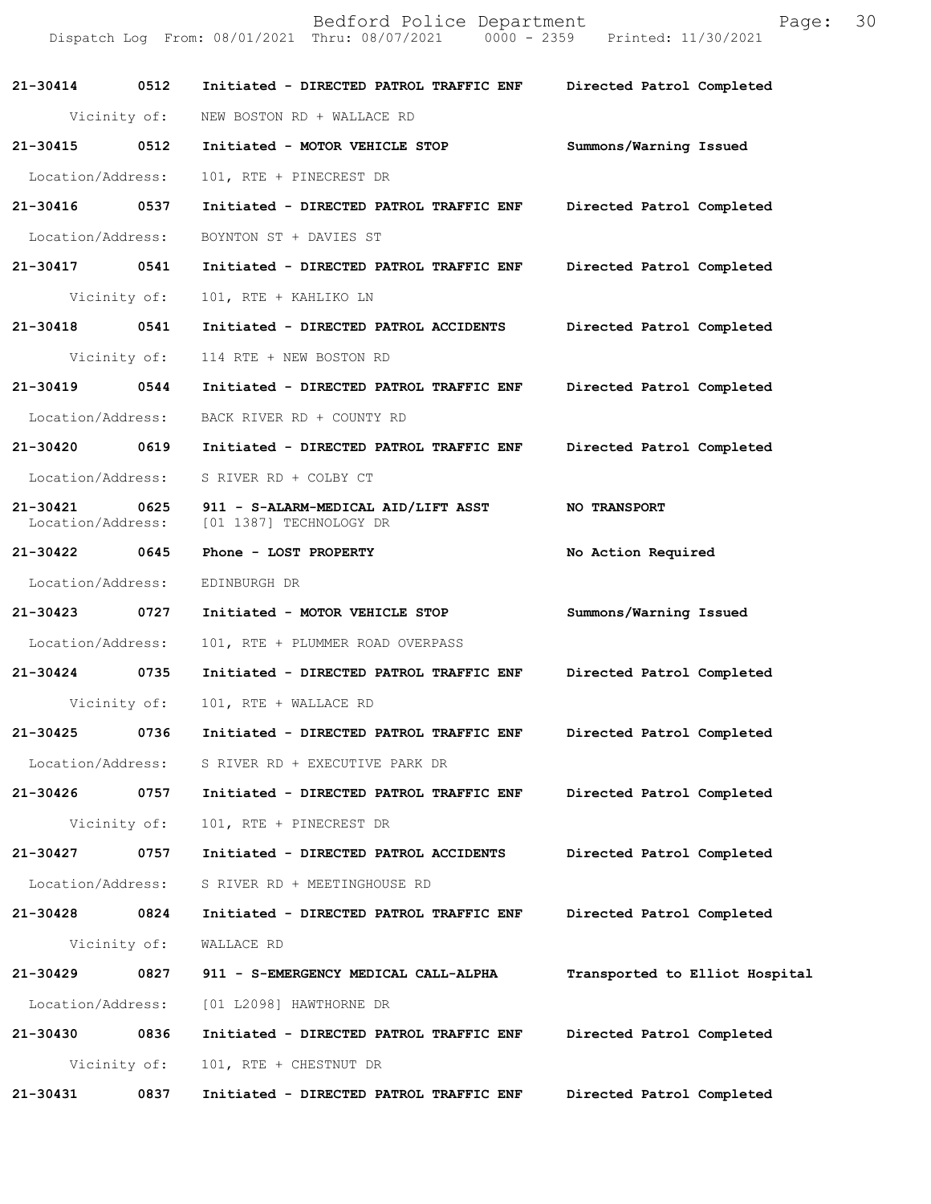| Call # | Time | Call Type | Action |
|---|---|---|---|
| **21-30414** | **0512** | **Initiated - DIRECTED PATROL TRAFFIC ENF** | **Directed Patrol Completed** |
| Vicinity of: | | NEW BOSTON RD + WALLACE RD | |
| **21-30415** | **0512** | **Initiated - MOTOR VEHICLE STOP** | **Summons/Warning Issued** |
| Location/Address: | | 101, RTE + PINECREST DR | |
| **21-30416** | **0537** | **Initiated - DIRECTED PATROL TRAFFIC ENF** | **Directed Patrol Completed** |
| Location/Address: | | BOYNTON ST + DAVIES ST | |
| **21-30417** | **0541** | **Initiated - DIRECTED PATROL TRAFFIC ENF** | **Directed Patrol Completed** |
| Vicinity of: | | 101, RTE + KAHLIKO LN | |
| **21-30418** | **0541** | **Initiated - DIRECTED PATROL ACCIDENTS** | **Directed Patrol Completed** |
| Vicinity of: | | 114 RTE + NEW BOSTON RD | |
| **21-30419** | **0544** | **Initiated - DIRECTED PATROL TRAFFIC ENF** | **Directed Patrol Completed** |
| Location/Address: | | BACK RIVER RD + COUNTY RD | |
| **21-30420** | **0619** | **Initiated - DIRECTED PATROL TRAFFIC ENF** | **Directed Patrol Completed** |
| Location/Address: | | S RIVER RD + COLBY CT | |
| **21-30421** | **0625** | **911 - S-ALARM-MEDICAL AID/LIFT ASST** | **NO TRANSPORT** |
| Location/Address: | | [01 1387] TECHNOLOGY DR | |
| **21-30422** | **0645** | **Phone - LOST PROPERTY** | **No Action Required** |
| Location/Address: | | EDINBURGH DR | |
| **21-30423** | **0727** | **Initiated - MOTOR VEHICLE STOP** | **Summons/Warning Issued** |
| Location/Address: | | 101, RTE + PLUMMER ROAD OVERPASS | |
| **21-30424** | **0735** | **Initiated - DIRECTED PATROL TRAFFIC ENF** | **Directed Patrol Completed** |
| Vicinity of: | | 101, RTE + WALLACE RD | |
| **21-30425** | **0736** | **Initiated - DIRECTED PATROL TRAFFIC ENF** | **Directed Patrol Completed** |
| Location/Address: | | S RIVER RD + EXECUTIVE PARK DR | |
| **21-30426** | **0757** | **Initiated - DIRECTED PATROL TRAFFIC ENF** | **Directed Patrol Completed** |
| Vicinity of: | | 101, RTE + PINECREST DR | |
| **21-30427** | **0757** | **Initiated - DIRECTED PATROL ACCIDENTS** | **Directed Patrol Completed** |
| Location/Address: | | S RIVER RD + MEETINGHOUSE RD | |
| **21-30428** | **0824** | **Initiated - DIRECTED PATROL TRAFFIC ENF** | **Directed Patrol Completed** |
| Vicinity of: | | WALLACE RD | |
| **21-30429** | **0827** | **911 - S-EMERGENCY MEDICAL CALL-ALPHA** | **Transported to Elliot Hospital** |
| Location/Address: | | [01 L2098] HAWTHORNE DR | |
| **21-30430** | **0836** | **Initiated - DIRECTED PATROL TRAFFIC ENF** | **Directed Patrol Completed** |
| Vicinity of: | | 101, RTE + CHESTNUT DR | |
| **21-30431** | **0837** | **Initiated - DIRECTED PATROL TRAFFIC ENF** | **Directed Patrol Completed** |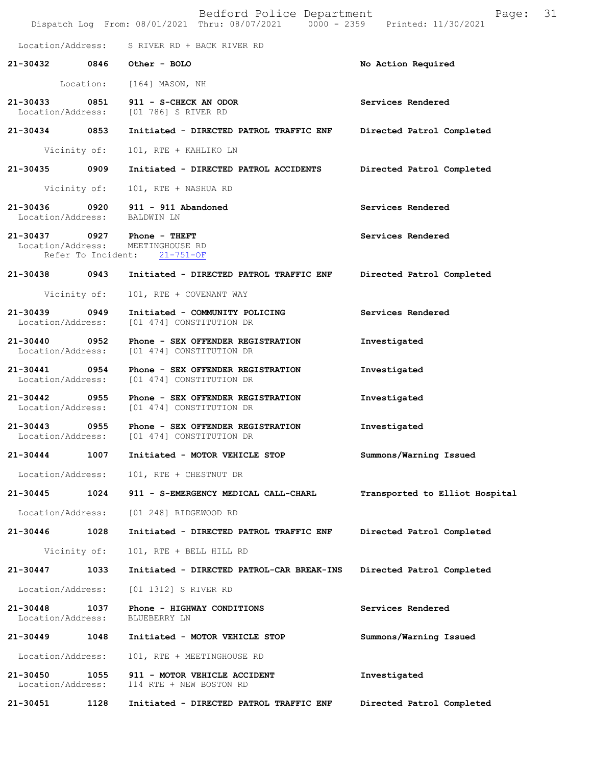Location/Address: S RIVER RD + BACK RIVER RD

**21-30432 0846 Other - BOLO** — **No Action Required**
Location: [164] MASON, NH

**21-30433 0851 911 - S-CHECK AN ODOR** — **Services Rendered**
Location/Address: [01 786] S RIVER RD

**21-30434 0853 Initiated - DIRECTED PATROL TRAFFIC ENF** — **Directed Patrol Completed**
Vicinity of: 101, RTE + KAHLIKO LN

**21-30435 0909 Initiated - DIRECTED PATROL ACCIDENTS** — **Directed Patrol Completed**
Vicinity of: 101, RTE + NASHUA RD

**21-30436 0920 911 - 911 Abandoned** — **Services Rendered**
Location/Address: BALDWIN LN

**21-30437 0927 Phone - THEFT** — **Services Rendered**
Location/Address: MEETINGHOUSE RD
Refer To Incident: 21-751-OF

**21-30438 0943 Initiated - DIRECTED PATROL TRAFFIC ENF** — **Directed Patrol Completed**
Vicinity of: 101, RTE + COVENANT WAY

**21-30439 0949 Initiated - COMMUNITY POLICING** — **Services Rendered**
Location/Address: [01 474] CONSTITUTION DR

**21-30440 0952 Phone - SEX OFFENDER REGISTRATION** — **Investigated**
Location/Address: [01 474] CONSTITUTION DR

**21-30441 0954 Phone - SEX OFFENDER REGISTRATION** — **Investigated**
Location/Address: [01 474] CONSTITUTION DR

**21-30442 0955 Phone - SEX OFFENDER REGISTRATION** — **Investigated**
Location/Address: [01 474] CONSTITUTION DR

**21-30443 0955 Phone - SEX OFFENDER REGISTRATION** — **Investigated**
Location/Address: [01 474] CONSTITUTION DR

**21-30444 1007 Initiated - MOTOR VEHICLE STOP** — **Summons/Warning Issued**
Location/Address: 101, RTE + CHESTNUT DR

**21-30445 1024 911 - S-EMERGENCY MEDICAL CALL-CHARL** — **Transported to Elliot Hospital**
Location/Address: [01 248] RIDGEWOOD RD

**21-30446 1028 Initiated - DIRECTED PATROL TRAFFIC ENF** — **Directed Patrol Completed**
Vicinity of: 101, RTE + BELL HILL RD

**21-30447 1033 Initiated - DIRECTED PATROL-CAR BREAK-INS** — **Directed Patrol Completed**
Location/Address: [01 1312] S RIVER RD

**21-30448 1037 Phone - HIGHWAY CONDITIONS** — **Services Rendered**
Location/Address: BLUEBERRY LN

**21-30449 1048 Initiated - MOTOR VEHICLE STOP** — **Summons/Warning Issued**
Location/Address: 101, RTE + MEETINGHOUSE RD

**21-30450 1055 911 - MOTOR VEHICLE ACCIDENT** — **Investigated**
Location/Address: 114 RTE + NEW BOSTON RD

**21-30451 1128 Initiated - DIRECTED PATROL TRAFFIC ENF** — **Directed Patrol Completed**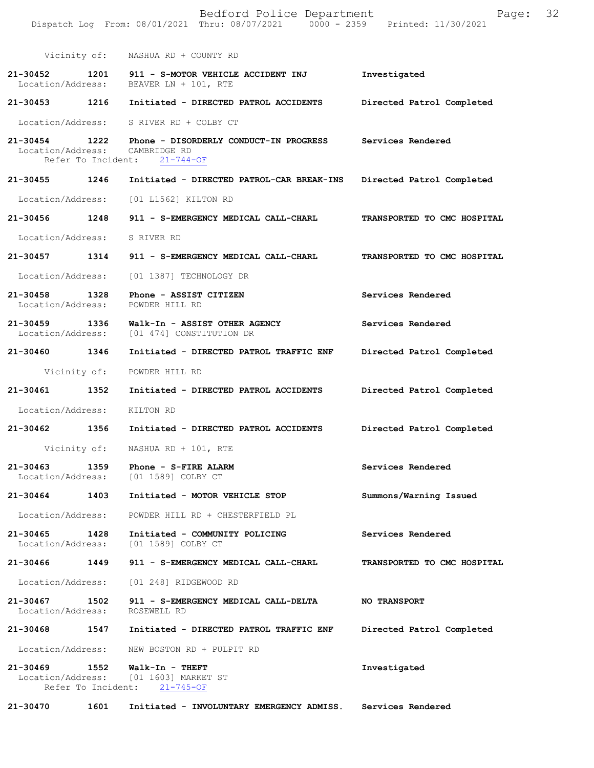Vicinity of: NASHUA RD + COUNTY RD

**21-30452** 1201 **911 - S-MOTOR VEHICLE ACCIDENT INJ** — **Investigated**
Location/Address: BEAVER LN + 101, RTE

**21-30453** 1216 **Initiated - DIRECTED PATROL ACCIDENTS** — **Directed Patrol Completed**
Location/Address: S RIVER RD + COLBY CT

**21-30454** 1222 **Phone - DISORDERLY CONDUCT-IN PROGRESS** — **Services Rendered**
Location/Address: CAMBRIDGE RD
Refer To Incident: 21-744-OF

**21-30455** 1246 **Initiated - DIRECTED PATROL-CAR BREAK-INS** — **Directed Patrol Completed**
Location/Address: [01 L1562] KILTON RD

**21-30456** 1248 **911 - S-EMERGENCY MEDICAL CALL-CHARL** — **TRANSPORTED TO CMC HOSPITAL**
Location/Address: S RIVER RD

**21-30457** 1314 **911 - S-EMERGENCY MEDICAL CALL-CHARL** — **TRANSPORTED TO CMC HOSPITAL**
Location/Address: [01 1387] TECHNOLOGY DR

**21-30458** 1328 **Phone - ASSIST CITIZEN** — **Services Rendered**
Location/Address: POWDER HILL RD

**21-30459** 1336 **Walk-In - ASSIST OTHER AGENCY** — **Services Rendered**
Location/Address: [01 474] CONSTITUTION DR

**21-30460** 1346 **Initiated - DIRECTED PATROL TRAFFIC ENF** — **Directed Patrol Completed**
Vicinity of: POWDER HILL RD

**21-30461** 1352 **Initiated - DIRECTED PATROL ACCIDENTS** — **Directed Patrol Completed**
Location/Address: KILTON RD

**21-30462** 1356 **Initiated - DIRECTED PATROL ACCIDENTS** — **Directed Patrol Completed**
Vicinity of: NASHUA RD + 101, RTE

**21-30463** 1359 **Phone - S-FIRE ALARM** — **Services Rendered**
Location/Address: [01 1589] COLBY CT

**21-30464** 1403 **Initiated - MOTOR VEHICLE STOP** — **Summons/Warning Issued**
Location/Address: POWDER HILL RD + CHESTERFIELD PL

**21-30465** 1428 **Initiated - COMMUNITY POLICING** — **Services Rendered**
Location/Address: [01 1589] COLBY CT

**21-30466** 1449 **911 - S-EMERGENCY MEDICAL CALL-CHARL** — **TRANSPORTED TO CMC HOSPITAL**
Location/Address: [01 248] RIDGEWOOD RD

**21-30467** 1502 **911 - S-EMERGENCY MEDICAL CALL-DELTA** — **NO TRANSPORT**
Location/Address: ROSEWELL RD

**21-30468** 1547 **Initiated - DIRECTED PATROL TRAFFIC ENF** — **Directed Patrol Completed**
Location/Address: NEW BOSTON RD + PULPIT RD

**21-30469** 1552 **Walk-In - THEFT** — **Investigated**
Location/Address: [01 1603] MARKET ST
Refer To Incident: 21-745-OF

**21-30470** 1601 **Initiated - INVOLUNTARY EMERGENCY ADMISS.** — **Services Rendered**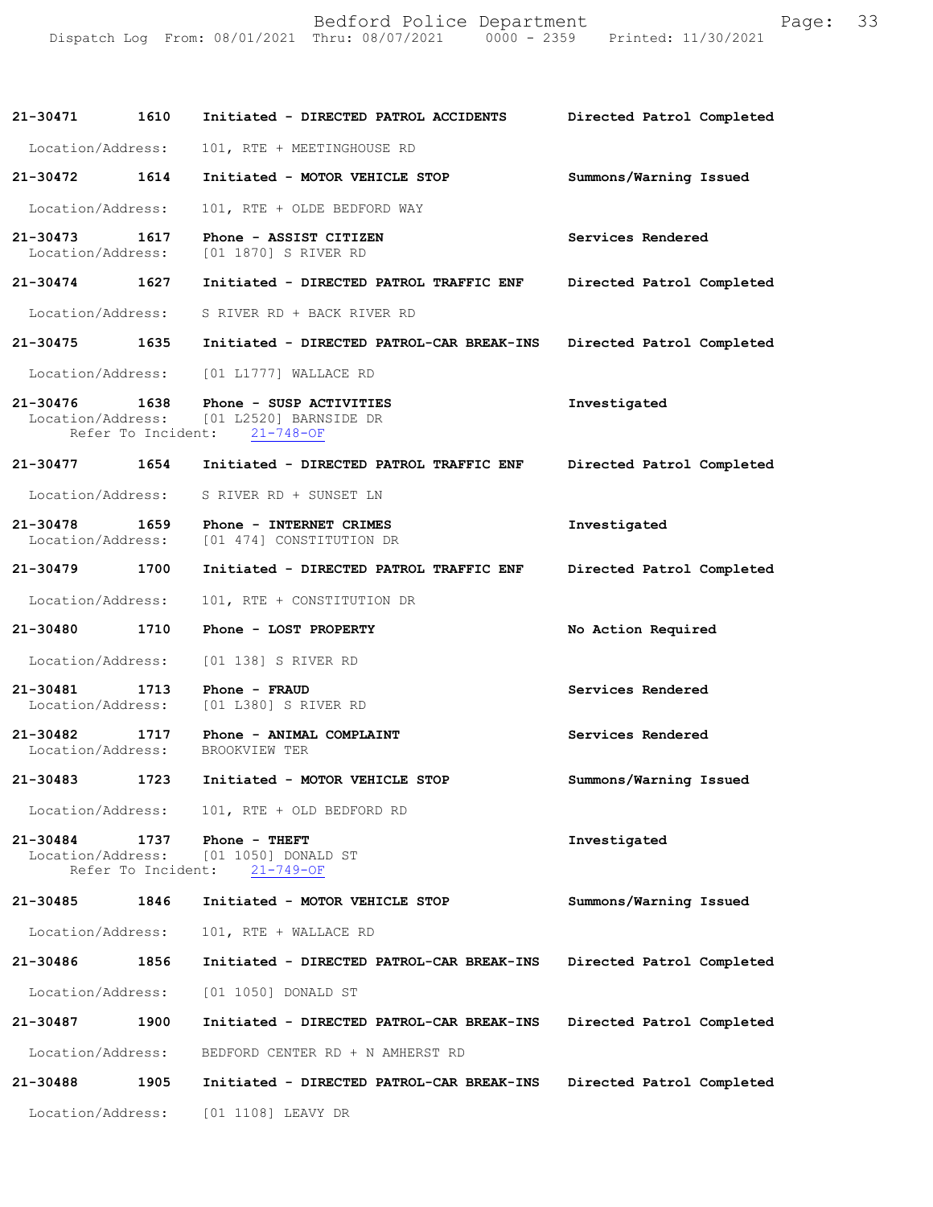21-30471 1610 Initiated - DIRECTED PATROL ACCIDENTS Directed Patrol Completed

Location/Address: 101, RTE + MEETINGHOUSE RD

21-30472 1614 Initiated - MOTOR VEHICLE STOP Summons/Warning Issued

Location/Address: 101, RTE + OLDE BEDFORD WAY

21-30473 1617 Phone - ASSIST CITIZEN Services Rendered
Location/Address: [01 1870] S RIVER RD

21-30474 1627 Initiated - DIRECTED PATROL TRAFFIC ENF Directed Patrol Completed

Location/Address: S RIVER RD + BACK RIVER RD

21-30475 1635 Initiated - DIRECTED PATROL-CAR BREAK-INS Directed Patrol Completed

Location/Address: [01 L1777] WALLACE RD

21-30476 1638 Phone - SUSP ACTIVITIES Investigated
Location/Address: [01 L2520] BARNSIDE DR
Refer To Incident: 21-748-OF

21-30477 1654 Initiated - DIRECTED PATROL TRAFFIC ENF Directed Patrol Completed

Location/Address: S RIVER RD + SUNSET LN

21-30478 1659 Phone - INTERNET CRIMES Investigated
Location/Address: [01 474] CONSTITUTION DR

21-30479 1700 Initiated - DIRECTED PATROL TRAFFIC ENF Directed Patrol Completed

Location/Address: 101, RTE + CONSTITUTION DR

21-30480 1710 Phone - LOST PROPERTY No Action Required

Location/Address: [01 138] S RIVER RD

21-30481 1713 Phone - FRAUD Services Rendered
Location/Address: [01 L380] S RIVER RD

21-30482 1717 Phone - ANIMAL COMPLAINT Services Rendered
Location/Address: BROOKVIEW TER

21-30483 1723 Initiated - MOTOR VEHICLE STOP Summons/Warning Issued

Location/Address: 101, RTE + OLD BEDFORD RD

21-30484 1737 Phone - THEFT Investigated
Location/Address: [01 1050] DONALD ST
Refer To Incident: 21-749-OF

21-30485 1846 Initiated - MOTOR VEHICLE STOP Summons/Warning Issued

Location/Address: 101, RTE + WALLACE RD

21-30486 1856 Initiated - DIRECTED PATROL-CAR BREAK-INS Directed Patrol Completed

Location/Address: [01 1050] DONALD ST

21-30487 1900 Initiated - DIRECTED PATROL-CAR BREAK-INS Directed Patrol Completed

Location/Address: BEDFORD CENTER RD + N AMHERST RD

21-30488 1905 Initiated - DIRECTED PATROL-CAR BREAK-INS Directed Patrol Completed

Location/Address: [01 1108] LEAVY DR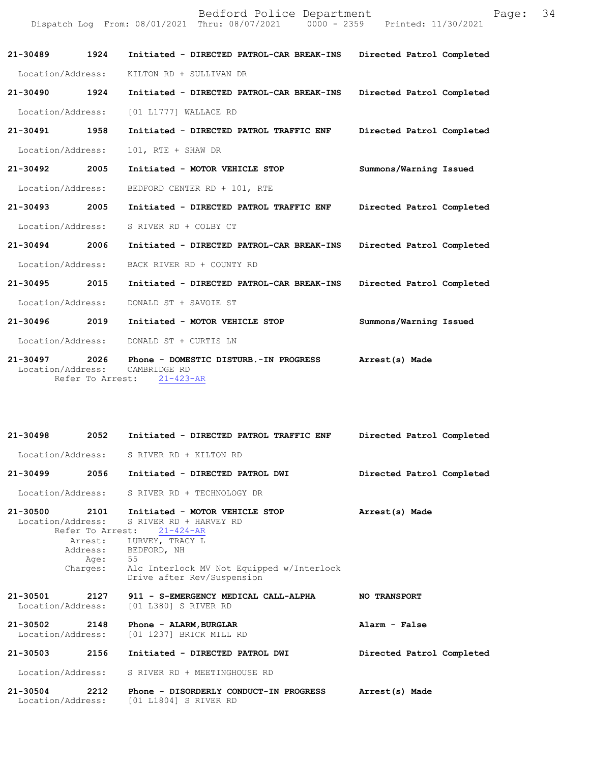**21-30489** 1924 **Initiated - DIRECTED PATROL-CAR BREAK-INS** **Directed Patrol Completed**

Location/Address: KILTON RD + SULLIVAN DR

**21-30490** 1924 **Initiated - DIRECTED PATROL-CAR BREAK-INS** **Directed Patrol Completed**

Location/Address: [01 L1777] WALLACE RD

**21-30491** 1958 **Initiated - DIRECTED PATROL TRAFFIC ENF** **Directed Patrol Completed**

Location/Address: 101, RTE + SHAW DR

**21-30492** 2005 **Initiated - MOTOR VEHICLE STOP** **Summons/Warning Issued**

Location/Address: BEDFORD CENTER RD + 101, RTE

**21-30493** 2005 **Initiated - DIRECTED PATROL TRAFFIC ENF** **Directed Patrol Completed**

Location/Address: S RIVER RD + COLBY CT

**21-30494** 2006 **Initiated - DIRECTED PATROL-CAR BREAK-INS** **Directed Patrol Completed**

Location/Address: BACK RIVER RD + COUNTY RD

**21-30495** 2015 **Initiated - DIRECTED PATROL-CAR BREAK-INS** **Directed Patrol Completed**

Location/Address: DONALD ST + SAVOIE ST

**21-30496** 2019 **Initiated - MOTOR VEHICLE STOP** **Summons/Warning Issued**

Location/Address: DONALD ST + CURTIS LN

**21-30497** 2026 **Phone - DOMESTIC DISTURB.-IN PROGRESS** **Arrest(s) Made**
Location/Address: CAMBRIDGE RD
Refer To Arrest: 21-423-AR

**21-30498** 2052 **Initiated - DIRECTED PATROL TRAFFIC ENF** **Directed Patrol Completed**

Location/Address: S RIVER RD + KILTON RD

**21-30499** 2056 **Initiated - DIRECTED PATROL DWI** **Directed Patrol Completed**

Location/Address: S RIVER RD + TECHNOLOGY DR

**21-30500** 2101 **Initiated - MOTOR VEHICLE STOP** **Arrest(s) Made**
Location/Address: S RIVER RD + HARVEY RD
Refer To Arrest: 21-424-AR
Arrest: LURVEY, TRACY L
Address: BEDFORD, NH
Age: 55
Charges: Alc Interlock MV Not Equipped w/Interlock
Drive after Rev/Suspension

**21-30501** 2127 **911 - S-EMERGENCY MEDICAL CALL-ALPHA** **NO TRANSPORT**
Location/Address: [01 L380] S RIVER RD

**21-30502** 2148 **Phone - ALARM,BURGLAR** **Alarm - False**
Location/Address: [01 1237] BRICK MILL RD

**21-30503** 2156 **Initiated - DIRECTED PATROL DWI** **Directed Patrol Completed**

Location/Address: S RIVER RD + MEETINGHOUSE RD

**21-30504** 2212 **Phone - DISORDERLY CONDUCT-IN PROGRESS** **Arrest(s) Made**
Location/Address: [01 L1804] S RIVER RD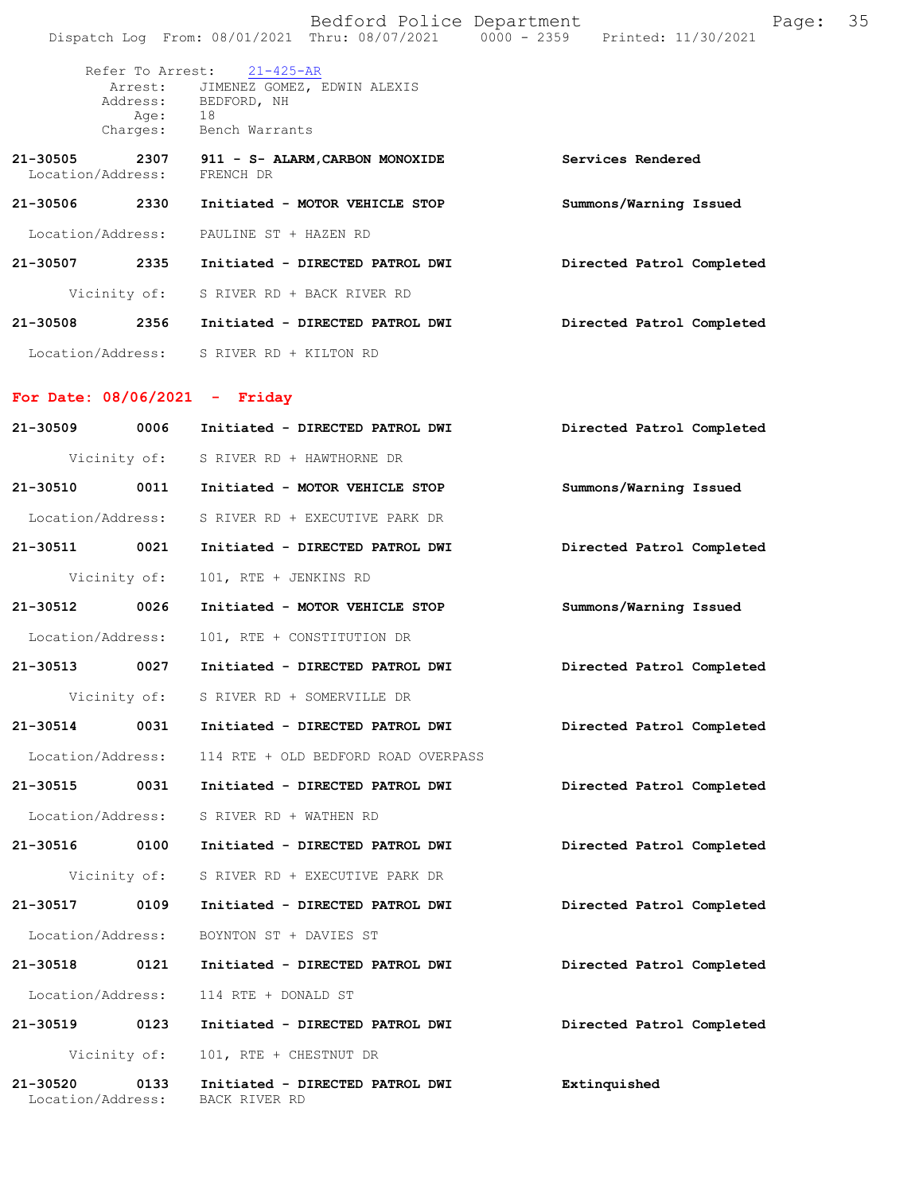Refer To Arrest: 21-425-AR
Arrest: JIMENEZ GOMEZ, EDWIN ALEXIS
Address: BEDFORD, NH
Age: 18
Charges: Bench Warrants

**21-30505 2307 911 - S- ALARM,CARBON MONOXIDE** — **Services Rendered**
Location/Address: FRENCH DR

**21-30506 2330 Initiated - MOTOR VEHICLE STOP** — **Summons/Warning Issued**
Location/Address: PAULINE ST + HAZEN RD

**21-30507 2335 Initiated - DIRECTED PATROL DWI** — **Directed Patrol Completed**
Vicinity of: S RIVER RD + BACK RIVER RD

**21-30508 2356 Initiated - DIRECTED PATROL DWI** — **Directed Patrol Completed**
Location/Address: S RIVER RD + KILTON RD

## For Date: 08/06/2021 - Friday

**21-30509 0006 Initiated - DIRECTED PATROL DWI** — **Directed Patrol Completed**
Vicinity of: S RIVER RD + HAWTHORNE DR

**21-30510 0011 Initiated - MOTOR VEHICLE STOP** — **Summons/Warning Issued**
Location/Address: S RIVER RD + EXECUTIVE PARK DR

**21-30511 0021 Initiated - DIRECTED PATROL DWI** — **Directed Patrol Completed**
Vicinity of: 101, RTE + JENKINS RD

**21-30512 0026 Initiated - MOTOR VEHICLE STOP** — **Summons/Warning Issued**
Location/Address: 101, RTE + CONSTITUTION DR

**21-30513 0027 Initiated - DIRECTED PATROL DWI** — **Directed Patrol Completed**
Vicinity of: S RIVER RD + SOMERVILLE DR

**21-30514 0031 Initiated - DIRECTED PATROL DWI** — **Directed Patrol Completed**
Location/Address: 114 RTE + OLD BEDFORD ROAD OVERPASS

**21-30515 0031 Initiated - DIRECTED PATROL DWI** — **Directed Patrol Completed**
Location/Address: S RIVER RD + WATHEN RD

**21-30516 0100 Initiated - DIRECTED PATROL DWI** — **Directed Patrol Completed**
Vicinity of: S RIVER RD + EXECUTIVE PARK DR

**21-30517 0109 Initiated - DIRECTED PATROL DWI** — **Directed Patrol Completed**
Location/Address: BOYNTON ST + DAVIES ST

**21-30518 0121 Initiated - DIRECTED PATROL DWI** — **Directed Patrol Completed**
Location/Address: 114 RTE + DONALD ST

**21-30519 0123 Initiated - DIRECTED PATROL DWI** — **Directed Patrol Completed**
Vicinity of: 101, RTE + CHESTNUT DR

**21-30520 0133 Initiated - DIRECTED PATROL DWI** — **Extinquished**
Location/Address: BACK RIVER RD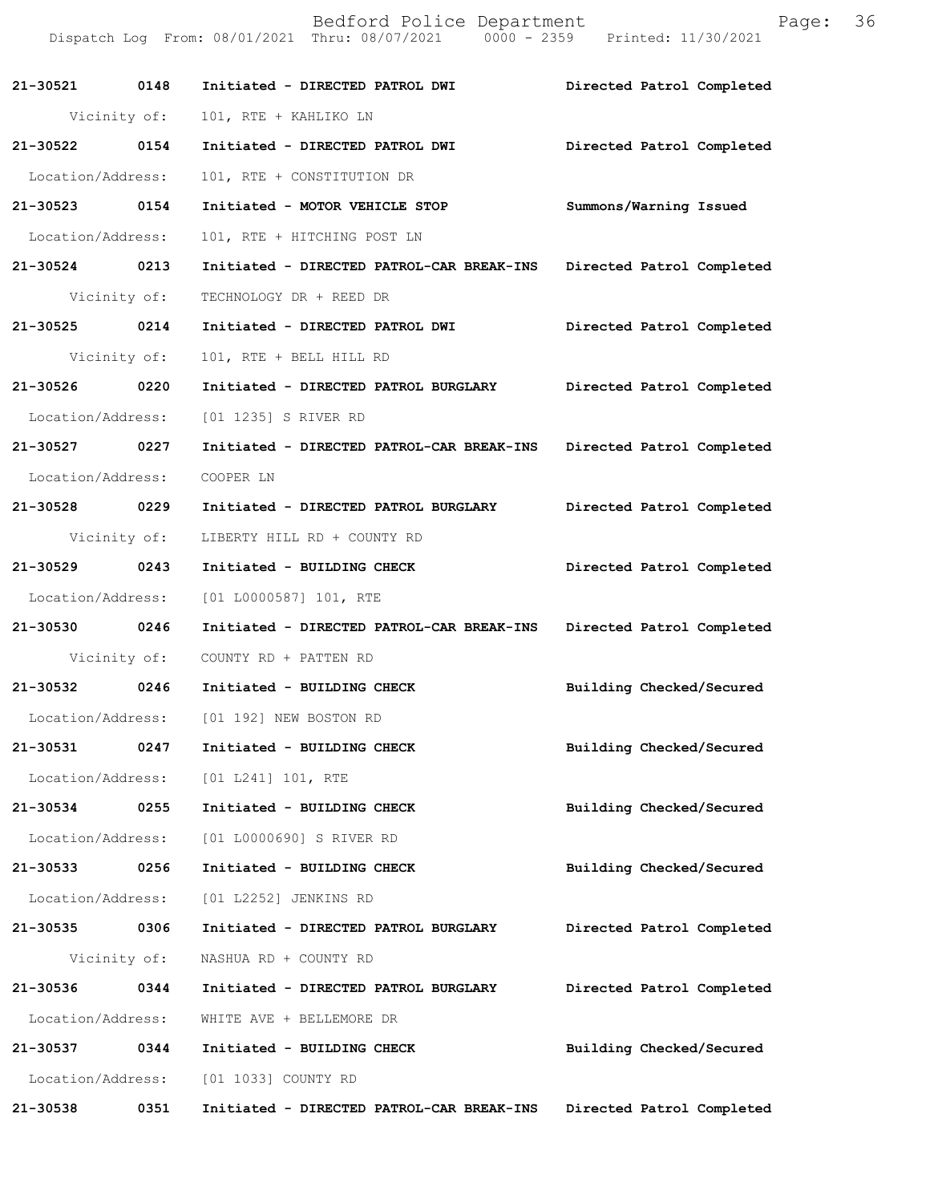**21-30521 0148 Initiated - DIRECTED PATROL DWI** — **Directed Patrol Completed**

Vicinity of: 101, RTE + KAHLIKO LN

**21-30522 0154 Initiated - DIRECTED PATROL DWI** — **Directed Patrol Completed**

Location/Address: 101, RTE + CONSTITUTION DR

**21-30523 0154 Initiated - MOTOR VEHICLE STOP** — **Summons/Warning Issued**

Location/Address: 101, RTE + HITCHING POST LN

**21-30524 0213 Initiated - DIRECTED PATROL-CAR BREAK-INS** — **Directed Patrol Completed**

Vicinity of: TECHNOLOGY DR + REED DR

**21-30525 0214 Initiated - DIRECTED PATROL DWI** — **Directed Patrol Completed**

Vicinity of: 101, RTE + BELL HILL RD

**21-30526 0220 Initiated - DIRECTED PATROL BURGLARY** — **Directed Patrol Completed**

Location/Address: [01 1235] S RIVER RD

**21-30527 0227 Initiated - DIRECTED PATROL-CAR BREAK-INS** — **Directed Patrol Completed**

Location/Address: COOPER LN

**21-30528 0229 Initiated - DIRECTED PATROL BURGLARY** — **Directed Patrol Completed**

Vicinity of: LIBERTY HILL RD + COUNTY RD

**21-30529 0243 Initiated - BUILDING CHECK** — **Directed Patrol Completed**

Location/Address: [01 L0000587] 101, RTE

**21-30530 0246 Initiated - DIRECTED PATROL-CAR BREAK-INS** — **Directed Patrol Completed**

Vicinity of: COUNTY RD + PATTEN RD

**21-30532 0246 Initiated - BUILDING CHECK** — **Building Checked/Secured**

Location/Address: [01 192] NEW BOSTON RD

**21-30531 0247 Initiated - BUILDING CHECK** — **Building Checked/Secured**

Location/Address: [01 L241] 101, RTE

**21-30534 0255 Initiated - BUILDING CHECK** — **Building Checked/Secured**

Location/Address: [01 L0000690] S RIVER RD

**21-30533 0256 Initiated - BUILDING CHECK** — **Building Checked/Secured**

Location/Address: [01 L2252] JENKINS RD

**21-30535 0306 Initiated - DIRECTED PATROL BURGLARY** — **Directed Patrol Completed**

Vicinity of: NASHUA RD + COUNTY RD

**21-30536 0344 Initiated - DIRECTED PATROL BURGLARY** — **Directed Patrol Completed**

Location/Address: WHITE AVE + BELLEMORE DR

**21-30537 0344 Initiated - BUILDING CHECK** — **Building Checked/Secured**

Location/Address: [01 1033] COUNTY RD

**21-30538 0351 Initiated - DIRECTED PATROL-CAR BREAK-INS** — **Directed Patrol Completed**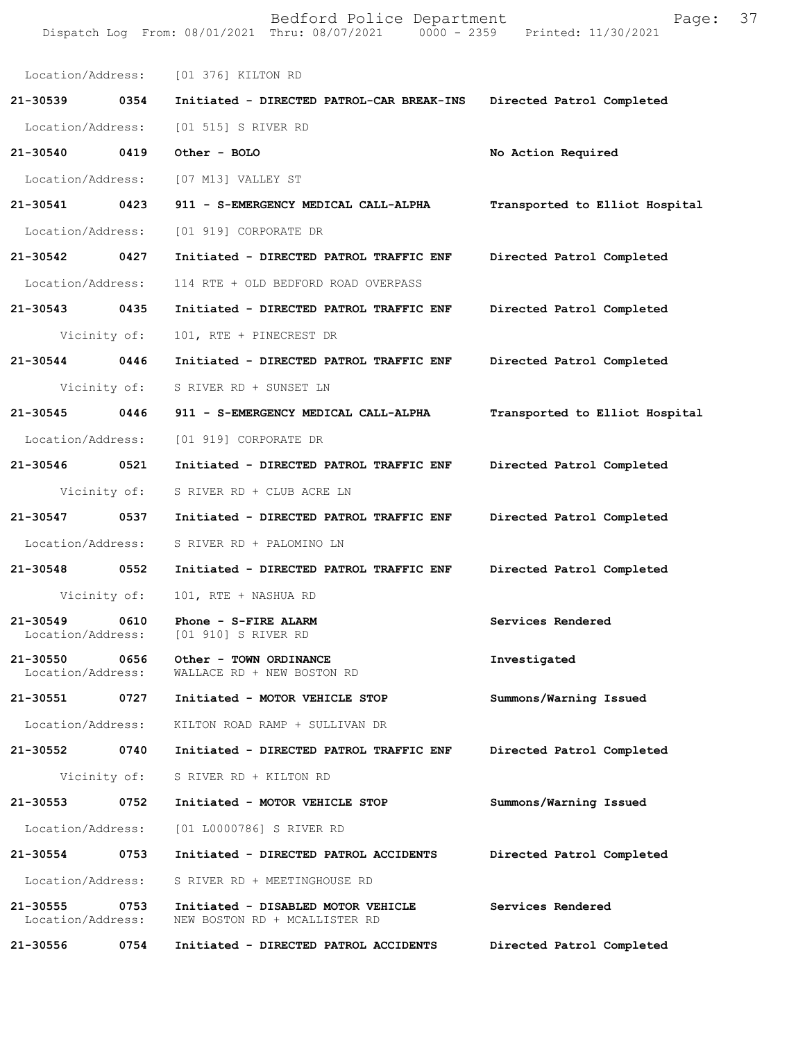Location/Address: [01 376] KILTON RD

**21-30539 0354 Initiated - DIRECTED PATROL-CAR BREAK-INS Directed Patrol Completed**

Location/Address: [01 515] S RIVER RD

**21-30540 0419 Other - BOLO No Action Required**

Location/Address: [07 M13] VALLEY ST

**21-30541 0423 911 - S-EMERGENCY MEDICAL CALL-ALPHA Transported to Elliot Hospital**

Location/Address: [01 919] CORPORATE DR

**21-30542 0427 Initiated - DIRECTED PATROL TRAFFIC ENF Directed Patrol Completed**

Location/Address: 114 RTE + OLD BEDFORD ROAD OVERPASS

**21-30543 0435 Initiated - DIRECTED PATROL TRAFFIC ENF Directed Patrol Completed**

Vicinity of: 101, RTE + PINECREST DR

**21-30544 0446 Initiated - DIRECTED PATROL TRAFFIC ENF Directed Patrol Completed**

Vicinity of: S RIVER RD + SUNSET LN

**21-30545 0446 911 - S-EMERGENCY MEDICAL CALL-ALPHA Transported to Elliot Hospital**

Location/Address: [01 919] CORPORATE DR

**21-30546 0521 Initiated - DIRECTED PATROL TRAFFIC ENF Directed Patrol Completed**

Vicinity of: S RIVER RD + CLUB ACRE LN

**21-30547 0537 Initiated - DIRECTED PATROL TRAFFIC ENF Directed Patrol Completed**

Location/Address: S RIVER RD + PALOMINO LN

**21-30548 0552 Initiated - DIRECTED PATROL TRAFFIC ENF Directed Patrol Completed**

Vicinity of: 101, RTE + NASHUA RD

**21-30549 0610 Phone - S-FIRE ALARM Services Rendered**
Location/Address: [01 910] S RIVER RD

**21-30550 0656 Other - TOWN ORDINANCE Investigated**
Location/Address: WALLACE RD + NEW BOSTON RD

**21-30551 0727 Initiated - MOTOR VEHICLE STOP Summons/Warning Issued**

Location/Address: KILTON ROAD RAMP + SULLIVAN DR

**21-30552 0740 Initiated - DIRECTED PATROL TRAFFIC ENF Directed Patrol Completed**

Vicinity of: S RIVER RD + KILTON RD

**21-30553 0752 Initiated - MOTOR VEHICLE STOP Summons/Warning Issued**

Location/Address: [01 L0000786] S RIVER RD

**21-30554 0753 Initiated - DIRECTED PATROL ACCIDENTS Directed Patrol Completed**

Location/Address: S RIVER RD + MEETINGHOUSE RD

**21-30555 0753 Initiated - DISABLED MOTOR VEHICLE Services Rendered**
Location/Address: NEW BOSTON RD + MCALLISTER RD

**21-30556 0754 Initiated - DIRECTED PATROL ACCIDENTS Directed Patrol Completed**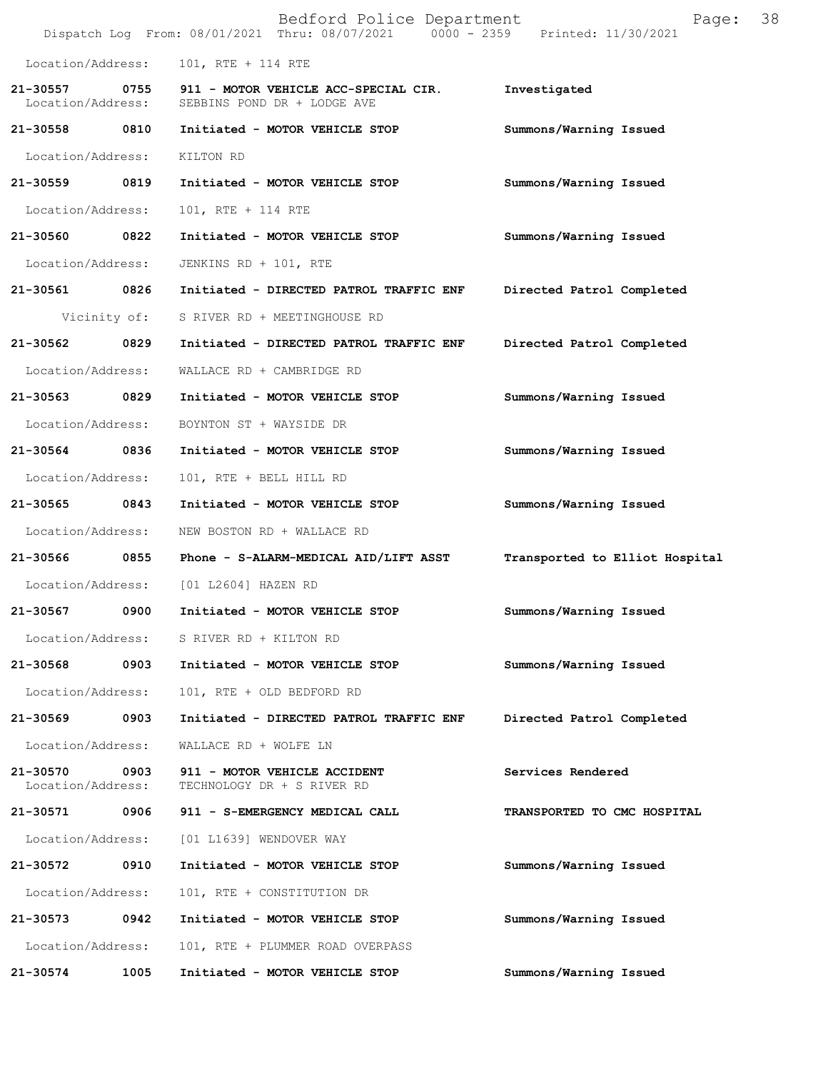Location/Address: 101, RTE + 114 RTE

| Call # | Time | Call Reason | Action |
|---|---|---|---|
| 21-30557 | 0755 | 911 - MOTOR VEHICLE ACC-SPECIAL CIR. | Investigated |
| | | Location/Address: SEBBINS POND DR + LODGE AVE | |
| 21-30558 | 0810 | Initiated - MOTOR VEHICLE STOP | Summons/Warning Issued |
| | | Location/Address: KILTON RD | |
| 21-30559 | 0819 | Initiated - MOTOR VEHICLE STOP | Summons/Warning Issued |
| | | Location/Address: 101, RTE + 114 RTE | |
| 21-30560 | 0822 | Initiated - MOTOR VEHICLE STOP | Summons/Warning Issued |
| | | Location/Address: JENKINS RD + 101, RTE | |
| 21-30561 | 0826 | Initiated - DIRECTED PATROL TRAFFIC ENF | Directed Patrol Completed |
| | | Vicinity of: S RIVER RD + MEETINGHOUSE RD | |
| 21-30562 | 0829 | Initiated - DIRECTED PATROL TRAFFIC ENF | Directed Patrol Completed |
| | | Location/Address: WALLACE RD + CAMBRIDGE RD | |
| 21-30563 | 0829 | Initiated - MOTOR VEHICLE STOP | Summons/Warning Issued |
| | | Location/Address: BOYNTON ST + WAYSIDE DR | |
| 21-30564 | 0836 | Initiated - MOTOR VEHICLE STOP | Summons/Warning Issued |
| | | Location/Address: 101, RTE + BELL HILL RD | |
| 21-30565 | 0843 | Initiated - MOTOR VEHICLE STOP | Summons/Warning Issued |
| | | Location/Address: NEW BOSTON RD + WALLACE RD | |
| 21-30566 | 0855 | Phone - S-ALARM-MEDICAL AID/LIFT ASST | Transported to Elliot Hospital |
| | | Location/Address: [01 L2604] HAZEN RD | |
| 21-30567 | 0900 | Initiated - MOTOR VEHICLE STOP | Summons/Warning Issued |
| | | Location/Address: S RIVER RD + KILTON RD | |
| 21-30568 | 0903 | Initiated - MOTOR VEHICLE STOP | Summons/Warning Issued |
| | | Location/Address: 101, RTE + OLD BEDFORD RD | |
| 21-30569 | 0903 | Initiated - DIRECTED PATROL TRAFFIC ENF | Directed Patrol Completed |
| | | Location/Address: WALLACE RD + WOLFE LN | |
| 21-30570 | 0903 | 911 - MOTOR VEHICLE ACCIDENT | Services Rendered |
| | | Location/Address: TECHNOLOGY DR + S RIVER RD | |
| 21-30571 | 0906 | 911 - S-EMERGENCY MEDICAL CALL | TRANSPORTED TO CMC HOSPITAL |
| | | Location/Address: [01 L1639] WENDOVER WAY | |
| 21-30572 | 0910 | Initiated - MOTOR VEHICLE STOP | Summons/Warning Issued |
| | | Location/Address: 101, RTE + CONSTITUTION DR | |
| 21-30573 | 0942 | Initiated - MOTOR VEHICLE STOP | Summons/Warning Issued |
| | | Location/Address: 101, RTE + PLUMMER ROAD OVERPASS | |
| 21-30574 | 1005 | Initiated - MOTOR VEHICLE STOP | Summons/Warning Issued |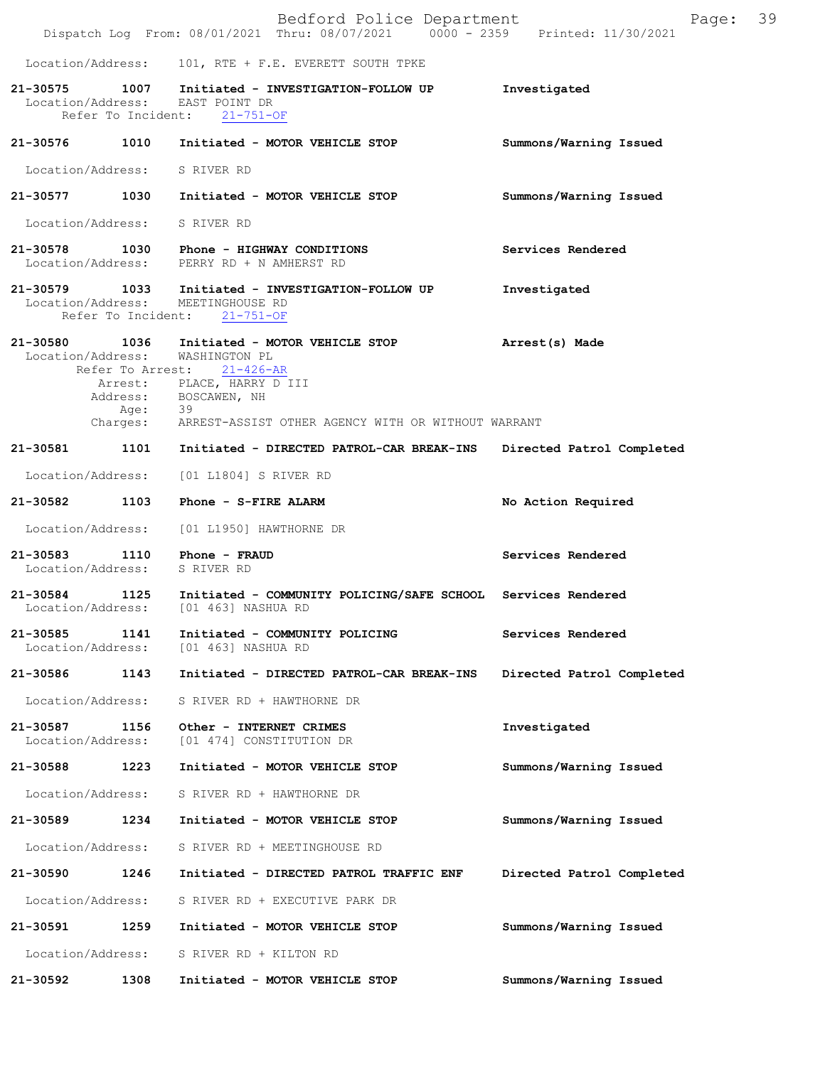Location/Address: 101, RTE + F.E. EVERETT SOUTH TPKE

**21-30575** 1007 **Initiated - INVESTIGATION-FOLLOW UP** — Investigated
Location/Address: EAST POINT DR
Refer To Incident: 21-751-OF

**21-30576** 1010 **Initiated - MOTOR VEHICLE STOP** — Summons/Warning Issued
Location/Address: S RIVER RD

**21-30577** 1030 **Initiated - MOTOR VEHICLE STOP** — Summons/Warning Issued
Location/Address: S RIVER RD

**21-30578** 1030 **Phone - HIGHWAY CONDITIONS** — Services Rendered
Location/Address: PERRY RD + N AMHERST RD

**21-30579** 1033 **Initiated - INVESTIGATION-FOLLOW UP** — Investigated
Location/Address: MEETINGHOUSE RD
Refer To Incident: 21-751-OF

**21-30580** 1036 **Initiated - MOTOR VEHICLE STOP** — Arrest(s) Made
Location/Address: WASHINGTON PL
Refer To Arrest: 21-426-AR
Arrest: PLACE, HARRY D III
Address: BOSCAWEN, NH
Age: 39
Charges: ARREST-ASSIST OTHER AGENCY WITH OR WITHOUT WARRANT

**21-30581** 1101 **Initiated - DIRECTED PATROL-CAR BREAK-INS** — Directed Patrol Completed
Location/Address: [01 L1804] S RIVER RD

**21-30582** 1103 **Phone - S-FIRE ALARM** — No Action Required
Location/Address: [01 L1950] HAWTHORNE DR

**21-30583** 1110 **Phone - FRAUD** — Services Rendered
Location/Address: S RIVER RD

**21-30584** 1125 **Initiated - COMMUNITY POLICING/SAFE SCHOOL** — Services Rendered
Location/Address: [01 463] NASHUA RD

**21-30585** 1141 **Initiated - COMMUNITY POLICING** — Services Rendered
Location/Address: [01 463] NASHUA RD

**21-30586** 1143 **Initiated - DIRECTED PATROL-CAR BREAK-INS** — Directed Patrol Completed
Location/Address: S RIVER RD + HAWTHORNE DR

**21-30587** 1156 **Other - INTERNET CRIMES** — Investigated
Location/Address: [01 474] CONSTITUTION DR

**21-30588** 1223 **Initiated - MOTOR VEHICLE STOP** — Summons/Warning Issued
Location/Address: S RIVER RD + HAWTHORNE DR

**21-30589** 1234 **Initiated - MOTOR VEHICLE STOP** — Summons/Warning Issued
Location/Address: S RIVER RD + MEETINGHOUSE RD

**21-30590** 1246 **Initiated - DIRECTED PATROL TRAFFIC ENF** — Directed Patrol Completed
Location/Address: S RIVER RD + EXECUTIVE PARK DR

**21-30591** 1259 **Initiated - MOTOR VEHICLE STOP** — Summons/Warning Issued
Location/Address: S RIVER RD + KILTON RD

**21-30592** 1308 **Initiated - MOTOR VEHICLE STOP** — Summons/Warning Issued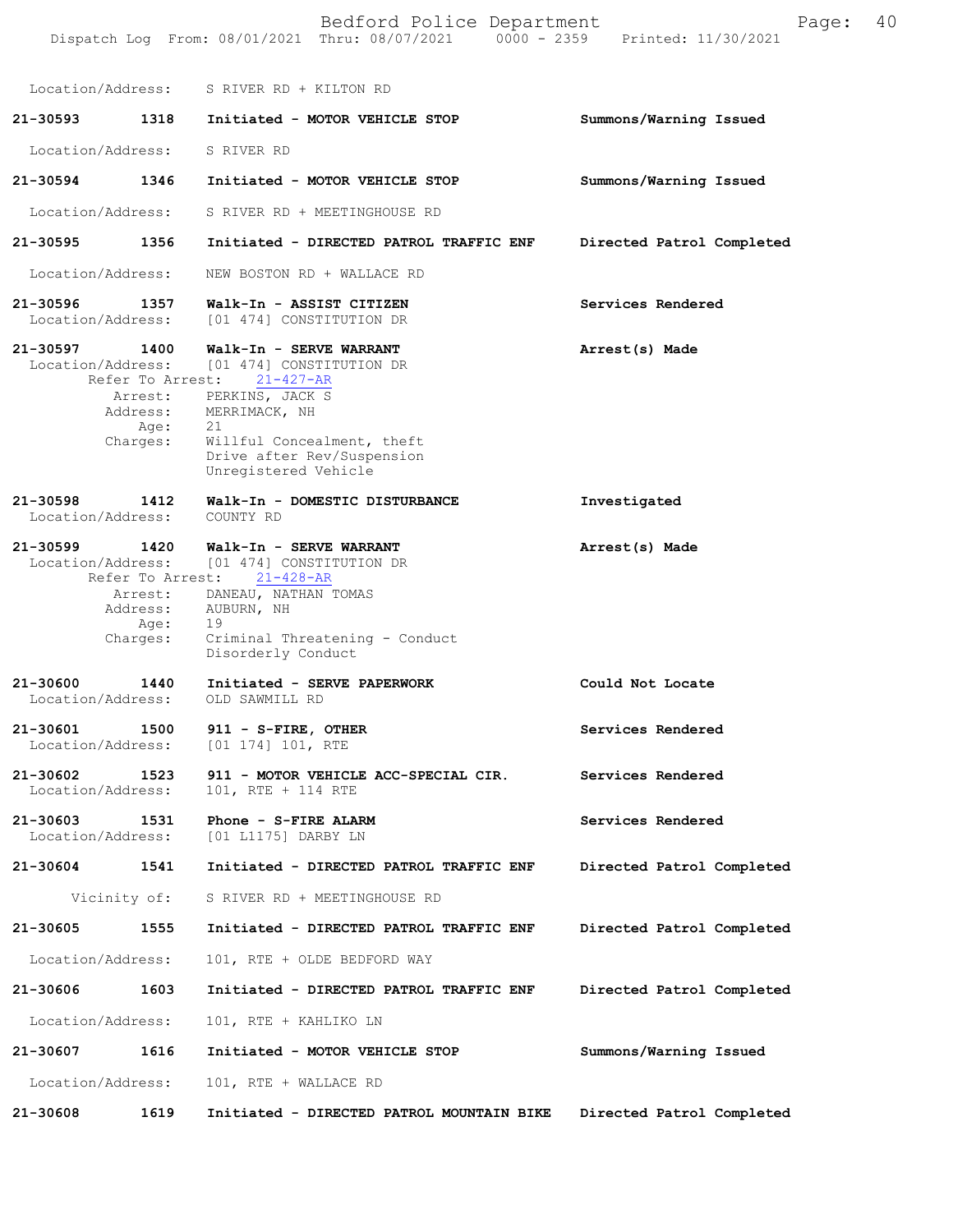Location/Address: S RIVER RD + KILTON RD

**21-30593 1318 Initiated - MOTOR VEHICLE STOP** **Summons/Warning Issued**

Location/Address: S RIVER RD

**21-30594 1346 Initiated - MOTOR VEHICLE STOP** **Summons/Warning Issued**

Location/Address: S RIVER RD + MEETINGHOUSE RD

**21-30595 1356 Initiated - DIRECTED PATROL TRAFFIC ENF** **Directed Patrol Completed**

Location/Address: NEW BOSTON RD + WALLACE RD

**21-30596 1357 Walk-In - ASSIST CITIZEN** **Services Rendered**
Location/Address: [01 474] CONSTITUTION DR

**21-30597 1400 Walk-In - SERVE WARRANT** **Arrest(s) Made**
Location/Address: [01 474] CONSTITUTION DR
Refer To Arrest: 21-427-AR
Arrest: PERKINS, JACK S
Address: MERRIMACK, NH
Age: 21
Charges: Willful Concealment, theft
Drive after Rev/Suspension
Unregistered Vehicle

**21-30598 1412 Walk-In - DOMESTIC DISTURBANCE** **Investigated**
Location/Address: COUNTY RD

**21-30599 1420 Walk-In - SERVE WARRANT** **Arrest(s) Made**
Location/Address: [01 474] CONSTITUTION DR
Refer To Arrest: 21-428-AR
Arrest: DANEAU, NATHAN TOMAS
Address: AUBURN, NH
Age: 19
Charges: Criminal Threatening - Conduct
Disorderly Conduct

**21-30600 1440 Initiated - SERVE PAPERWORK** **Could Not Locate**
Location/Address: OLD SAWMILL RD

**21-30601 1500 911 - S-FIRE, OTHER** **Services Rendered**
Location/Address: [01 174] 101, RTE

**21-30602 1523 911 - MOTOR VEHICLE ACC-SPECIAL CIR.** **Services Rendered**
Location/Address: 101, RTE + 114 RTE

**21-30603 1531 Phone - S-FIRE ALARM** **Services Rendered**
Location/Address: [01 L1175] DARBY LN

**21-30604 1541 Initiated - DIRECTED PATROL TRAFFIC ENF** **Directed Patrol Completed**

Vicinity of: S RIVER RD + MEETINGHOUSE RD

**21-30605 1555 Initiated - DIRECTED PATROL TRAFFIC ENF** **Directed Patrol Completed**

Location/Address: 101, RTE + OLDE BEDFORD WAY

**21-30606 1603 Initiated - DIRECTED PATROL TRAFFIC ENF** **Directed Patrol Completed**

Location/Address: 101, RTE + KAHLIKO LN

**21-30607 1616 Initiated - MOTOR VEHICLE STOP** **Summons/Warning Issued**

Location/Address: 101, RTE + WALLACE RD

**21-30608 1619 Initiated - DIRECTED PATROL MOUNTAIN BIKE** **Directed Patrol Completed**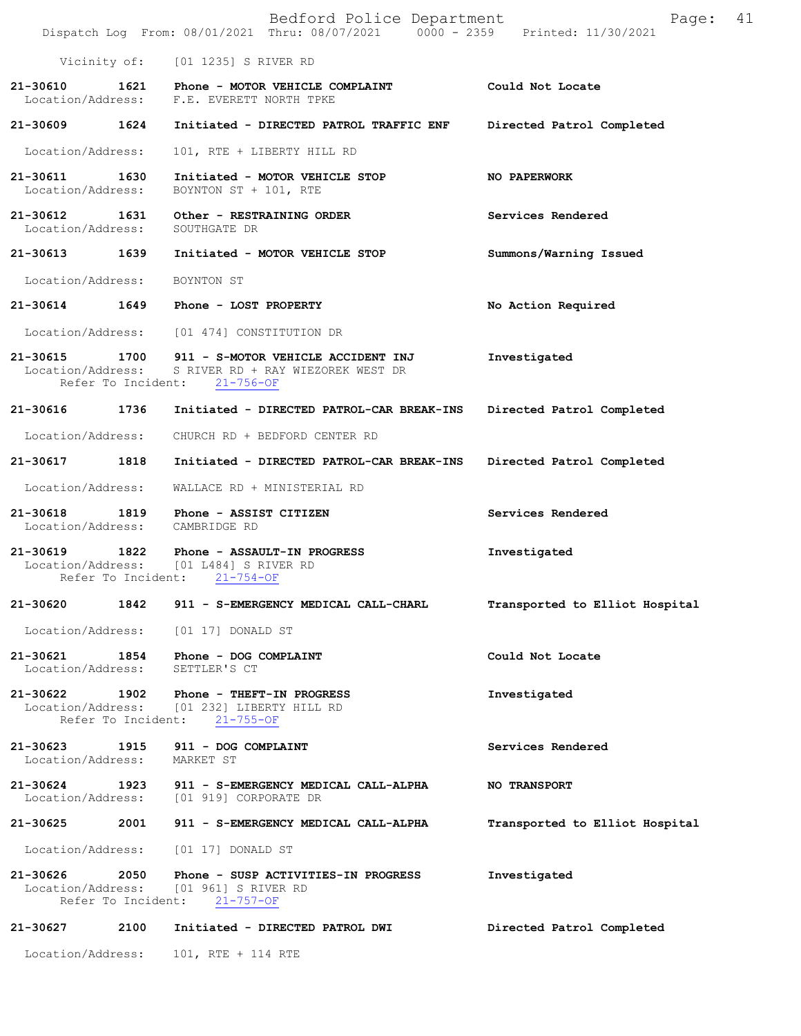Vicinity of: [01 1235] S RIVER RD

**21-30610 1621 Phone - MOTOR VEHICLE COMPLAINT** **Could Not Locate**
Location/Address: F.E. EVERETT NORTH TPKE

**21-30609 1624 Initiated - DIRECTED PATROL TRAFFIC ENF** **Directed Patrol Completed**
Location/Address: 101, RTE + LIBERTY HILL RD

**21-30611 1630 Initiated - MOTOR VEHICLE STOP** **NO PAPERWORK**
Location/Address: BOYNTON ST + 101, RTE

**21-30612 1631 Other - RESTRAINING ORDER** **Services Rendered**
Location/Address: SOUTHGATE DR

**21-30613 1639 Initiated - MOTOR VEHICLE STOP** **Summons/Warning Issued**
Location/Address: BOYNTON ST

**21-30614 1649 Phone - LOST PROPERTY** **No Action Required**
Location/Address: [01 474] CONSTITUTION DR

**21-30615 1700 911 - S-MOTOR VEHICLE ACCIDENT INJ** **Investigated**
Location/Address: S RIVER RD + RAY WIEZOREK WEST DR
Refer To Incident: 21-756-OF

**21-30616 1736 Initiated - DIRECTED PATROL-CAR BREAK-INS** **Directed Patrol Completed**
Location/Address: CHURCH RD + BEDFORD CENTER RD

**21-30617 1818 Initiated - DIRECTED PATROL-CAR BREAK-INS** **Directed Patrol Completed**
Location/Address: WALLACE RD + MINISTERIAL RD

**21-30618 1819 Phone - ASSIST CITIZEN** **Services Rendered**
Location/Address: CAMBRIDGE RD

**21-30619 1822 Phone - ASSAULT-IN PROGRESS** **Investigated**
Location/Address: [01 L484] S RIVER RD
Refer To Incident: 21-754-OF

**21-30620 1842 911 - S-EMERGENCY MEDICAL CALL-CHARL** **Transported to Elliot Hospital**
Location/Address: [01 17] DONALD ST

**21-30621 1854 Phone - DOG COMPLAINT** **Could Not Locate**
Location/Address: SETTLER'S CT

**21-30622 1902 Phone - THEFT-IN PROGRESS** **Investigated**
Location/Address: [01 232] LIBERTY HILL RD
Refer To Incident: 21-755-OF

**21-30623 1915 911 - DOG COMPLAINT** **Services Rendered**
Location/Address: MARKET ST

**21-30624 1923 911 - S-EMERGENCY MEDICAL CALL-ALPHA** **NO TRANSPORT**
Location/Address: [01 919] CORPORATE DR

**21-30625 2001 911 - S-EMERGENCY MEDICAL CALL-ALPHA** **Transported to Elliot Hospital**
Location/Address: [01 17] DONALD ST

**21-30626 2050 Phone - SUSP ACTIVITIES-IN PROGRESS** **Investigated**
Location/Address: [01 961] S RIVER RD
Refer To Incident: 21-757-OF

**21-30627 2100 Initiated - DIRECTED PATROL DWI** **Directed Patrol Completed**
Location/Address: 101, RTE + 114 RTE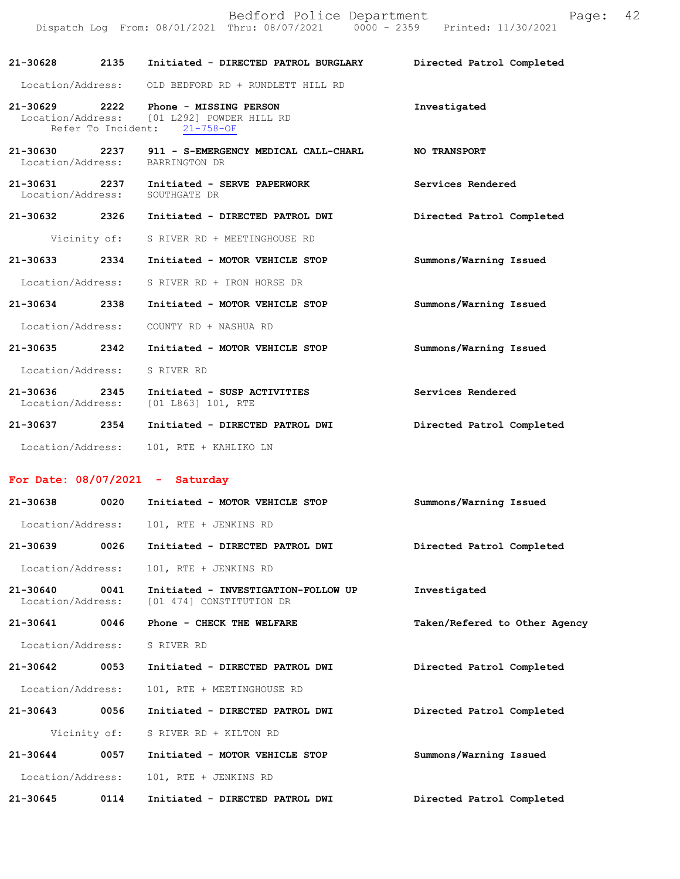**21-30628** 2135 **Initiated - DIRECTED PATROL BURGLARY** **Directed Patrol Completed**

Location/Address: OLD BEDFORD RD + RUNDLETT HILL RD

**21-30629** 2222 **Phone - MISSING PERSON** **Investigated**
Location/Address: [01 L292] POWDER HILL RD
Refer To Incident: 21-758-OF

**21-30630** 2237 **911 - S-EMERGENCY MEDICAL CALL-CHARL** **NO TRANSPORT**
Location/Address: BARRINGTON DR

**21-30631** 2237 **Initiated - SERVE PAPERWORK** **Services Rendered**
Location/Address: SOUTHGATE DR

**21-30632** 2326 **Initiated - DIRECTED PATROL DWI** **Directed Patrol Completed**

Vicinity of: S RIVER RD + MEETINGHOUSE RD

**21-30633** 2334 **Initiated - MOTOR VEHICLE STOP** **Summons/Warning Issued**

Location/Address: S RIVER RD + IRON HORSE DR

**21-30634** 2338 **Initiated - MOTOR VEHICLE STOP** **Summons/Warning Issued**

Location/Address: COUNTY RD + NASHUA RD

**21-30635** 2342 **Initiated - MOTOR VEHICLE STOP** **Summons/Warning Issued**

Location/Address: S RIVER RD

**21-30636** 2345 **Initiated - SUSP ACTIVITIES** **Services Rendered**
Location/Address: [01 L863] 101, RTE

**21-30637** 2354 **Initiated - DIRECTED PATROL DWI** **Directed Patrol Completed**

Location/Address: 101, RTE + KAHLIKO LN

## For Date: 08/07/2021 - Saturday

**21-30638** 0020 **Initiated - MOTOR VEHICLE STOP** **Summons/Warning Issued**

Location/Address: 101, RTE + JENKINS RD

**21-30639** 0026 **Initiated - DIRECTED PATROL DWI** **Directed Patrol Completed**

Location/Address: 101, RTE + JENKINS RD

**21-30640** 0041 **Initiated - INVESTIGATION-FOLLOW UP** **Investigated**
Location/Address: [01 474] CONSTITUTION DR

**21-30641** 0046 **Phone - CHECK THE WELFARE** **Taken/Refered to Other Agency**

Location/Address: S RIVER RD

**21-30642** 0053 **Initiated - DIRECTED PATROL DWI** **Directed Patrol Completed**

Location/Address: 101, RTE + MEETINGHOUSE RD

**21-30643** 0056 **Initiated - DIRECTED PATROL DWI** **Directed Patrol Completed**

Vicinity of: S RIVER RD + KILTON RD

**21-30644** 0057 **Initiated - MOTOR VEHICLE STOP** **Summons/Warning Issued**

Location/Address: 101, RTE + JENKINS RD

**21-30645** 0114 **Initiated - DIRECTED PATROL DWI** **Directed Patrol Completed**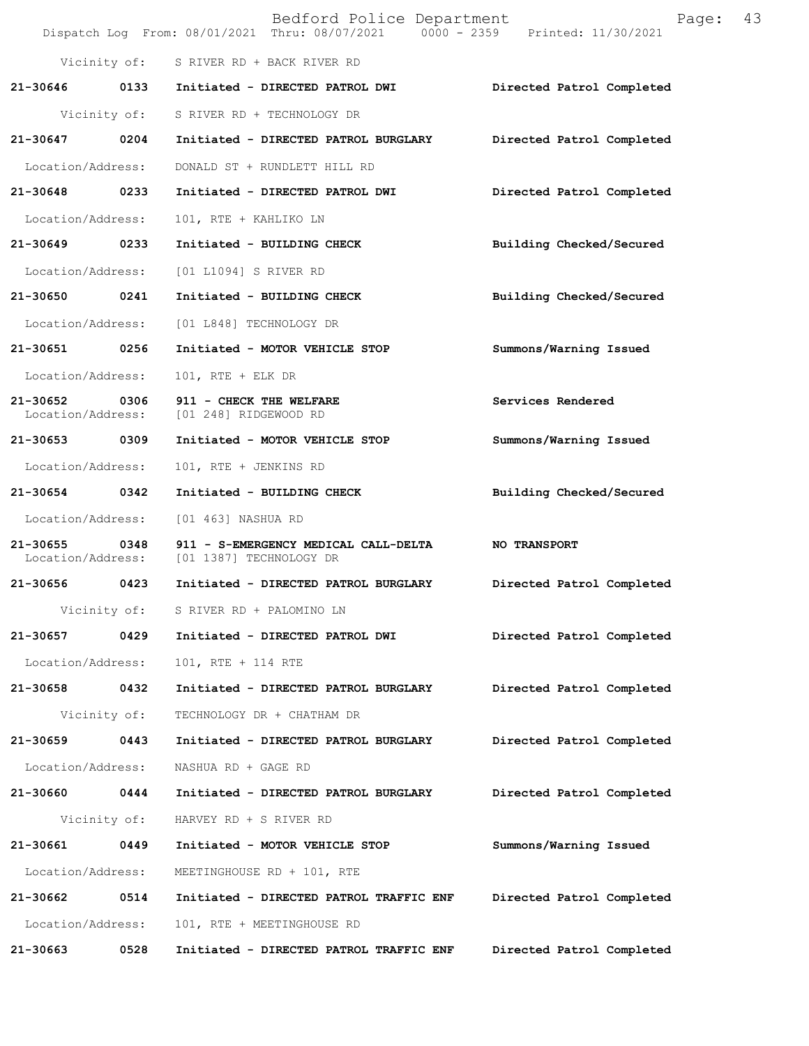Vicinity of: S RIVER RD + BACK RIVER RD

**21-30646 0133 Initiated - DIRECTED PATROL DWI** Directed Patrol Completed

Vicinity of: S RIVER RD + TECHNOLOGY DR

**21-30647 0204 Initiated - DIRECTED PATROL BURGLARY** Directed Patrol Completed

Location/Address: DONALD ST + RUNDLETT HILL RD

**21-30648 0233 Initiated - DIRECTED PATROL DWI** Directed Patrol Completed

Location/Address: 101, RTE + KAHLIKO LN

**21-30649 0233 Initiated - BUILDING CHECK** Building Checked/Secured

Location/Address: [01 L1094] S RIVER RD

**21-30650 0241 Initiated - BUILDING CHECK** Building Checked/Secured

Location/Address: [01 L848] TECHNOLOGY DR

**21-30651 0256 Initiated - MOTOR VEHICLE STOP** Summons/Warning Issued

Location/Address: 101, RTE + ELK DR

**21-30652 0306 911 - CHECK THE WELFARE** Services Rendered

Location/Address: [01 248] RIDGEWOOD RD

**21-30653 0309 Initiated - MOTOR VEHICLE STOP** Summons/Warning Issued

Location/Address: 101, RTE + JENKINS RD

**21-30654 0342 Initiated - BUILDING CHECK** Building Checked/Secured

Location/Address: [01 463] NASHUA RD

**21-30655 0348 911 - S-EMERGENCY MEDICAL CALL-DELTA** **NO TRANSPORT**

Location/Address: [01 1387] TECHNOLOGY DR

**21-30656 0423 Initiated - DIRECTED PATROL BURGLARY** Directed Patrol Completed

Vicinity of: S RIVER RD + PALOMINO LN

**21-30657 0429 Initiated - DIRECTED PATROL DWI** Directed Patrol Completed

Location/Address: 101, RTE + 114 RTE

**21-30658 0432 Initiated - DIRECTED PATROL BURGLARY** Directed Patrol Completed

Vicinity of: TECHNOLOGY DR + CHATHAM DR

**21-30659 0443 Initiated - DIRECTED PATROL BURGLARY** Directed Patrol Completed

Location/Address: NASHUA RD + GAGE RD

**21-30660 0444 Initiated - DIRECTED PATROL BURGLARY** Directed Patrol Completed

Vicinity of: HARVEY RD + S RIVER RD

**21-30661 0449 Initiated - MOTOR VEHICLE STOP** Summons/Warning Issued

Location/Address: MEETINGHOUSE RD + 101, RTE

**21-30662 0514 Initiated - DIRECTED PATROL TRAFFIC ENF** Directed Patrol Completed

Location/Address: 101, RTE + MEETINGHOUSE RD

**21-30663 0528 Initiated - DIRECTED PATROL TRAFFIC ENF** Directed Patrol Completed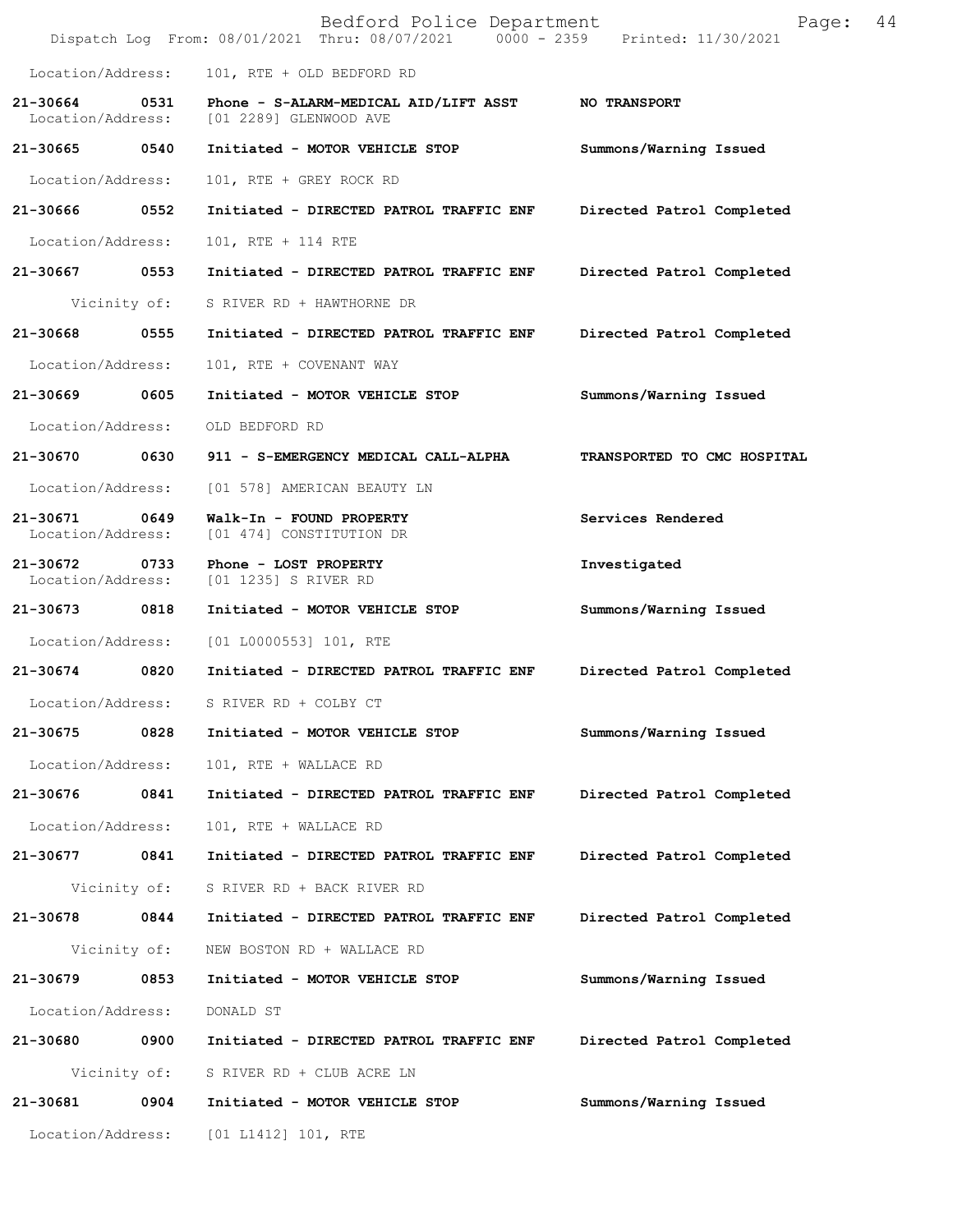Location/Address: 101, RTE + OLD BEDFORD RD

| Call # | Time | Call Type | Disposition |
|---|---|---|---|
| 21-30664 | 0531 | Phone - S-ALARM-MEDICAL AID/LIFT ASST | NO TRANSPORT |
| | | Location/Address: [01 2289] GLENWOOD AVE | |
| 21-30665 | 0540 | Initiated - MOTOR VEHICLE STOP | Summons/Warning Issued |
| | | Location/Address: 101, RTE + GREY ROCK RD | |
| 21-30666 | 0552 | Initiated - DIRECTED PATROL TRAFFIC ENF | Directed Patrol Completed |
| | | Location/Address: 101, RTE + 114 RTE | |
| 21-30667 | 0553 | Initiated - DIRECTED PATROL TRAFFIC ENF | Directed Patrol Completed |
| | | Vicinity of: S RIVER RD + HAWTHORNE DR | |
| 21-30668 | 0555 | Initiated - DIRECTED PATROL TRAFFIC ENF | Directed Patrol Completed |
| | | Location/Address: 101, RTE + COVENANT WAY | |
| 21-30669 | 0605 | Initiated - MOTOR VEHICLE STOP | Summons/Warning Issued |
| | | Location/Address: OLD BEDFORD RD | |
| 21-30670 | 0630 | 911 - S-EMERGENCY MEDICAL CALL-ALPHA | TRANSPORTED TO CMC HOSPITAL |
| | | Location/Address: [01 578] AMERICAN BEAUTY LN | |
| 21-30671 | 0649 | Walk-In - FOUND PROPERTY | Services Rendered |
| | | Location/Address: [01 474] CONSTITUTION DR | |
| 21-30672 | 0733 | Phone - LOST PROPERTY | Investigated |
| | | Location/Address: [01 1235] S RIVER RD | |
| 21-30673 | 0818 | Initiated - MOTOR VEHICLE STOP | Summons/Warning Issued |
| | | Location/Address: [01 L0000553] 101, RTE | |
| 21-30674 | 0820 | Initiated - DIRECTED PATROL TRAFFIC ENF | Directed Patrol Completed |
| | | Location/Address: S RIVER RD + COLBY CT | |
| 21-30675 | 0828 | Initiated - MOTOR VEHICLE STOP | Summons/Warning Issued |
| | | Location/Address: 101, RTE + WALLACE RD | |
| 21-30676 | 0841 | Initiated - DIRECTED PATROL TRAFFIC ENF | Directed Patrol Completed |
| | | Location/Address: 101, RTE + WALLACE RD | |
| 21-30677 | 0841 | Initiated - DIRECTED PATROL TRAFFIC ENF | Directed Patrol Completed |
| | | Vicinity of: S RIVER RD + BACK RIVER RD | |
| 21-30678 | 0844 | Initiated - DIRECTED PATROL TRAFFIC ENF | Directed Patrol Completed |
| | | Vicinity of: NEW BOSTON RD + WALLACE RD | |
| 21-30679 | 0853 | Initiated - MOTOR VEHICLE STOP | Summons/Warning Issued |
| | | Location/Address: DONALD ST | |
| 21-30680 | 0900 | Initiated - DIRECTED PATROL TRAFFIC ENF | Directed Patrol Completed |
| | | Vicinity of: S RIVER RD + CLUB ACRE LN | |
| 21-30681 | 0904 | Initiated - MOTOR VEHICLE STOP | Summons/Warning Issued |
| | | Location/Address: [01 L1412] 101, RTE | |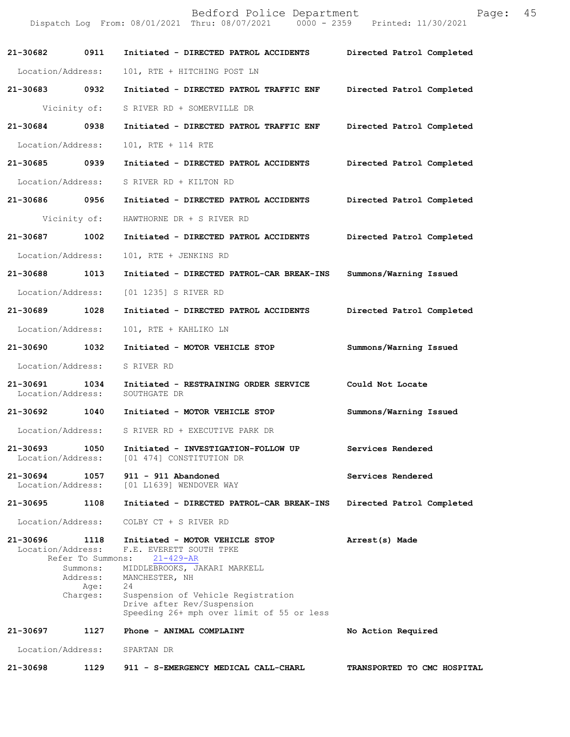**21-30682** **0911** **Initiated - DIRECTED PATROL ACCIDENTS** **Directed Patrol Completed**

Location/Address: 101, RTE + HITCHING POST LN

**21-30683** **0932** **Initiated - DIRECTED PATROL TRAFFIC ENF** **Directed Patrol Completed**

Vicinity of: S RIVER RD + SOMERVILLE DR

**21-30684** **0938** **Initiated - DIRECTED PATROL TRAFFIC ENF** **Directed Patrol Completed**

Location/Address: 101, RTE + 114 RTE

**21-30685** **0939** **Initiated - DIRECTED PATROL ACCIDENTS** **Directed Patrol Completed**

Location/Address: S RIVER RD + KILTON RD

**21-30686** **0956** **Initiated - DIRECTED PATROL ACCIDENTS** **Directed Patrol Completed**

Vicinity of: HAWTHORNE DR + S RIVER RD

**21-30687** **1002** **Initiated - DIRECTED PATROL ACCIDENTS** **Directed Patrol Completed**

Location/Address: 101, RTE + JENKINS RD

**21-30688** **1013** **Initiated - DIRECTED PATROL-CAR BREAK-INS** **Summons/Warning Issued**

Location/Address: [01 1235] S RIVER RD

**21-30689** **1028** **Initiated - DIRECTED PATROL ACCIDENTS** **Directed Patrol Completed**

Location/Address: 101, RTE + KAHLIKO LN

**21-30690** **1032** **Initiated - MOTOR VEHICLE STOP** **Summons/Warning Issued**

Location/Address: S RIVER RD

**21-30691** **1034** **Initiated - RESTRAINING ORDER SERVICE** **Could Not Locate**
Location/Address: SOUTHGATE DR

**21-30692** **1040** **Initiated - MOTOR VEHICLE STOP** **Summons/Warning Issued**

Location/Address: S RIVER RD + EXECUTIVE PARK DR

**21-30693** **1050** **Initiated - INVESTIGATION-FOLLOW UP** **Services Rendered**
Location/Address: [01 474] CONSTITUTION DR

**21-30694** **1057** **911 - 911 Abandoned** **Services Rendered**
Location/Address: [01 L1639] WENDOVER WAY

**21-30695** **1108** **Initiated - DIRECTED PATROL-CAR BREAK-INS** **Directed Patrol Completed**

Location/Address: COLBY CT + S RIVER RD

**21-30696** **1118** **Initiated - MOTOR VEHICLE STOP** **Arrest(s) Made**
Location/Address: F.E. EVERETT SOUTH TPKE
Refer To Summons: 21-429-AR
Summons: MIDDLEBROOKS, JAKARI MARKELL
Address: MANCHESTER, NH
Age: 24
Charges: Suspension of Vehicle Registration
Drive after Rev/Suspension
Speeding 26+ mph over limit of 55 or less

**21-30697** **1127** **Phone - ANIMAL COMPLAINT** **No Action Required**

Location/Address: SPARTAN DR

**21-30698** **1129** **911 - S-EMERGENCY MEDICAL CALL-CHARL** **TRANSPORTED TO CMC HOSPITAL**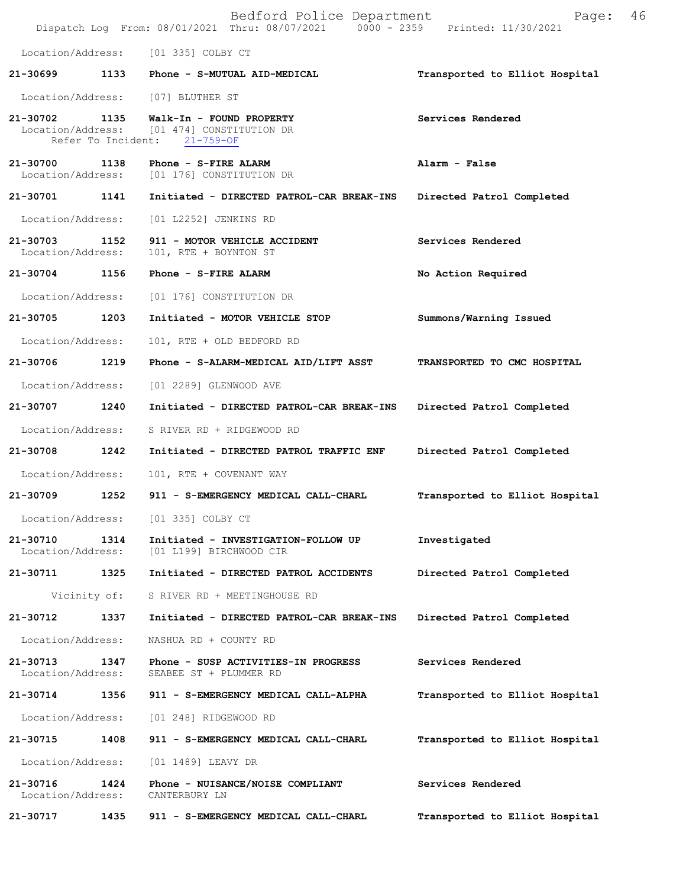Location/Address: [01 335] COLBY CT

| Call # | Time | Call Type | Action |
|---|---|---|---|
| 21-30699 | 1133 | Phone - S-MUTUAL AID-MEDICAL | Transported to Elliot Hospital |
| | | Location/Address: [07] BLUTHER ST | |
| 21-30702 | 1135 | Walk-In - FOUND PROPERTY | Services Rendered |
| | | Location/Address: [01 474] CONSTITUTION DR | |
| | | Refer To Incident: 21-759-OF | |
| 21-30700 | 1138 | Phone - S-FIRE ALARM | Alarm - False |
| | | Location/Address: [01 176] CONSTITUTION DR | |
| 21-30701 | 1141 | Initiated - DIRECTED PATROL-CAR BREAK-INS | Directed Patrol Completed |
| | | Location/Address: [01 L2252] JENKINS RD | |
| 21-30703 | 1152 | 911 - MOTOR VEHICLE ACCIDENT | Services Rendered |
| | | Location/Address: 101, RTE + BOYNTON ST | |
| 21-30704 | 1156 | Phone - S-FIRE ALARM | No Action Required |
| | | Location/Address: [01 176] CONSTITUTION DR | |
| 21-30705 | 1203 | Initiated - MOTOR VEHICLE STOP | Summons/Warning Issued |
| | | Location/Address: 101, RTE + OLD BEDFORD RD | |
| 21-30706 | 1219 | Phone - S-ALARM-MEDICAL AID/LIFT ASST | TRANSPORTED TO CMC HOSPITAL |
| | | Location/Address: [01 2289] GLENWOOD AVE | |
| 21-30707 | 1240 | Initiated - DIRECTED PATROL-CAR BREAK-INS | Directed Patrol Completed |
| | | Location/Address: S RIVER RD + RIDGEWOOD RD | |
| 21-30708 | 1242 | Initiated - DIRECTED PATROL TRAFFIC ENF | Directed Patrol Completed |
| | | Location/Address: 101, RTE + COVENANT WAY | |
| 21-30709 | 1252 | 911 - S-EMERGENCY MEDICAL CALL-CHARL | Transported to Elliot Hospital |
| | | Location/Address: [01 335] COLBY CT | |
| 21-30710 | 1314 | Initiated - INVESTIGATION-FOLLOW UP | Investigated |
| | | Location/Address: [01 L199] BIRCHWOOD CIR | |
| 21-30711 | 1325 | Initiated - DIRECTED PATROL ACCIDENTS | Directed Patrol Completed |
| | | Vicinity of: S RIVER RD + MEETINGHOUSE RD | |
| 21-30712 | 1337 | Initiated - DIRECTED PATROL-CAR BREAK-INS | Directed Patrol Completed |
| | | Location/Address: NASHUA RD + COUNTY RD | |
| 21-30713 | 1347 | Phone - SUSP ACTIVITIES-IN PROGRESS | Services Rendered |
| | | Location/Address: SEABEE ST + PLUMMER RD | |
| 21-30714 | 1356 | 911 - S-EMERGENCY MEDICAL CALL-ALPHA | Transported to Elliot Hospital |
| | | Location/Address: [01 248] RIDGEWOOD RD | |
| 21-30715 | 1408 | 911 - S-EMERGENCY MEDICAL CALL-CHARL | Transported to Elliot Hospital |
| | | Location/Address: [01 1489] LEAVY DR | |
| 21-30716 | 1424 | Phone - NUISANCE/NOISE COMPLIANT | Services Rendered |
| | | Location/Address: CANTERBURY LN | |
| 21-30717 | 1435 | 911 - S-EMERGENCY MEDICAL CALL-CHARL | Transported to Elliot Hospital |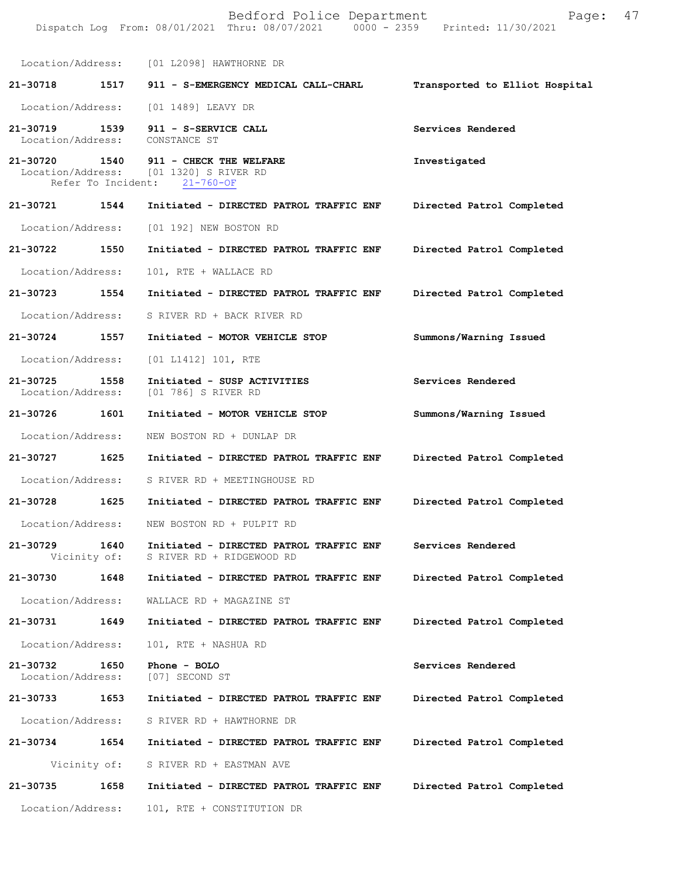Location/Address: [01 L2098] HAWTHORNE DR

| Call # | Time | Call Type | Disposition |
|---|---|---|---|
| 21-30718 | 1517 | 911 - S-EMERGENCY MEDICAL CALL-CHARL | Transported to Elliot Hospital |

Location/Address: [01 1489] LEAVY DR

**21-30719** 1539 **911 - S-SERVICE CALL** — **Services Rendered**
Location/Address: CONSTANCE ST

**21-30720** 1540 **911 - CHECK THE WELFARE** — **Investigated**
Location/Address: [01 1320] S RIVER RD
Refer To Incident: 21-760-OF

**21-30721** 1544 **Initiated - DIRECTED PATROL TRAFFIC ENF** — **Directed Patrol Completed**
Location/Address: [01 192] NEW BOSTON RD

**21-30722** 1550 **Initiated - DIRECTED PATROL TRAFFIC ENF** — **Directed Patrol Completed**
Location/Address: 101, RTE + WALLACE RD

**21-30723** 1554 **Initiated - DIRECTED PATROL TRAFFIC ENF** — **Directed Patrol Completed**
Location/Address: S RIVER RD + BACK RIVER RD

**21-30724** 1557 **Initiated - MOTOR VEHICLE STOP** — **Summons/Warning Issued**
Location/Address: [01 L1412] 101, RTE

**21-30725** 1558 **Initiated - SUSP ACTIVITIES** — **Services Rendered**
Location/Address: [01 786] S RIVER RD

**21-30726** 1601 **Initiated - MOTOR VEHICLE STOP** — **Summons/Warning Issued**
Location/Address: NEW BOSTON RD + DUNLAP DR

**21-30727** 1625 **Initiated - DIRECTED PATROL TRAFFIC ENF** — **Directed Patrol Completed**
Location/Address: S RIVER RD + MEETINGHOUSE RD

**21-30728** 1625 **Initiated - DIRECTED PATROL TRAFFIC ENF** — **Directed Patrol Completed**
Location/Address: NEW BOSTON RD + PULPIT RD

**21-30729** 1640 **Initiated - DIRECTED PATROL TRAFFIC ENF** — **Services Rendered**
Vicinity of: S RIVER RD + RIDGEWOOD RD

**21-30730** 1648 **Initiated - DIRECTED PATROL TRAFFIC ENF** — **Directed Patrol Completed**
Location/Address: WALLACE RD + MAGAZINE ST

**21-30731** 1649 **Initiated - DIRECTED PATROL TRAFFIC ENF** — **Directed Patrol Completed**
Location/Address: 101, RTE + NASHUA RD

**21-30732** 1650 **Phone - BOLO** — **Services Rendered**
Location/Address: [07] SECOND ST

**21-30733** 1653 **Initiated - DIRECTED PATROL TRAFFIC ENF** — **Directed Patrol Completed**
Location/Address: S RIVER RD + HAWTHORNE DR

**21-30734** 1654 **Initiated - DIRECTED PATROL TRAFFIC ENF** — **Directed Patrol Completed**
Vicinity of: S RIVER RD + EASTMAN AVE

**21-30735** 1658 **Initiated - DIRECTED PATROL TRAFFIC ENF** — **Directed Patrol Completed**
Location/Address: 101, RTE + CONSTITUTION DR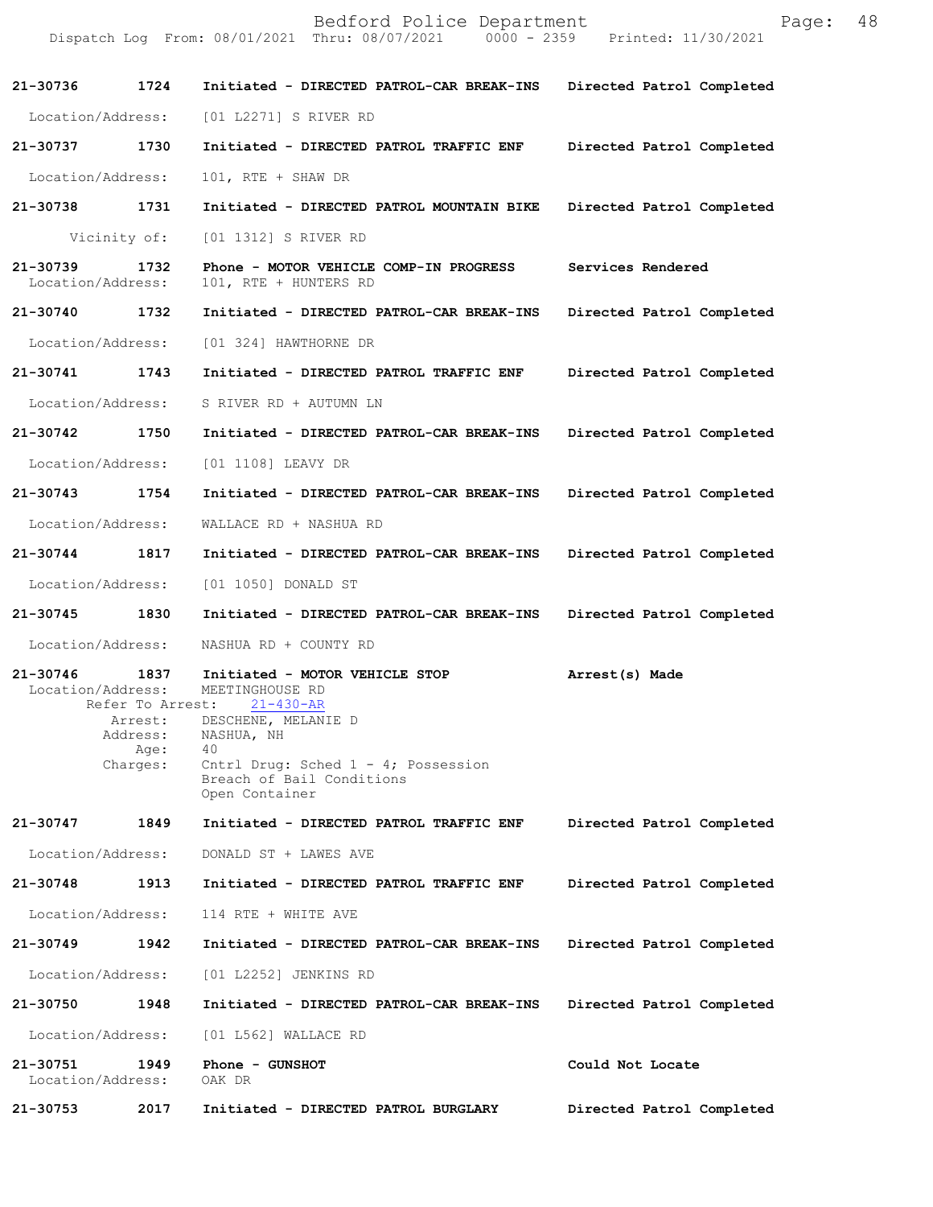21-30736 1724 Initiated - DIRECTED PATROL-CAR BREAK-INS Directed Patrol Completed

Location/Address: [01 L2271] S RIVER RD

21-30737 1730 Initiated - DIRECTED PATROL TRAFFIC ENF Directed Patrol Completed

Location/Address: 101, RTE + SHAW DR

21-30738 1731 Initiated - DIRECTED PATROL MOUNTAIN BIKE Directed Patrol Completed

Vicinity of: [01 1312] S RIVER RD

21-30739 1732 Phone - MOTOR VEHICLE COMP-IN PROGRESS Services Rendered
Location/Address: 101, RTE + HUNTERS RD

21-30740 1732 Initiated - DIRECTED PATROL-CAR BREAK-INS Directed Patrol Completed

Location/Address: [01 324] HAWTHORNE DR

21-30741 1743 Initiated - DIRECTED PATROL TRAFFIC ENF Directed Patrol Completed

Location/Address: S RIVER RD + AUTUMN LN

21-30742 1750 Initiated - DIRECTED PATROL-CAR BREAK-INS Directed Patrol Completed

Location/Address: [01 1108] LEAVY DR

21-30743 1754 Initiated - DIRECTED PATROL-CAR BREAK-INS Directed Patrol Completed

Location/Address: WALLACE RD + NASHUA RD

21-30744 1817 Initiated - DIRECTED PATROL-CAR BREAK-INS Directed Patrol Completed

Location/Address: [01 1050] DONALD ST

21-30745 1830 Initiated - DIRECTED PATROL-CAR BREAK-INS Directed Patrol Completed

Location/Address: NASHUA RD + COUNTY RD

21-30746 1837 Initiated - MOTOR VEHICLE STOP Arrest(s) Made
Location/Address: MEETINGHOUSE RD
Refer To Arrest: 21-430-AR
Arrest: DESCHENE, MELANIE D
Address: NASHUA, NH
Age: 40
Charges: Cntrl Drug: Sched 1 - 4; Possession
Breach of Bail Conditions
Open Container

21-30747 1849 Initiated - DIRECTED PATROL TRAFFIC ENF Directed Patrol Completed

Location/Address: DONALD ST + LAWES AVE

21-30748 1913 Initiated - DIRECTED PATROL TRAFFIC ENF Directed Patrol Completed

Location/Address: 114 RTE + WHITE AVE

21-30749 1942 Initiated - DIRECTED PATROL-CAR BREAK-INS Directed Patrol Completed

Location/Address: [01 L2252] JENKINS RD

21-30750 1948 Initiated - DIRECTED PATROL-CAR BREAK-INS Directed Patrol Completed

Location/Address: [01 L562] WALLACE RD

21-30751 1949 Phone - GUNSHOT Could Not Locate
Location/Address: OAK DR

21-30753 2017 Initiated - DIRECTED PATROL BURGLARY Directed Patrol Completed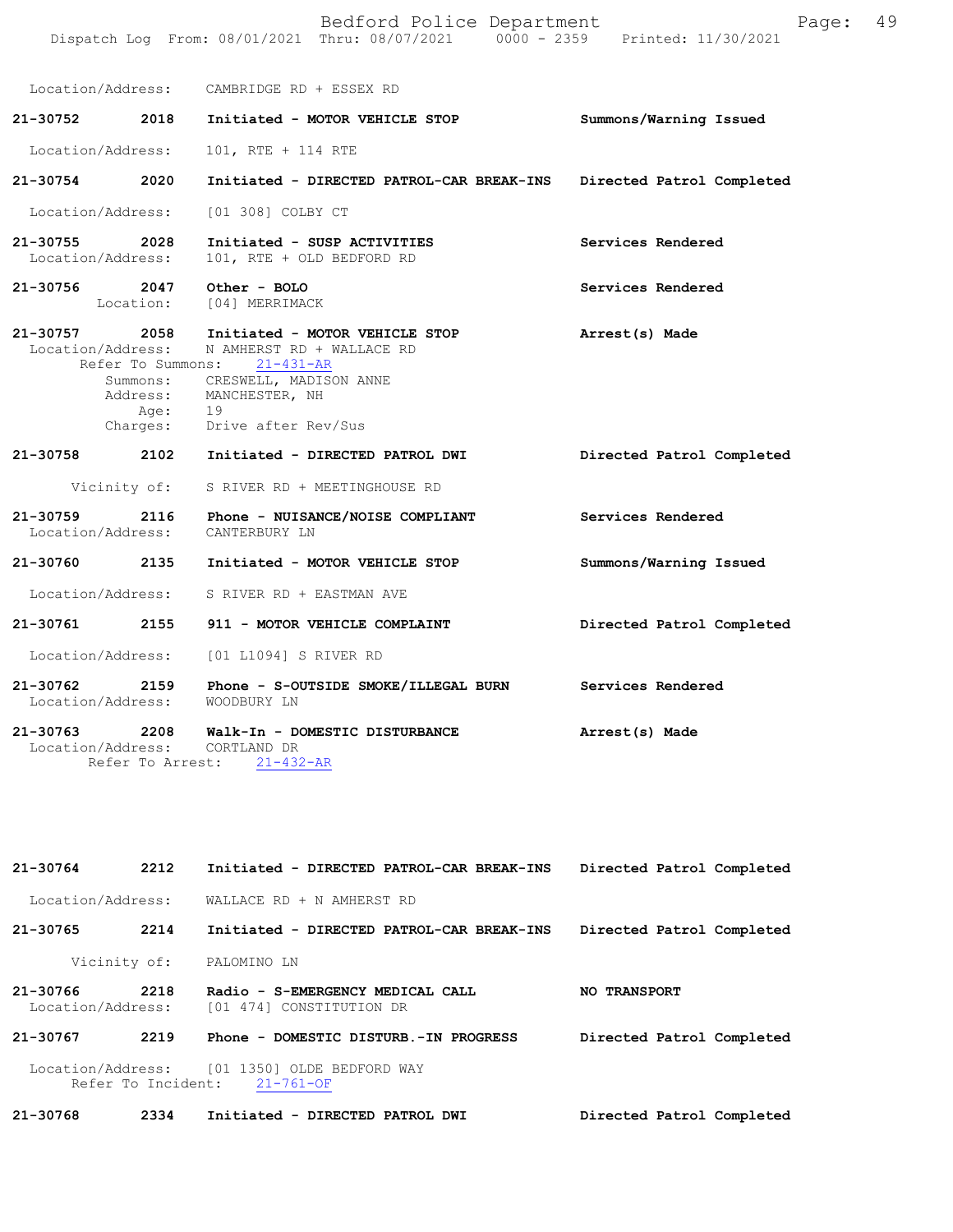Location/Address: CAMBRIDGE RD + ESSEX RD

**21-30752 2018 Initiated - MOTOR VEHICLE STOP** **Summons/Warning Issued**

Location/Address: 101, RTE + 114 RTE

**21-30754 2020 Initiated - DIRECTED PATROL-CAR BREAK-INS** **Directed Patrol Completed**

Location/Address: [01 308] COLBY CT

**21-30755 2028 Initiated - SUSP ACTIVITIES** **Services Rendered**
Location/Address: 101, RTE + OLD BEDFORD RD

**21-30756 2047 Other - BOLO** **Services Rendered**
Location: [04] MERRIMACK

**21-30757 2058 Initiated - MOTOR VEHICLE STOP** **Arrest(s) Made**
Location/Address: N AMHERST RD + WALLACE RD
Refer To Summons: 21-431-AR
Summons: CRESWELL, MADISON ANNE
Address: MANCHESTER, NH
Age: 19
Charges: Drive after Rev/Sus

**21-30758 2102 Initiated - DIRECTED PATROL DWI** **Directed Patrol Completed**

Vicinity of: S RIVER RD + MEETINGHOUSE RD

**21-30759 2116 Phone - NUISANCE/NOISE COMPLIANT** **Services Rendered**
Location/Address: CANTERBURY LN

**21-30760 2135 Initiated - MOTOR VEHICLE STOP** **Summons/Warning Issued**

Location/Address: S RIVER RD + EASTMAN AVE

**21-30761 2155 911 - MOTOR VEHICLE COMPLAINT** **Directed Patrol Completed**

Location/Address: [01 L1094] S RIVER RD

**21-30762 2159 Phone - S-OUTSIDE SMOKE/ILLEGAL BURN** **Services Rendered**
Location/Address: WOODBURY LN

**21-30763 2208 Walk-In - DOMESTIC DISTURBANCE** **Arrest(s) Made**
Location/Address: CORTLAND DR
Refer To Arrest: 21-432-AR

**21-30764 2212 Initiated - DIRECTED PATROL-CAR BREAK-INS** **Directed Patrol Completed**

Location/Address: WALLACE RD + N AMHERST RD

**21-30765 2214 Initiated - DIRECTED PATROL-CAR BREAK-INS** **Directed Patrol Completed**

Vicinity of: PALOMINO LN

**21-30766 2218 Radio - S-EMERGENCY MEDICAL CALL** **NO TRANSPORT**
Location/Address: [01 474] CONSTITUTION DR

**21-30767 2219 Phone - DOMESTIC DISTURB.-IN PROGRESS** **Directed Patrol Completed**

Location/Address: [01 1350] OLDE BEDFORD WAY
Refer To Incident: 21-761-OF

**21-30768 2334 Initiated - DIRECTED PATROL DWI** **Directed Patrol Completed**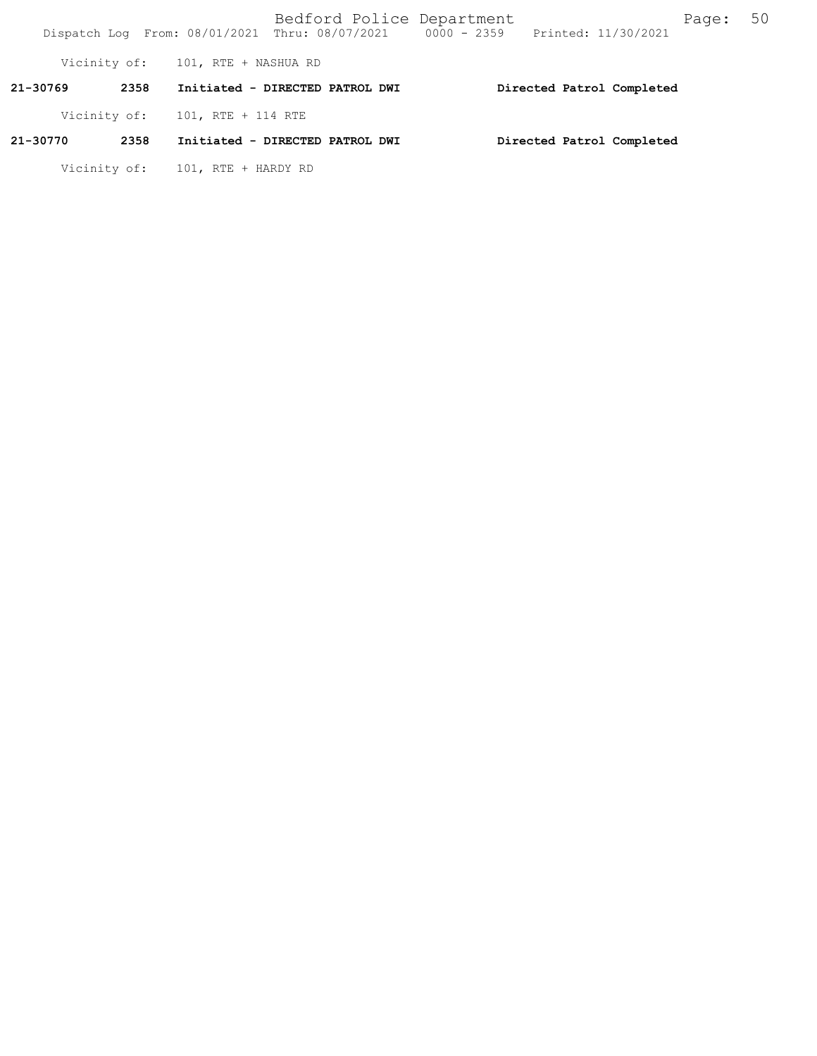Vicinity of: 101, RTE + NASHUA RD

**21-30769 2358 Initiated - DIRECTED PATROL DWI Directed Patrol Completed**

Vicinity of: 101, RTE + 114 RTE

**21-30770 2358 Initiated - DIRECTED PATROL DWI Directed Patrol Completed**

Vicinity of: 101, RTE + HARDY RD